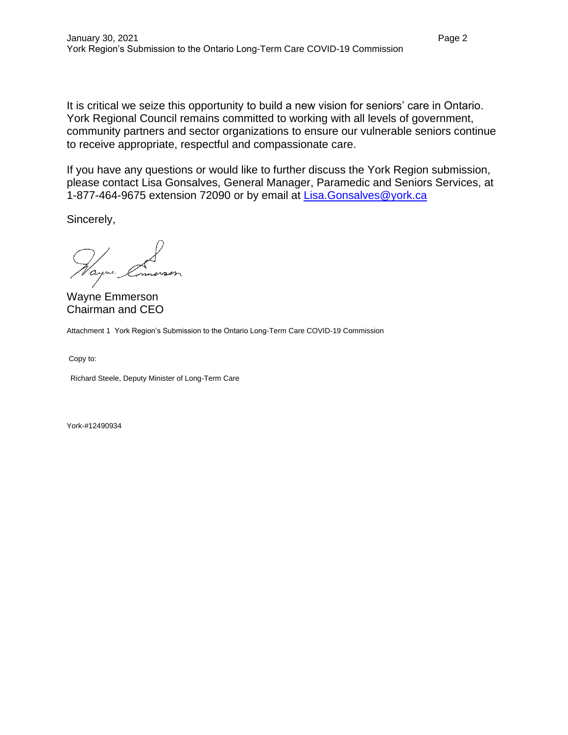It is critical we seize this opportunity to build a new vision for seniors' care in Ontario. York Regional Council remains committed to working with all levels of government, community partners and sector organizations to ensure our vulnerable seniors continue to receive appropriate, respectful and compassionate care.

If you have any questions or would like to further discuss the York Region submission, please contact Lisa Gonsalves, General Manager, Paramedic and Seniors Services, at 1-877-464-9675 extension 72090 or by email at Lisa.Gonsalves@york.ca

Sincerely,

Wayne Emmerson
Chairman and CEO

Attachment 1 York Region's Submission to the Ontario Long-Term Care COVID-19 Commission

Copy to:

Richard Steele, Deputy Minister of Long-Term Care

York-#12490934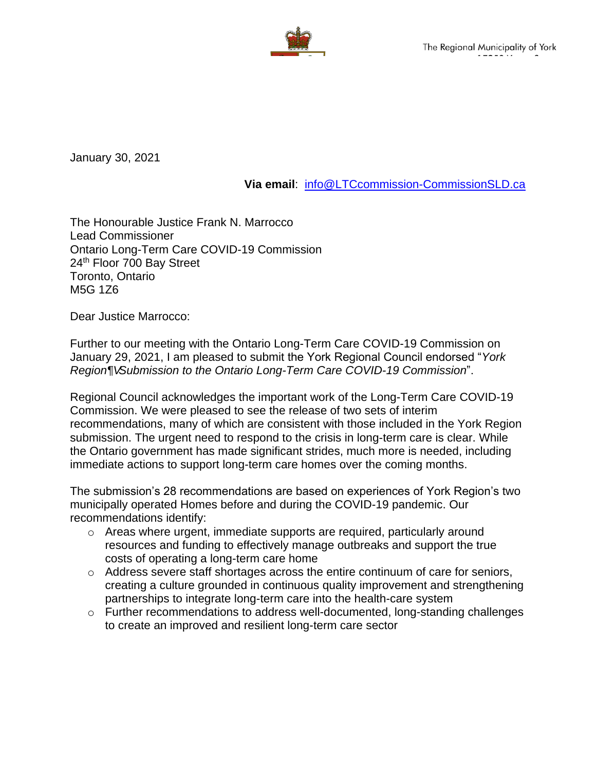January 30, 2021

**Via email**: info@LTCcommission-CommissionSLD.ca

The Honourable Justice Frank N. Marrocco
Lead Commissioner
Ontario Long-Term Care COVID-19 Commission
24th Floor 700 Bay Street
Toronto, Ontario
M5G 1Z6

Dear Justice Marrocco:

Further to our meeting with the Ontario Long-Term Care COVID-19 Commission on January 29, 2021, I am pleased to submit the York Regional Council endorsed "*York Region¶VSubmission to the Ontario Long-Term Care COVID-19 Commission*".

Regional Council acknowledges the important work of the Long-Term Care COVID-19 Commission. We were pleased to see the release of two sets of interim recommendations, many of which are consistent with those included in the York Region submission. The urgent need to respond to the crisis in long-term care is clear. While the Ontario government has made significant strides, much more is needed, including immediate actions to support long-term care homes over the coming months.

The submission's 28 recommendations are based on experiences of York Region's two municipally operated Homes before and during the COVID-19 pandemic. Our recommendations identify:

- Areas where urgent, immediate supports are required, particularly around resources and funding to effectively manage outbreaks and support the true costs of operating a long-term care home
- Address severe staff shortages across the entire continuum of care for seniors, creating a culture grounded in continuous quality improvement and strengthening partnerships to integrate long-term care into the health-care system
- Further recommendations to address well-documented, long-standing challenges to create an improved and resilient long-term care sector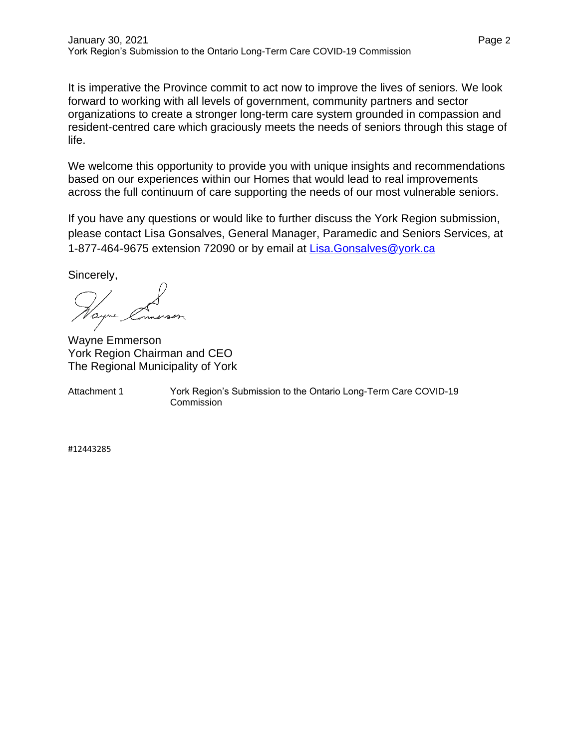It is imperative the Province commit to act now to improve the lives of seniors. We look forward to working with all levels of government, community partners and sector organizations to create a stronger long-term care system grounded in compassion and resident-centred care which graciously meets the needs of seniors through this stage of life.

We welcome this opportunity to provide you with unique insights and recommendations based on our experiences within our Homes that would lead to real improvements across the full continuum of care supporting the needs of our most vulnerable seniors.

If you have any questions or would like to further discuss the York Region submission, please contact Lisa Gonsalves, General Manager, Paramedic and Seniors Services, at 1-877-464-9675 extension 72090 or by email at [Lisa.Gonsalves@york.ca](mailto:Lisa.Gonsalves@york.ca)

Sincerely,

Wayne Emmerson
York Region Chairman and CEO
The Regional Municipality of York

Attachment 1 York Region's Submission to the Ontario Long-Term Care COVID-19 Commission

#12443285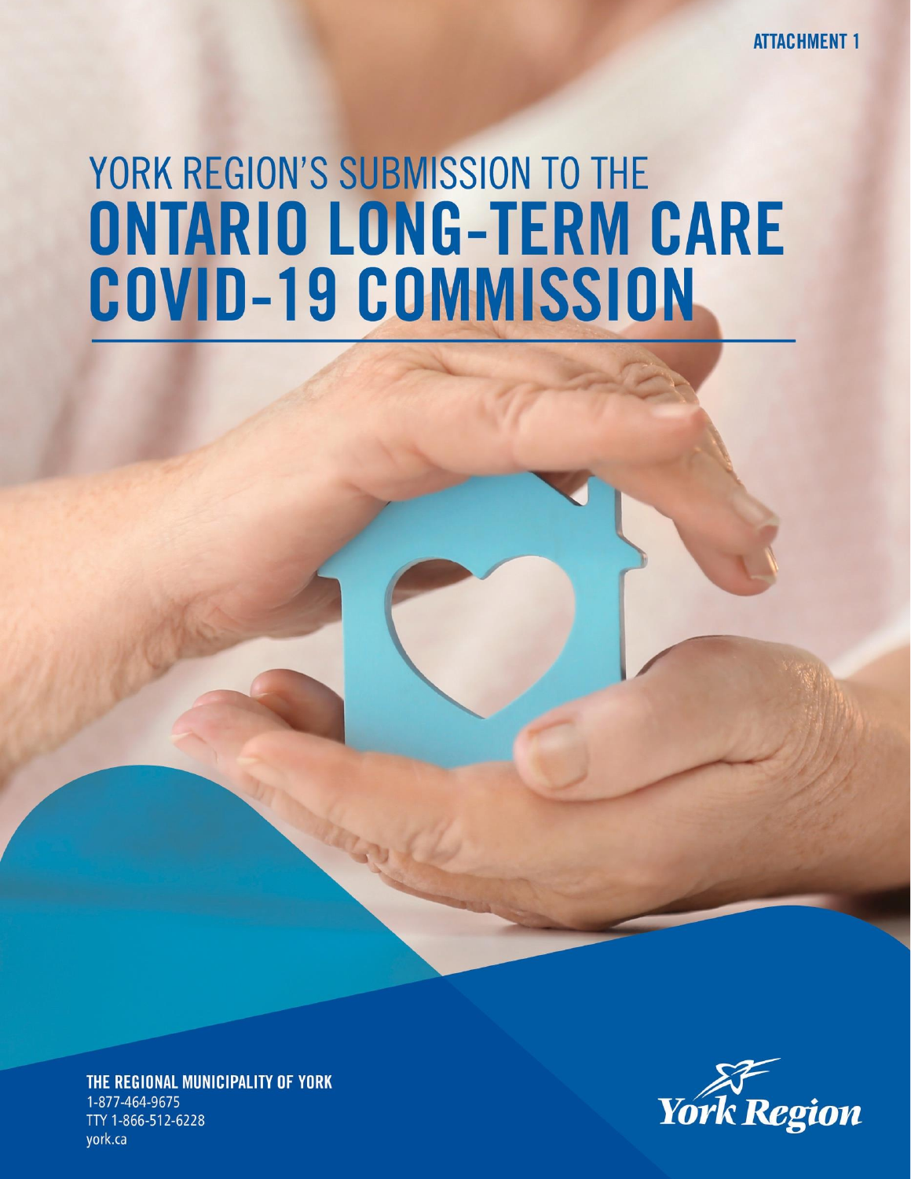ATTACHMENT 1

# YORK REGION'S SUBMISSION TO THE ONTARIO LONG-TERM CARE COVID-19 COMMISSION

**THE REGIONAL MUNICIPALITY OF YORK**
1-877-464-9675
TTY 1-866-512-6228
york.ca

York Region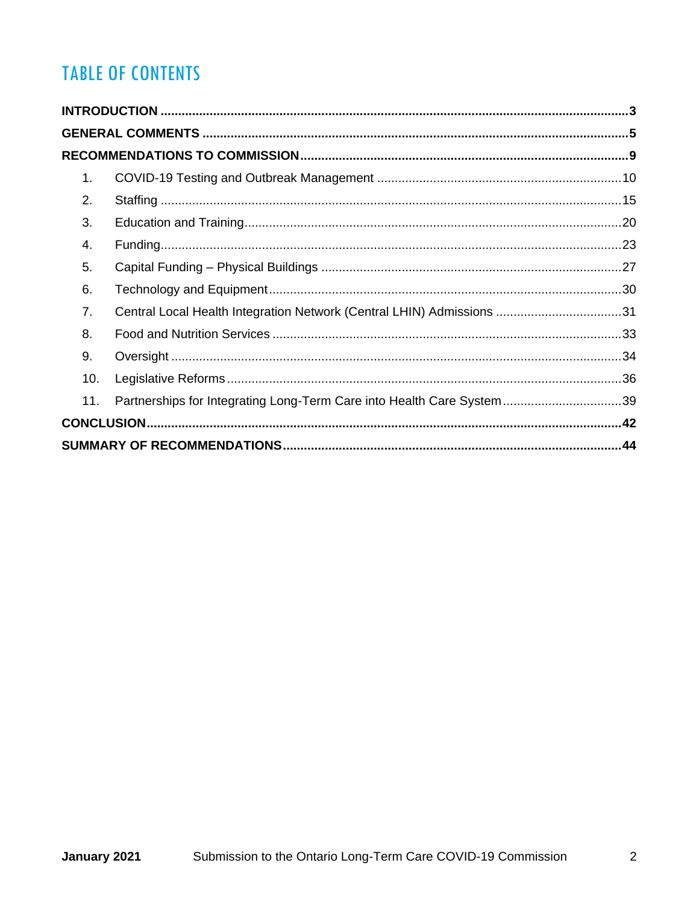# TABLE OF CONTENTS

**INTRODUCTION** .......... **3**

**GENERAL COMMENTS** .......... **5**

**RECOMMENDATIONS TO COMMISSION** .......... **9**

1. COVID-19 Testing and Outbreak Management .......... 10
2. Staffing .......... 15
3. Education and Training .......... 20
4. Funding .......... 23
5. Capital Funding – Physical Buildings .......... 27
6. Technology and Equipment .......... 30
7. Central Local Health Integration Network (Central LHIN) Admissions .......... 31
8. Food and Nutrition Services .......... 33
9. Oversight .......... 34
10. Legislative Reforms .......... 36
11. Partnerships for Integrating Long-Term Care into Health Care System .......... 39

**CONCLUSION** .......... **42**

**SUMMARY OF RECOMMENDATIONS** .......... **44**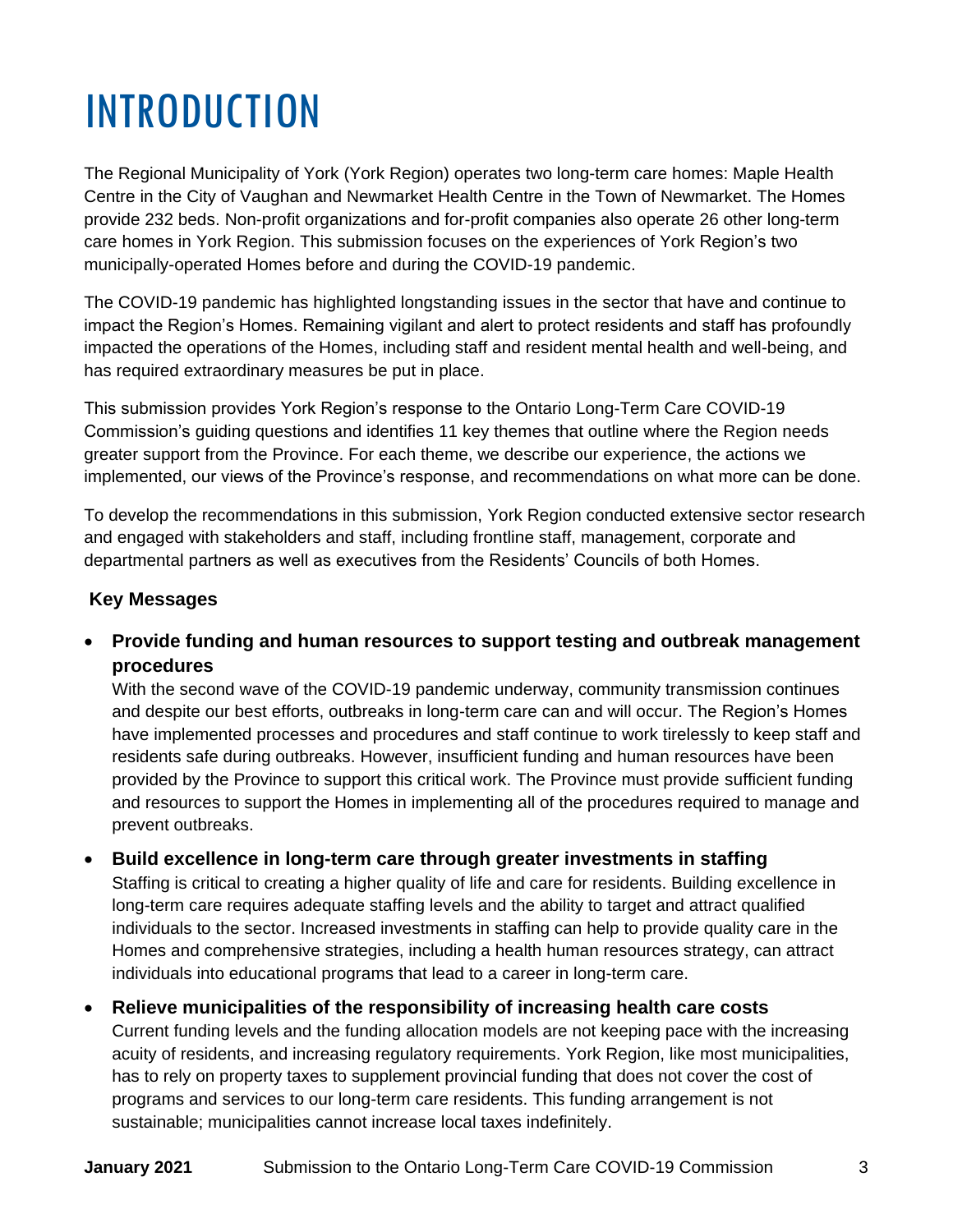# INTRODUCTION

The Regional Municipality of York (York Region) operates two long-term care homes: Maple Health Centre in the City of Vaughan and Newmarket Health Centre in the Town of Newmarket. The Homes provide 232 beds. Non-profit organizations and for-profit companies also operate 26 other long-term care homes in York Region. This submission focuses on the experiences of York Region's two municipally-operated Homes before and during the COVID-19 pandemic.

The COVID-19 pandemic has highlighted longstanding issues in the sector that have and continue to impact the Region's Homes. Remaining vigilant and alert to protect residents and staff has profoundly impacted the operations of the Homes, including staff and resident mental health and well-being, and has required extraordinary measures be put in place.

This submission provides York Region's response to the Ontario Long-Term Care COVID-19 Commission's guiding questions and identifies 11 key themes that outline where the Region needs greater support from the Province. For each theme, we describe our experience, the actions we implemented, our views of the Province's response, and recommendations on what more can be done.

To develop the recommendations in this submission, York Region conducted extensive sector research and engaged with stakeholders and staff, including frontline staff, management, corporate and departmental partners as well as executives from the Residents' Councils of both Homes.

**Key Messages**

- **Provide funding and human resources to support testing and outbreak management procedures**
  With the second wave of the COVID-19 pandemic underway, community transmission continues and despite our best efforts, outbreaks in long-term care can and will occur. The Region's Homes have implemented processes and procedures and staff continue to work tirelessly to keep staff and residents safe during outbreaks. However, insufficient funding and human resources have been provided by the Province to support this critical work. The Province must provide sufficient funding and resources to support the Homes in implementing all of the procedures required to manage and prevent outbreaks.
- **Build excellence in long-term care through greater investments in staffing**
  Staffing is critical to creating a higher quality of life and care for residents. Building excellence in long-term care requires adequate staffing levels and the ability to target and attract qualified individuals to the sector. Increased investments in staffing can help to provide quality care in the Homes and comprehensive strategies, including a health human resources strategy, can attract individuals into educational programs that lead to a career in long-term care.
- **Relieve municipalities of the responsibility of increasing health care costs**
  Current funding levels and the funding allocation models are not keeping pace with the increasing acuity of residents, and increasing regulatory requirements. York Region, like most municipalities, has to rely on property taxes to supplement provincial funding that does not cover the cost of programs and services to our long-term care residents. This funding arrangement is not sustainable; municipalities cannot increase local taxes indefinitely.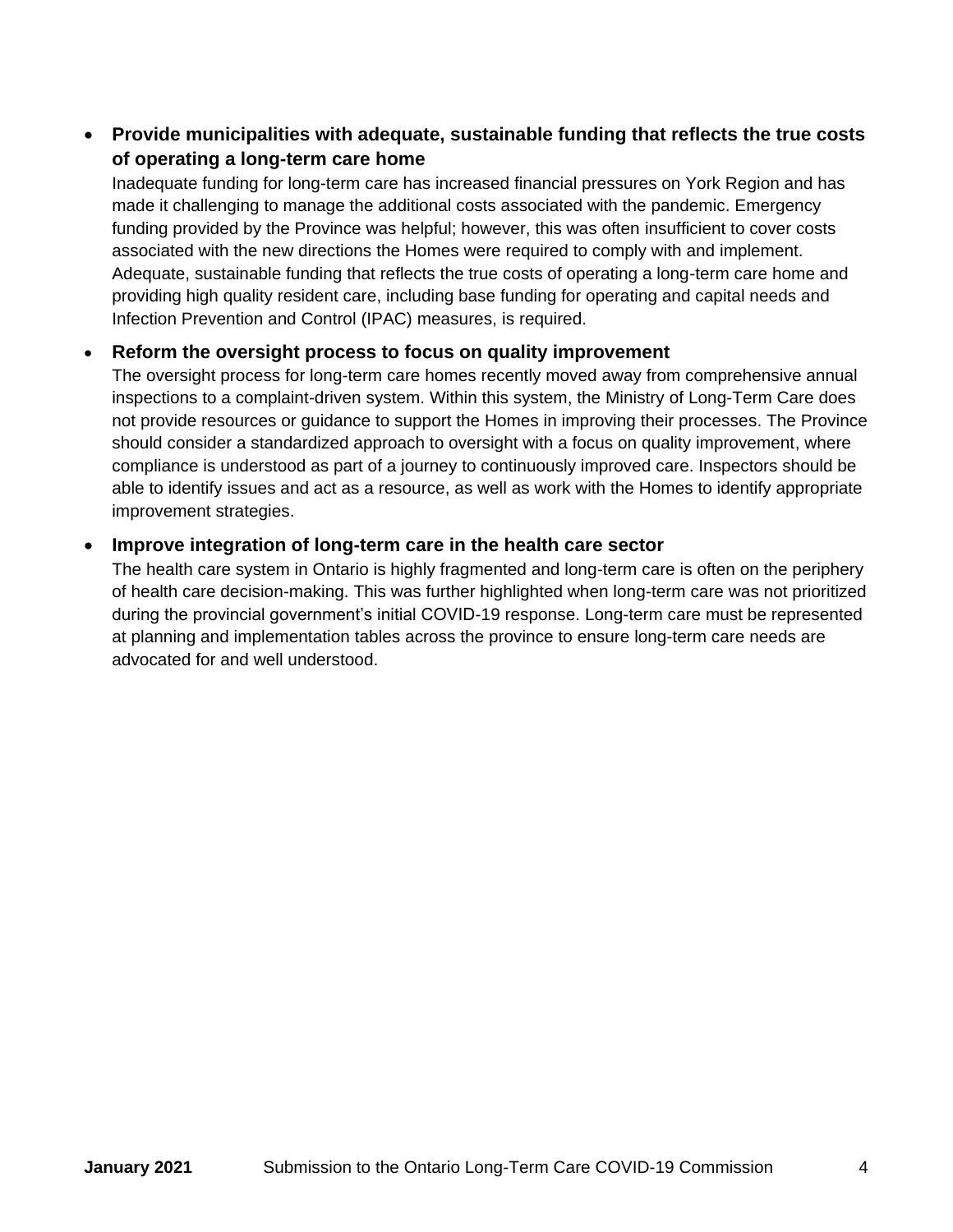- **Provide municipalities with adequate, sustainable funding that reflects the true costs of operating a long-term care home**
  Inadequate funding for long-term care has increased financial pressures on York Region and has made it challenging to manage the additional costs associated with the pandemic. Emergency funding provided by the Province was helpful; however, this was often insufficient to cover costs associated with the new directions the Homes were required to comply with and implement. Adequate, sustainable funding that reflects the true costs of operating a long-term care home and providing high quality resident care, including base funding for operating and capital needs and Infection Prevention and Control (IPAC) measures, is required.

- **Reform the oversight process to focus on quality improvement**
  The oversight process for long-term care homes recently moved away from comprehensive annual inspections to a complaint-driven system. Within this system, the Ministry of Long-Term Care does not provide resources or guidance to support the Homes in improving their processes. The Province should consider a standardized approach to oversight with a focus on quality improvement, where compliance is understood as part of a journey to continuously improved care. Inspectors should be able to identify issues and act as a resource, as well as work with the Homes to identify appropriate improvement strategies.

- **Improve integration of long-term care in the health care sector**
  The health care system in Ontario is highly fragmented and long-term care is often on the periphery of health care decision-making. This was further highlighted when long-term care was not prioritized during the provincial government's initial COVID-19 response. Long-term care must be represented at planning and implementation tables across the province to ensure long-term care needs are advocated for and well understood.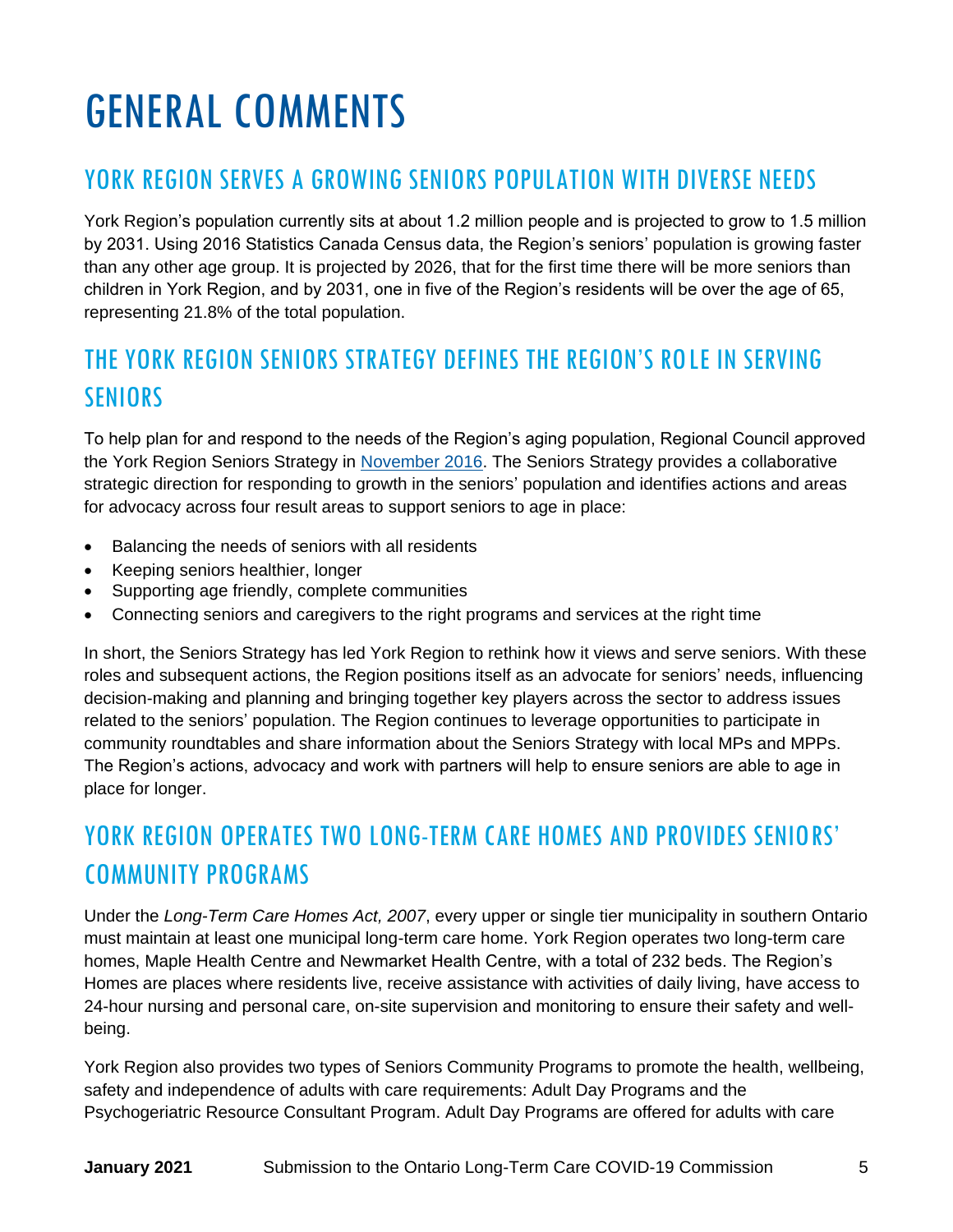# GENERAL COMMENTS

## YORK REGION SERVES A GROWING SENIORS POPULATION WITH DIVERSE NEEDS

York Region's population currently sits at about 1.2 million people and is projected to grow to 1.5 million by 2031. Using 2016 Statistics Canada Census data, the Region's seniors' population is growing faster than any other age group. It is projected by 2026, that for the first time there will be more seniors than children in York Region, and by 2031, one in five of the Region's residents will be over the age of 65, representing 21.8% of the total population.

## THE YORK REGION SENIORS STRATEGY DEFINES THE REGION'S ROLE IN SERVING SENIORS

To help plan for and respond to the needs of the Region's aging population, Regional Council approved the York Region Seniors Strategy in November 2016. The Seniors Strategy provides a collaborative strategic direction for responding to growth in the seniors' population and identifies actions and areas for advocacy across four result areas to support seniors to age in place:

- Balancing the needs of seniors with all residents
- Keeping seniors healthier, longer
- Supporting age friendly, complete communities
- Connecting seniors and caregivers to the right programs and services at the right time

In short, the Seniors Strategy has led York Region to rethink how it views and serve seniors. With these roles and subsequent actions, the Region positions itself as an advocate for seniors' needs, influencing decision-making and planning and bringing together key players across the sector to address issues related to the seniors' population. The Region continues to leverage opportunities to participate in community roundtables and share information about the Seniors Strategy with local MPs and MPPs. The Region's actions, advocacy and work with partners will help to ensure seniors are able to age in place for longer.

## YORK REGION OPERATES TWO LONG-TERM CARE HOMES AND PROVIDES SENIORS' COMMUNITY PROGRAMS

Under the *Long-Term Care Homes Act, 2007*, every upper or single tier municipality in southern Ontario must maintain at least one municipal long-term care home. York Region operates two long-term care homes, Maple Health Centre and Newmarket Health Centre, with a total of 232 beds. The Region's Homes are places where residents live, receive assistance with activities of daily living, have access to 24-hour nursing and personal care, on-site supervision and monitoring to ensure their safety and well-being.

York Region also provides two types of Seniors Community Programs to promote the health, wellbeing, safety and independence of adults with care requirements: Adult Day Programs and the Psychogeriatric Resource Consultant Program. Adult Day Programs are offered for adults with care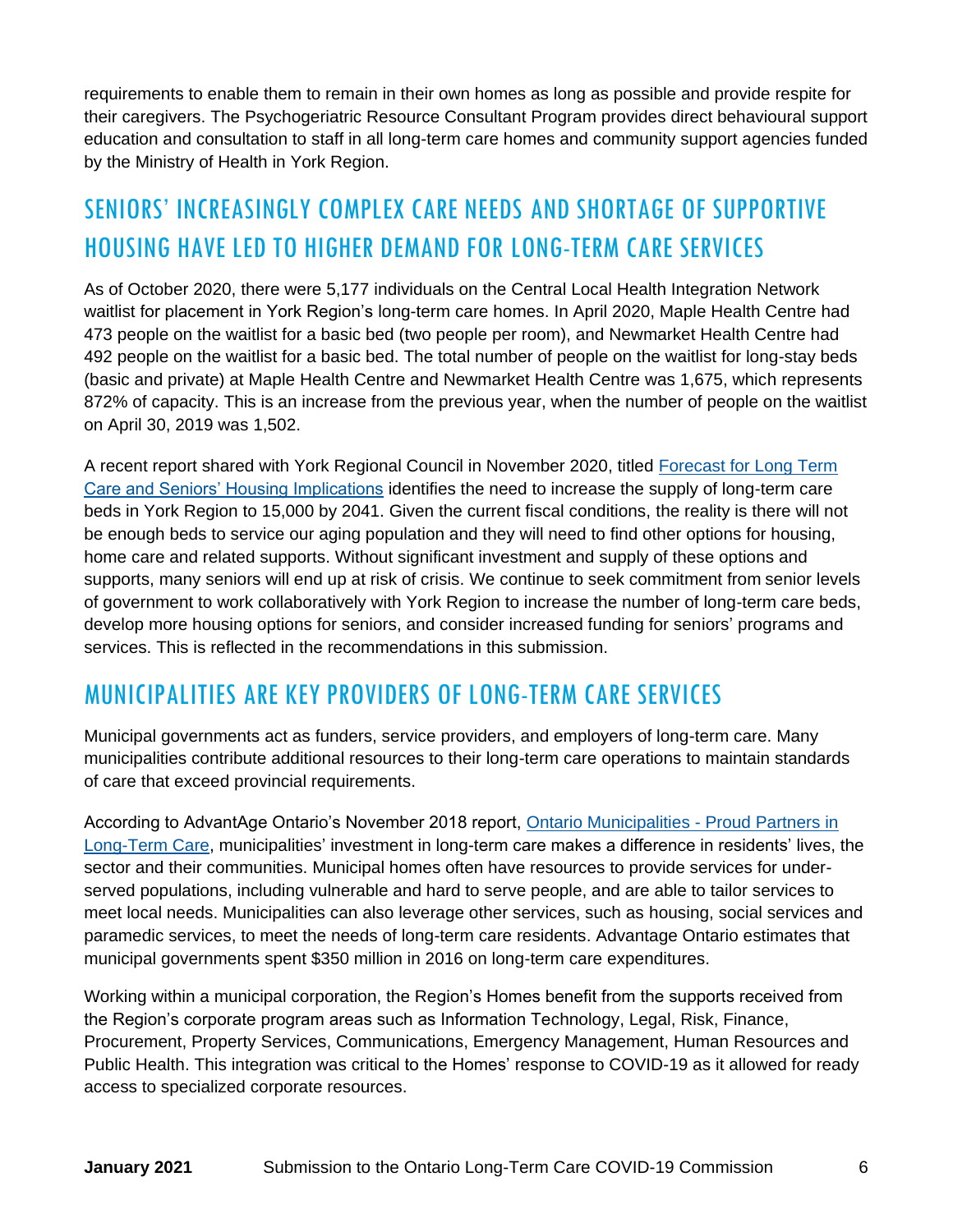requirements to enable them to remain in their own homes as long as possible and provide respite for their caregivers. The Psychogeriatric Resource Consultant Program provides direct behavioural support education and consultation to staff in all long-term care homes and community support agencies funded by the Ministry of Health in York Region.

## SENIORS' INCREASINGLY COMPLEX CARE NEEDS AND SHORTAGE OF SUPPORTIVE HOUSING HAVE LED TO HIGHER DEMAND FOR LONG-TERM CARE SERVICES

As of October 2020, there were 5,177 individuals on the Central Local Health Integration Network waitlist for placement in York Region's long-term care homes. In April 2020, Maple Health Centre had 473 people on the waitlist for a basic bed (two people per room), and Newmarket Health Centre had 492 people on the waitlist for a basic bed. The total number of people on the waitlist for long-stay beds (basic and private) at Maple Health Centre and Newmarket Health Centre was 1,675, which represents 872% of capacity. This is an increase from the previous year, when the number of people on the waitlist on April 30, 2019 was 1,502.

A recent report shared with York Regional Council in November 2020, titled Forecast for Long Term Care and Seniors' Housing Implications identifies the need to increase the supply of long-term care beds in York Region to 15,000 by 2041. Given the current fiscal conditions, the reality is there will not be enough beds to service our aging population and they will need to find other options for housing, home care and related supports. Without significant investment and supply of these options and supports, many seniors will end up at risk of crisis. We continue to seek commitment from senior levels of government to work collaboratively with York Region to increase the number of long-term care beds, develop more housing options for seniors, and consider increased funding for seniors' programs and services. This is reflected in the recommendations in this submission.

## MUNICIPALITIES ARE KEY PROVIDERS OF LONG-TERM CARE SERVICES

Municipal governments act as funders, service providers, and employers of long-term care. Many municipalities contribute additional resources to their long-term care operations to maintain standards of care that exceed provincial requirements.

According to AdvantAge Ontario's November 2018 report, Ontario Municipalities - Proud Partners in Long-Term Care, municipalities' investment in long-term care makes a difference in residents' lives, the sector and their communities. Municipal homes often have resources to provide services for under-served populations, including vulnerable and hard to serve people, and are able to tailor services to meet local needs. Municipalities can also leverage other services, such as housing, social services and paramedic services, to meet the needs of long-term care residents. Advantage Ontario estimates that municipal governments spent $350 million in 2016 on long-term care expenditures.

Working within a municipal corporation, the Region's Homes benefit from the supports received from the Region's corporate program areas such as Information Technology, Legal, Risk, Finance, Procurement, Property Services, Communications, Emergency Management, Human Resources and Public Health. This integration was critical to the Homes' response to COVID-19 as it allowed for ready access to specialized corporate resources.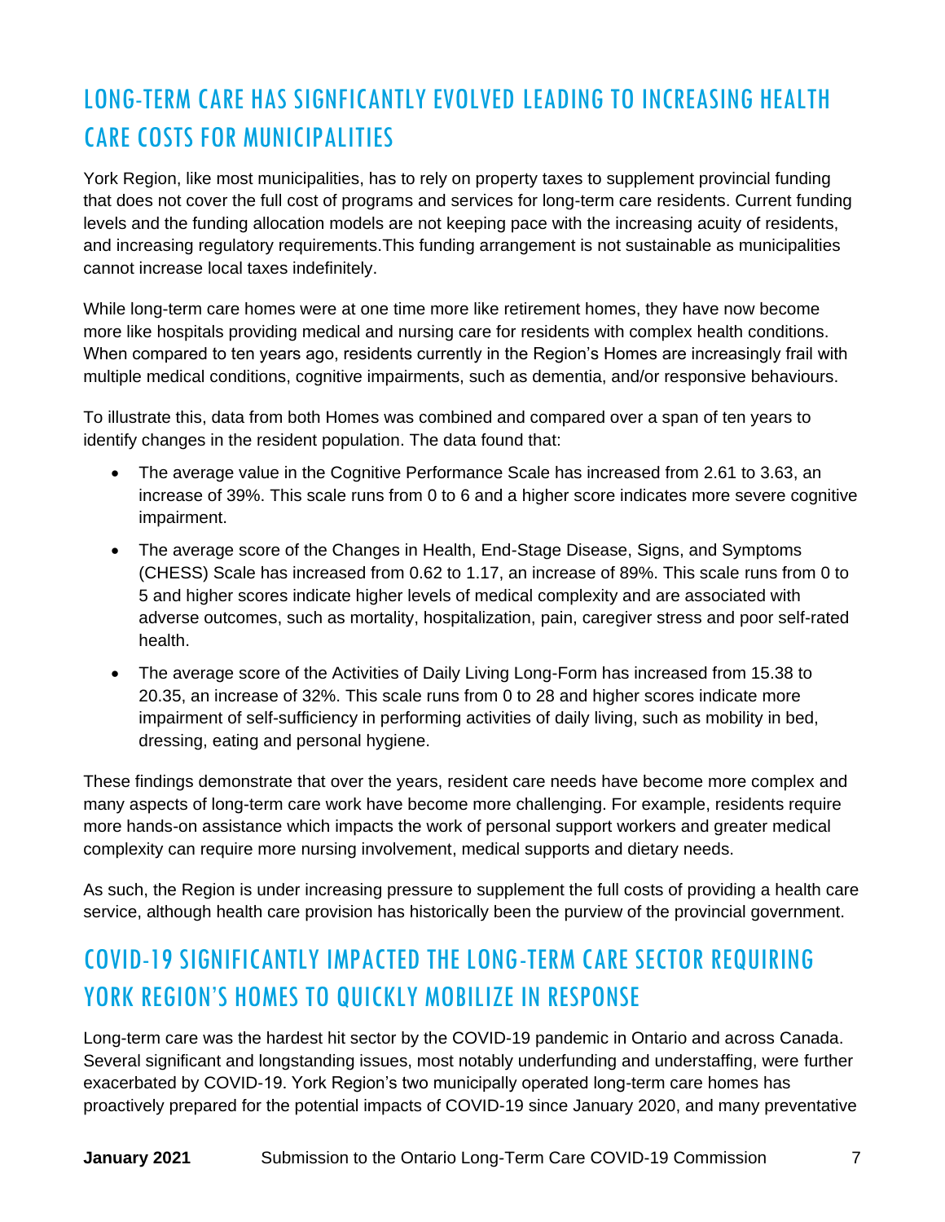## LONG-TERM CARE HAS SIGNFICANTLY EVOLVED LEADING TO INCREASING HEALTH CARE COSTS FOR MUNICIPALITIES

York Region, like most municipalities, has to rely on property taxes to supplement provincial funding that does not cover the full cost of programs and services for long-term care residents. Current funding levels and the funding allocation models are not keeping pace with the increasing acuity of residents, and increasing regulatory requirements.This funding arrangement is not sustainable as municipalities cannot increase local taxes indefinitely.

While long-term care homes were at one time more like retirement homes, they have now become more like hospitals providing medical and nursing care for residents with complex health conditions. When compared to ten years ago, residents currently in the Region's Homes are increasingly frail with multiple medical conditions, cognitive impairments, such as dementia, and/or responsive behaviours.

To illustrate this, data from both Homes was combined and compared over a span of ten years to identify changes in the resident population. The data found that:

- The average value in the Cognitive Performance Scale has increased from 2.61 to 3.63, an increase of 39%. This scale runs from 0 to 6 and a higher score indicates more severe cognitive impairment.
- The average score of the Changes in Health, End-Stage Disease, Signs, and Symptoms (CHESS) Scale has increased from 0.62 to 1.17, an increase of 89%. This scale runs from 0 to 5 and higher scores indicate higher levels of medical complexity and are associated with adverse outcomes, such as mortality, hospitalization, pain, caregiver stress and poor self-rated health.
- The average score of the Activities of Daily Living Long-Form has increased from 15.38 to 20.35, an increase of 32%. This scale runs from 0 to 28 and higher scores indicate more impairment of self-sufficiency in performing activities of daily living, such as mobility in bed, dressing, eating and personal hygiene.

These findings demonstrate that over the years, resident care needs have become more complex and many aspects of long-term care work have become more challenging. For example, residents require more hands-on assistance which impacts the work of personal support workers and greater medical complexity can require more nursing involvement, medical supports and dietary needs.

As such, the Region is under increasing pressure to supplement the full costs of providing a health care service, although health care provision has historically been the purview of the provincial government.

## COVID-19 SIGNIFICANTLY IMPACTED THE LONG-TERM CARE SECTOR REQUIRING YORK REGION'S HOMES TO QUICKLY MOBILIZE IN RESPONSE

Long-term care was the hardest hit sector by the COVID-19 pandemic in Ontario and across Canada. Several significant and longstanding issues, most notably underfunding and understaffing, were further exacerbated by COVID-19. York Region's two municipally operated long-term care homes has proactively prepared for the potential impacts of COVID-19 since January 2020, and many preventative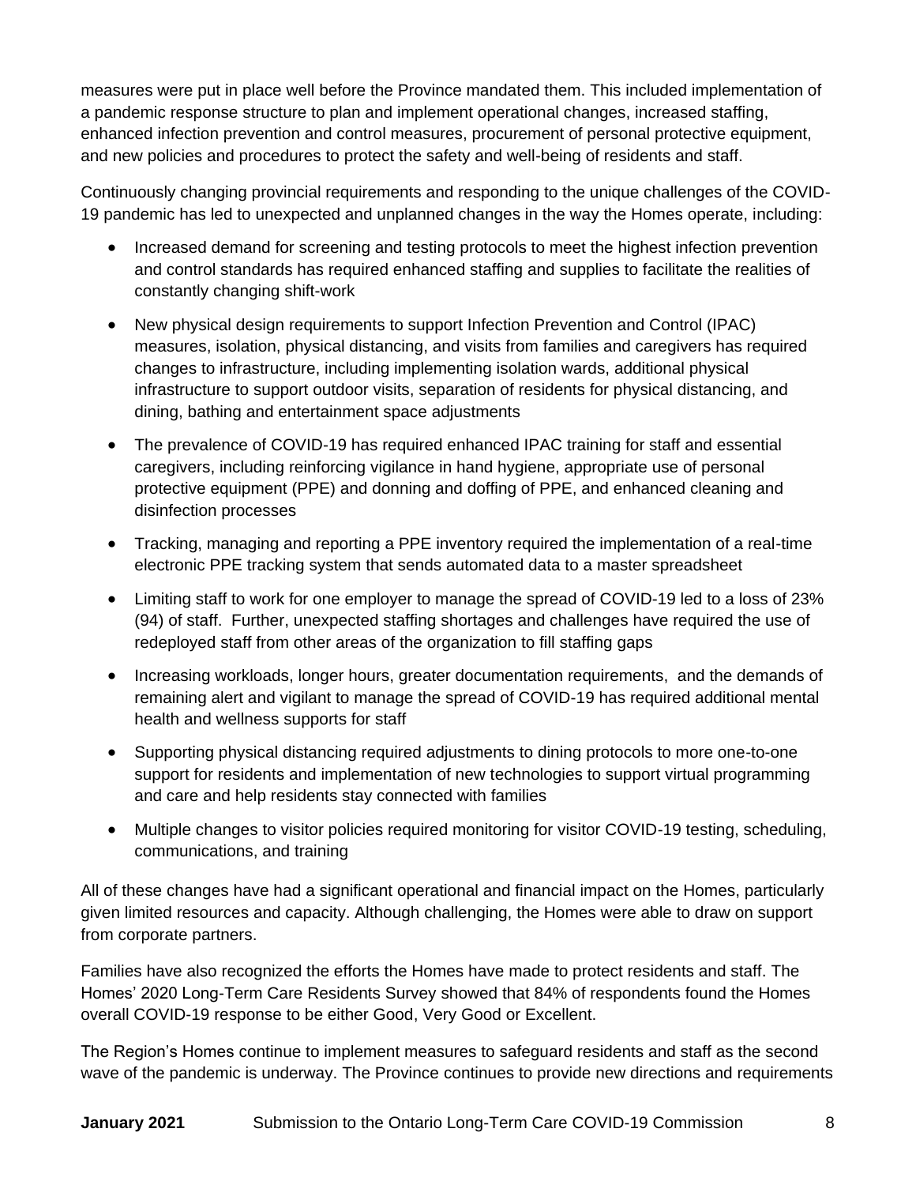measures were put in place well before the Province mandated them. This included implementation of a pandemic response structure to plan and implement operational changes, increased staffing, enhanced infection prevention and control measures, procurement of personal protective equipment, and new policies and procedures to protect the safety and well-being of residents and staff.

Continuously changing provincial requirements and responding to the unique challenges of the COVID-19 pandemic has led to unexpected and unplanned changes in the way the Homes operate, including:

- Increased demand for screening and testing protocols to meet the highest infection prevention and control standards has required enhanced staffing and supplies to facilitate the realities of constantly changing shift-work
- New physical design requirements to support Infection Prevention and Control (IPAC) measures, isolation, physical distancing, and visits from families and caregivers has required changes to infrastructure, including implementing isolation wards, additional physical infrastructure to support outdoor visits, separation of residents for physical distancing, and dining, bathing and entertainment space adjustments
- The prevalence of COVID-19 has required enhanced IPAC training for staff and essential caregivers, including reinforcing vigilance in hand hygiene, appropriate use of personal protective equipment (PPE) and donning and doffing of PPE, and enhanced cleaning and disinfection processes
- Tracking, managing and reporting a PPE inventory required the implementation of a real-time electronic PPE tracking system that sends automated data to a master spreadsheet
- Limiting staff to work for one employer to manage the spread of COVID-19 led to a loss of 23% (94) of staff. Further, unexpected staffing shortages and challenges have required the use of redeployed staff from other areas of the organization to fill staffing gaps
- Increasing workloads, longer hours, greater documentation requirements, and the demands of remaining alert and vigilant to manage the spread of COVID-19 has required additional mental health and wellness supports for staff
- Supporting physical distancing required adjustments to dining protocols to more one-to-one support for residents and implementation of new technologies to support virtual programming and care and help residents stay connected with families
- Multiple changes to visitor policies required monitoring for visitor COVID-19 testing, scheduling, communications, and training

All of these changes have had a significant operational and financial impact on the Homes, particularly given limited resources and capacity. Although challenging, the Homes were able to draw on support from corporate partners.

Families have also recognized the efforts the Homes have made to protect residents and staff. The Homes' 2020 Long-Term Care Residents Survey showed that 84% of respondents found the Homes overall COVID-19 response to be either Good, Very Good or Excellent.

The Region's Homes continue to implement measures to safeguard residents and staff as the second wave of the pandemic is underway. The Province continues to provide new directions and requirements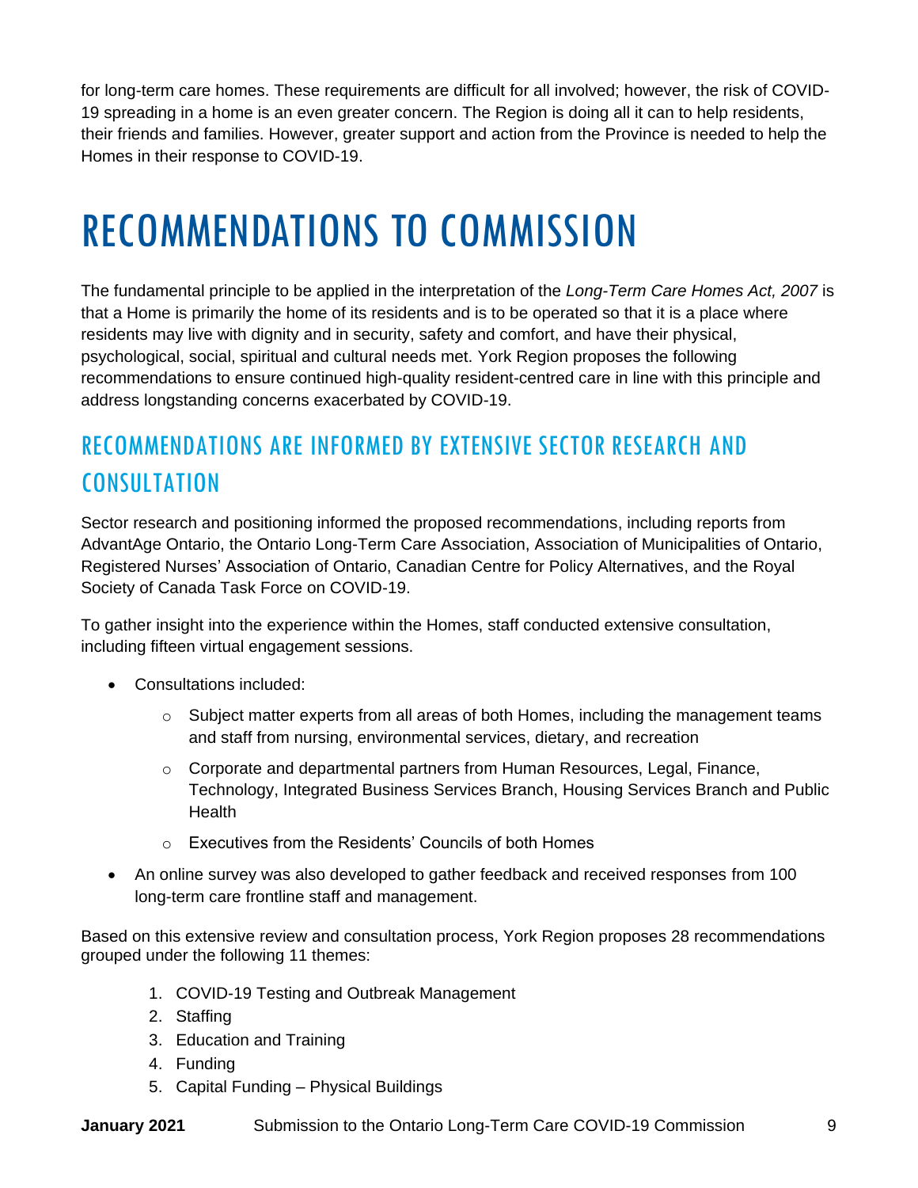for long-term care homes. These requirements are difficult for all involved; however, the risk of COVID-19 spreading in a home is an even greater concern. The Region is doing all it can to help residents, their friends and families. However, greater support and action from the Province is needed to help the Homes in their response to COVID-19.

# RECOMMENDATIONS TO COMMISSION

The fundamental principle to be applied in the interpretation of the *Long-Term Care Homes Act, 2007* is that a Home is primarily the home of its residents and is to be operated so that it is a place where residents may live with dignity and in security, safety and comfort, and have their physical, psychological, social, spiritual and cultural needs met. York Region proposes the following recommendations to ensure continued high-quality resident-centred care in line with this principle and address longstanding concerns exacerbated by COVID-19.

## RECOMMENDATIONS ARE INFORMED BY EXTENSIVE SECTOR RESEARCH AND CONSULTATION

Sector research and positioning informed the proposed recommendations, including reports from AdvantAge Ontario, the Ontario Long-Term Care Association, Association of Municipalities of Ontario, Registered Nurses' Association of Ontario, Canadian Centre for Policy Alternatives, and the Royal Society of Canada Task Force on COVID-19.

To gather insight into the experience within the Homes, staff conducted extensive consultation, including fifteen virtual engagement sessions.

- Consultations included:
  - Subject matter experts from all areas of both Homes, including the management teams and staff from nursing, environmental services, dietary, and recreation
  - Corporate and departmental partners from Human Resources, Legal, Finance, Technology, Integrated Business Services Branch, Housing Services Branch and Public Health
  - Executives from the Residents' Councils of both Homes
- An online survey was also developed to gather feedback and received responses from 100 long-term care frontline staff and management.

Based on this extensive review and consultation process, York Region proposes 28 recommendations grouped under the following 11 themes:

1. COVID-19 Testing and Outbreak Management
2. Staffing
3. Education and Training
4. Funding
5. Capital Funding – Physical Buildings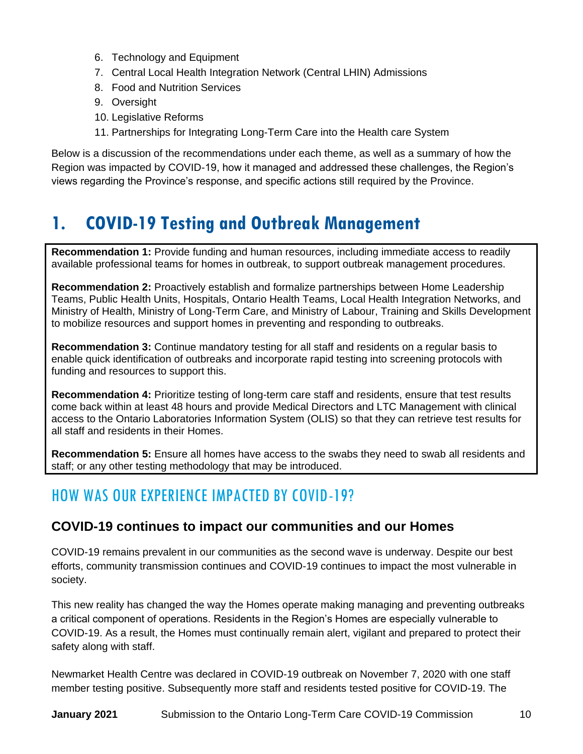6. Technology and Equipment
7. Central Local Health Integration Network (Central LHIN) Admissions
8. Food and Nutrition Services
9. Oversight
10. Legislative Reforms
11. Partnerships for Integrating Long-Term Care into the Health care System

Below is a discussion of the recommendations under each theme, as well as a summary of how the Region was impacted by COVID-19, how it managed and addressed these challenges, the Region's views regarding the Province's response, and specific actions still required by the Province.

# 1. COVID-19 Testing and Outbreak Management

**Recommendation 1:** Provide funding and human resources, including immediate access to readily available professional teams for homes in outbreak, to support outbreak management procedures.

**Recommendation 2:** Proactively establish and formalize partnerships between Home Leadership Teams, Public Health Units, Hospitals, Ontario Health Teams, Local Health Integration Networks, and Ministry of Health, Ministry of Long-Term Care, and Ministry of Labour, Training and Skills Development to mobilize resources and support homes in preventing and responding to outbreaks.

**Recommendation 3:** Continue mandatory testing for all staff and residents on a regular basis to enable quick identification of outbreaks and incorporate rapid testing into screening protocols with funding and resources to support this.

**Recommendation 4:** Prioritize testing of long-term care staff and residents, ensure that test results come back within at least 48 hours and provide Medical Directors and LTC Management with clinical access to the Ontario Laboratories Information System (OLIS) so that they can retrieve test results for all staff and residents in their Homes.

**Recommendation 5:** Ensure all homes have access to the swabs they need to swab all residents and staff; or any other testing methodology that may be introduced.

## HOW WAS OUR EXPERIENCE IMPACTED BY COVID-19?

### COVID-19 continues to impact our communities and our Homes

COVID-19 remains prevalent in our communities as the second wave is underway. Despite our best efforts, community transmission continues and COVID-19 continues to impact the most vulnerable in society.

This new reality has changed the way the Homes operate making managing and preventing outbreaks a critical component of operations. Residents in the Region's Homes are especially vulnerable to COVID-19. As a result, the Homes must continually remain alert, vigilant and prepared to protect their safety along with staff.

Newmarket Health Centre was declared in COVID-19 outbreak on November 7, 2020 with one staff member testing positive. Subsequently more staff and residents tested positive for COVID-19. The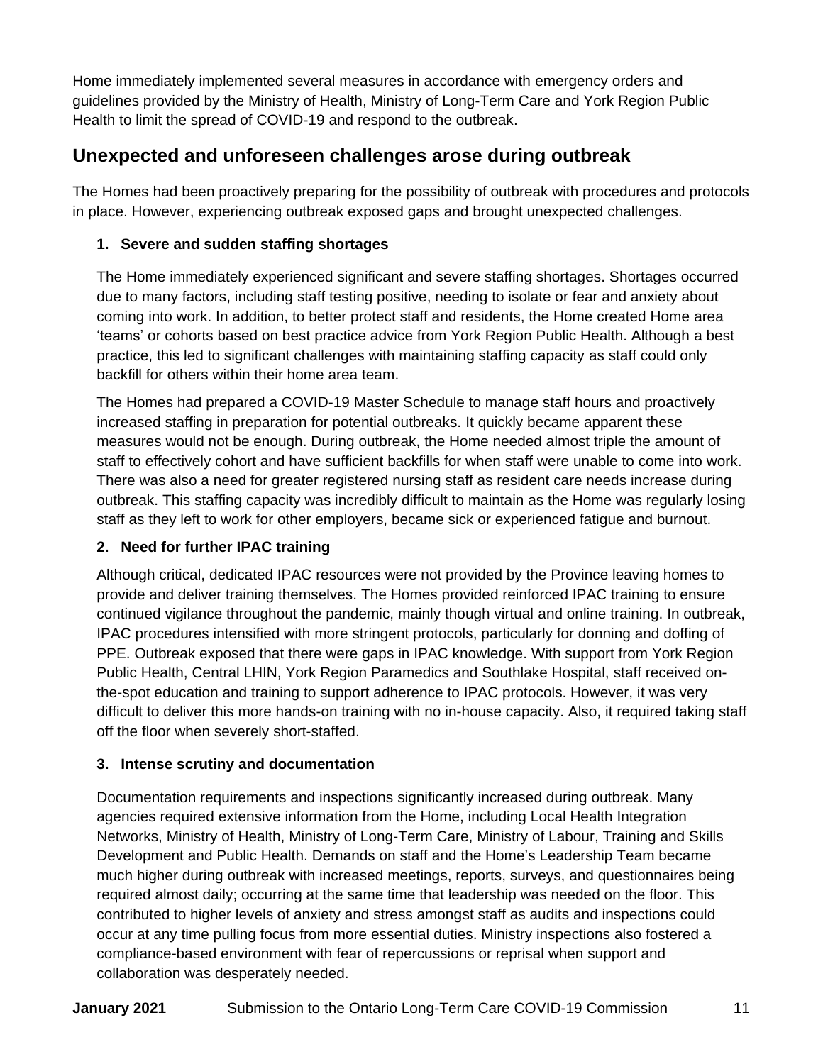Home immediately implemented several measures in accordance with emergency orders and guidelines provided by the Ministry of Health, Ministry of Long-Term Care and York Region Public Health to limit the spread of COVID-19 and respond to the outbreak.

## Unexpected and unforeseen challenges arose during outbreak

The Homes had been proactively preparing for the possibility of outbreak with procedures and protocols in place. However, experiencing outbreak exposed gaps and brought unexpected challenges.

1. **Severe and sudden staffing shortages**

   The Home immediately experienced significant and severe staffing shortages. Shortages occurred due to many factors, including staff testing positive, needing to isolate or fear and anxiety about coming into work. In addition, to better protect staff and residents, the Home created Home area 'teams' or cohorts based on best practice advice from York Region Public Health. Although a best practice, this led to significant challenges with maintaining staffing capacity as staff could only backfill for others within their home area team.

   The Homes had prepared a COVID-19 Master Schedule to manage staff hours and proactively increased staffing in preparation for potential outbreaks. It quickly became apparent these measures would not be enough. During outbreak, the Home needed almost triple the amount of staff to effectively cohort and have sufficient backfills for when staff were unable to come into work. There was also a need for greater registered nursing staff as resident care needs increase during outbreak. This staffing capacity was incredibly difficult to maintain as the Home was regularly losing staff as they left to work for other employers, became sick or experienced fatigue and burnout.

2. **Need for further IPAC training**

   Although critical, dedicated IPAC resources were not provided by the Province leaving homes to provide and deliver training themselves. The Homes provided reinforced IPAC training to ensure continued vigilance throughout the pandemic, mainly though virtual and online training. In outbreak, IPAC procedures intensified with more stringent protocols, particularly for donning and doffing of PPE. Outbreak exposed that there were gaps in IPAC knowledge. With support from York Region Public Health, Central LHIN, York Region Paramedics and Southlake Hospital, staff received on-the-spot education and training to support adherence to IPAC protocols. However, it was very difficult to deliver this more hands-on training with no in-house capacity. Also, it required taking staff off the floor when severely short-staffed.

3. **Intense scrutiny and documentation**

   Documentation requirements and inspections significantly increased during outbreak. Many agencies required extensive information from the Home, including Local Health Integration Networks, Ministry of Health, Ministry of Long-Term Care, Ministry of Labour, Training and Skills Development and Public Health. Demands on staff and the Home's Leadership Team became much higher during outbreak with increased meetings, reports, surveys, and questionnaires being required almost daily; occurring at the same time that leadership was needed on the floor. This contributed to higher levels of anxiety and stress amongst staff as audits and inspections could occur at any time pulling focus from more essential duties. Ministry inspections also fostered a compliance-based environment with fear of repercussions or reprisal when support and collaboration was desperately needed.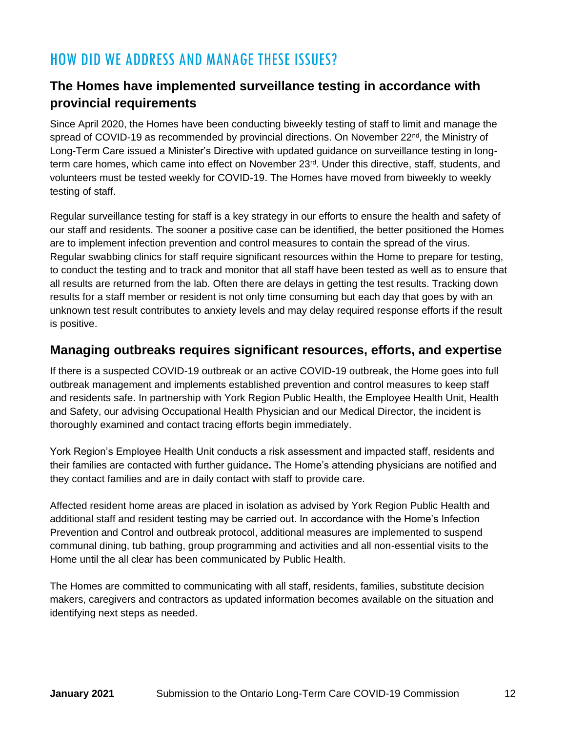# HOW DID WE ADDRESS AND MANAGE THESE ISSUES?

## The Homes have implemented surveillance testing in accordance with provincial requirements

Since April 2020, the Homes have been conducting biweekly testing of staff to limit and manage the spread of COVID-19 as recommended by provincial directions. On November 22nd, the Ministry of Long-Term Care issued a Minister's Directive with updated guidance on surveillance testing in long-term care homes, which came into effect on November 23rd. Under this directive, staff, students, and volunteers must be tested weekly for COVID-19. The Homes have moved from biweekly to weekly testing of staff.

Regular surveillance testing for staff is a key strategy in our efforts to ensure the health and safety of our staff and residents. The sooner a positive case can be identified, the better positioned the Homes are to implement infection prevention and control measures to contain the spread of the virus. Regular swabbing clinics for staff require significant resources within the Home to prepare for testing, to conduct the testing and to track and monitor that all staff have been tested as well as to ensure that all results are returned from the lab. Often there are delays in getting the test results. Tracking down results for a staff member or resident is not only time consuming but each day that goes by with an unknown test result contributes to anxiety levels and may delay required response efforts if the result is positive.

## Managing outbreaks requires significant resources, efforts, and expertise

If there is a suspected COVID-19 outbreak or an active COVID-19 outbreak, the Home goes into full outbreak management and implements established prevention and control measures to keep staff and residents safe. In partnership with York Region Public Health, the Employee Health Unit, Health and Safety, our advising Occupational Health Physician and our Medical Director, the incident is thoroughly examined and contact tracing efforts begin immediately.

York Region's Employee Health Unit conducts a risk assessment and impacted staff, residents and their families are contacted with further guidance**.** The Home's attending physicians are notified and they contact families and are in daily contact with staff to provide care.

Affected resident home areas are placed in isolation as advised by York Region Public Health and additional staff and resident testing may be carried out. In accordance with the Home's Infection Prevention and Control and outbreak protocol, additional measures are implemented to suspend communal dining, tub bathing, group programming and activities and all non-essential visits to the Home until the all clear has been communicated by Public Health.

The Homes are committed to communicating with all staff, residents, families, substitute decision makers, caregivers and contractors as updated information becomes available on the situation and identifying next steps as needed.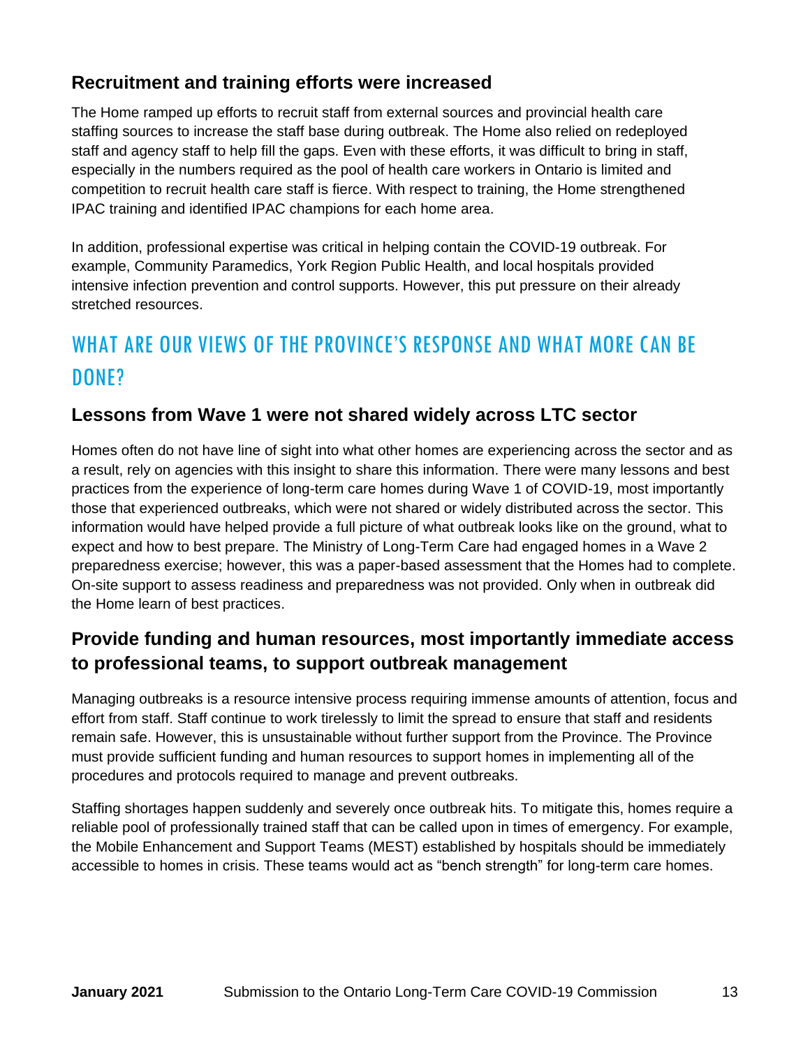### Recruitment and training efforts were increased

The Home ramped up efforts to recruit staff from external sources and provincial health care staffing sources to increase the staff base during outbreak. The Home also relied on redeployed staff and agency staff to help fill the gaps. Even with these efforts, it was difficult to bring in staff, especially in the numbers required as the pool of health care workers in Ontario is limited and competition to recruit health care staff is fierce. With respect to training, the Home strengthened IPAC training and identified IPAC champions for each home area.

In addition, professional expertise was critical in helping contain the COVID-19 outbreak. For example, Community Paramedics, York Region Public Health, and local hospitals provided intensive infection prevention and control supports. However, this put pressure on their already stretched resources.

## WHAT ARE OUR VIEWS OF THE PROVINCE'S RESPONSE AND WHAT MORE CAN BE DONE?

### Lessons from Wave 1 were not shared widely across LTC sector

Homes often do not have line of sight into what other homes are experiencing across the sector and as a result, rely on agencies with this insight to share this information. There were many lessons and best practices from the experience of long-term care homes during Wave 1 of COVID-19, most importantly those that experienced outbreaks, which were not shared or widely distributed across the sector. This information would have helped provide a full picture of what outbreak looks like on the ground, what to expect and how to best prepare. The Ministry of Long-Term Care had engaged homes in a Wave 2 preparedness exercise; however, this was a paper-based assessment that the Homes had to complete. On-site support to assess readiness and preparedness was not provided. Only when in outbreak did the Home learn of best practices.

### Provide funding and human resources, most importantly immediate access to professional teams, to support outbreak management

Managing outbreaks is a resource intensive process requiring immense amounts of attention, focus and effort from staff. Staff continue to work tirelessly to limit the spread to ensure that staff and residents remain safe. However, this is unsustainable without further support from the Province. The Province must provide sufficient funding and human resources to support homes in implementing all of the procedures and protocols required to manage and prevent outbreaks.

Staffing shortages happen suddenly and severely once outbreak hits. To mitigate this, homes require a reliable pool of professionally trained staff that can be called upon in times of emergency. For example, the Mobile Enhancement and Support Teams (MEST) established by hospitals should be immediately accessible to homes in crisis. These teams would act as "bench strength" for long-term care homes.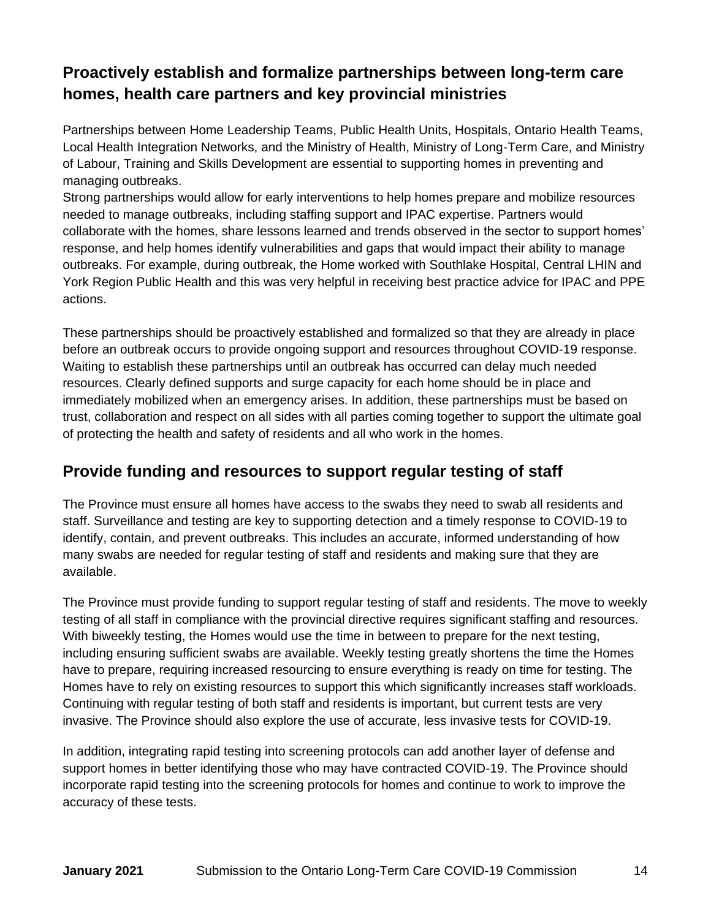## Proactively establish and formalize partnerships between long-term care homes, health care partners and key provincial ministries

Partnerships between Home Leadership Teams, Public Health Units, Hospitals, Ontario Health Teams, Local Health Integration Networks, and the Ministry of Health, Ministry of Long-Term Care, and Ministry of Labour, Training and Skills Development are essential to supporting homes in preventing and managing outbreaks.

Strong partnerships would allow for early interventions to help homes prepare and mobilize resources needed to manage outbreaks, including staffing support and IPAC expertise. Partners would collaborate with the homes, share lessons learned and trends observed in the sector to support homes' response, and help homes identify vulnerabilities and gaps that would impact their ability to manage outbreaks. For example, during outbreak, the Home worked with Southlake Hospital, Central LHIN and York Region Public Health and this was very helpful in receiving best practice advice for IPAC and PPE actions.

These partnerships should be proactively established and formalized so that they are already in place before an outbreak occurs to provide ongoing support and resources throughout COVID-19 response. Waiting to establish these partnerships until an outbreak has occurred can delay much needed resources. Clearly defined supports and surge capacity for each home should be in place and immediately mobilized when an emergency arises. In addition, these partnerships must be based on trust, collaboration and respect on all sides with all parties coming together to support the ultimate goal of protecting the health and safety of residents and all who work in the homes.

## Provide funding and resources to support regular testing of staff

The Province must ensure all homes have access to the swabs they need to swab all residents and staff. Surveillance and testing are key to supporting detection and a timely response to COVID-19 to identify, contain, and prevent outbreaks. This includes an accurate, informed understanding of how many swabs are needed for regular testing of staff and residents and making sure that they are available.

The Province must provide funding to support regular testing of staff and residents. The move to weekly testing of all staff in compliance with the provincial directive requires significant staffing and resources. With biweekly testing, the Homes would use the time in between to prepare for the next testing, including ensuring sufficient swabs are available. Weekly testing greatly shortens the time the Homes have to prepare, requiring increased resourcing to ensure everything is ready on time for testing. The Homes have to rely on existing resources to support this which significantly increases staff workloads. Continuing with regular testing of both staff and residents is important, but current tests are very invasive. The Province should also explore the use of accurate, less invasive tests for COVID-19.

In addition, integrating rapid testing into screening protocols can add another layer of defense and support homes in better identifying those who may have contracted COVID-19. The Province should incorporate rapid testing into the screening protocols for homes and continue to work to improve the accuracy of these tests.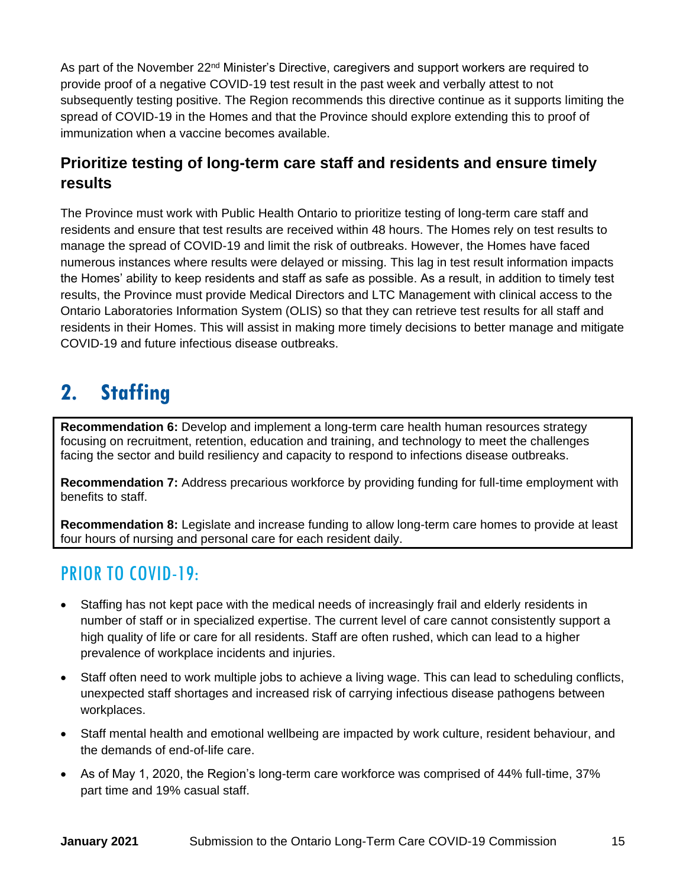As part of the November 22nd Minister's Directive, caregivers and support workers are required to provide proof of a negative COVID-19 test result in the past week and verbally attest to not subsequently testing positive. The Region recommends this directive continue as it supports limiting the spread of COVID-19 in the Homes and that the Province should explore extending this to proof of immunization when a vaccine becomes available.

### Prioritize testing of long-term care staff and residents and ensure timely results

The Province must work with Public Health Ontario to prioritize testing of long-term care staff and residents and ensure that test results are received within 48 hours. The Homes rely on test results to manage the spread of COVID-19 and limit the risk of outbreaks. However, the Homes have faced numerous instances where results were delayed or missing. This lag in test result information impacts the Homes' ability to keep residents and staff as safe as possible. As a result, in addition to timely test results, the Province must provide Medical Directors and LTC Management with clinical access to the Ontario Laboratories Information System (OLIS) so that they can retrieve test results for all staff and residents in their Homes. This will assist in making more timely decisions to better manage and mitigate COVID-19 and future infectious disease outbreaks.

## 2. Staffing

**Recommendation 6:** Develop and implement a long-term care health human resources strategy focusing on recruitment, retention, education and training, and technology to meet the challenges facing the sector and build resiliency and capacity to respond to infections disease outbreaks.

**Recommendation 7:** Address precarious workforce by providing funding for full-time employment with benefits to staff.

**Recommendation 8:** Legislate and increase funding to allow long-term care homes to provide at least four hours of nursing and personal care for each resident daily.

### PRIOR TO COVID-19:

- Staffing has not kept pace with the medical needs of increasingly frail and elderly residents in number of staff or in specialized expertise. The current level of care cannot consistently support a high quality of life or care for all residents. Staff are often rushed, which can lead to a higher prevalence of workplace incidents and injuries.
- Staff often need to work multiple jobs to achieve a living wage. This can lead to scheduling conflicts, unexpected staff shortages and increased risk of carrying infectious disease pathogens between workplaces.
- Staff mental health and emotional wellbeing are impacted by work culture, resident behaviour, and the demands of end-of-life care.
- As of May 1, 2020, the Region's long-term care workforce was comprised of 44% full-time, 37% part time and 19% casual staff.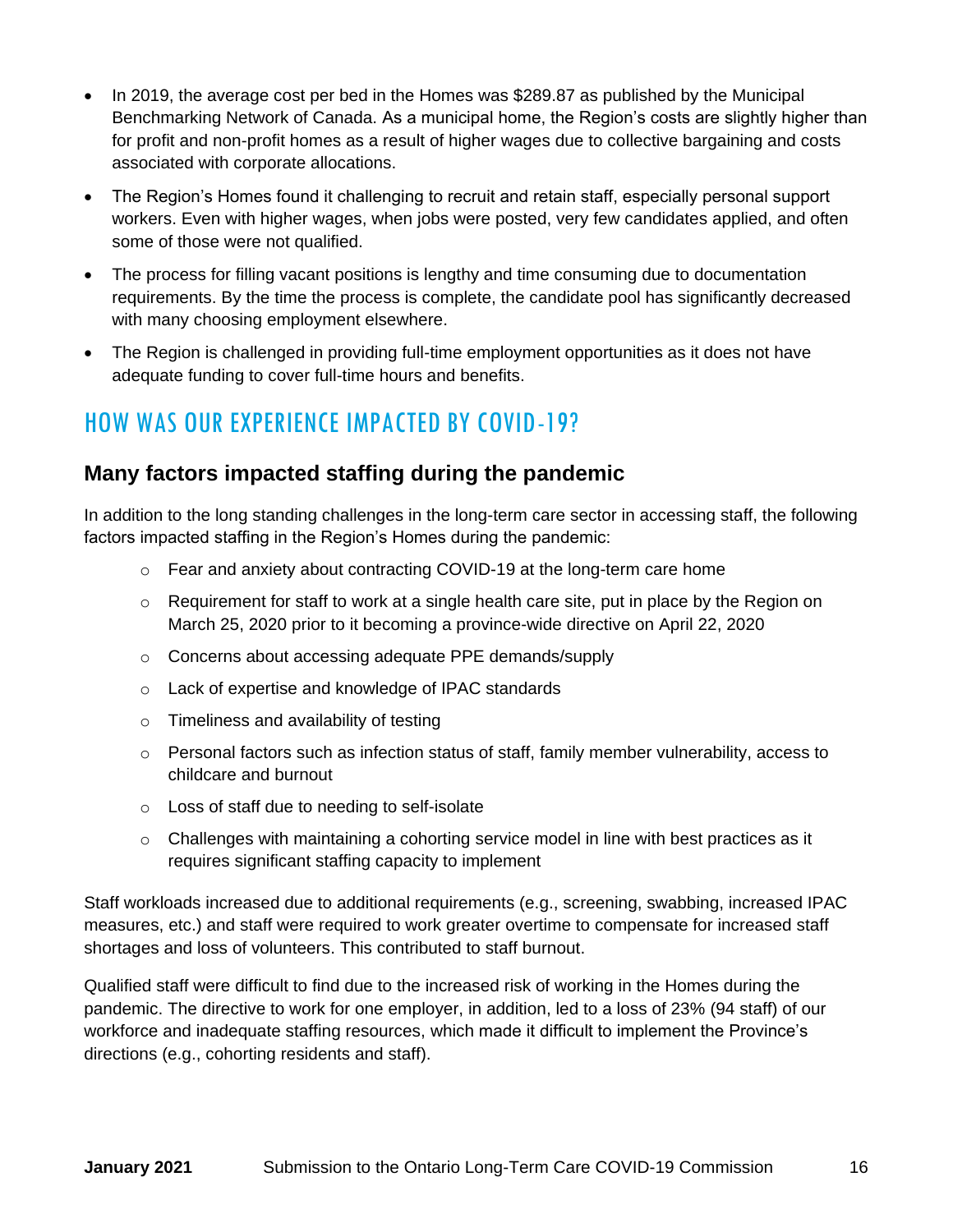- In 2019, the average cost per bed in the Homes was $289.87 as published by the Municipal Benchmarking Network of Canada. As a municipal home, the Region's costs are slightly higher than for profit and non-profit homes as a result of higher wages due to collective bargaining and costs associated with corporate allocations.
- The Region's Homes found it challenging to recruit and retain staff, especially personal support workers. Even with higher wages, when jobs were posted, very few candidates applied, and often some of those were not qualified.
- The process for filling vacant positions is lengthy and time consuming due to documentation requirements. By the time the process is complete, the candidate pool has significantly decreased with many choosing employment elsewhere.
- The Region is challenged in providing full-time employment opportunities as it does not have adequate funding to cover full-time hours and benefits.

## HOW WAS OUR EXPERIENCE IMPACTED BY COVID-19?

### Many factors impacted staffing during the pandemic

In addition to the long standing challenges in the long-term care sector in accessing staff, the following factors impacted staffing in the Region's Homes during the pandemic:

- Fear and anxiety about contracting COVID-19 at the long-term care home
- Requirement for staff to work at a single health care site, put in place by the Region on March 25, 2020 prior to it becoming a province-wide directive on April 22, 2020
- Concerns about accessing adequate PPE demands/supply
- Lack of expertise and knowledge of IPAC standards
- Timeliness and availability of testing
- Personal factors such as infection status of staff, family member vulnerability, access to childcare and burnout
- Loss of staff due to needing to self-isolate
- Challenges with maintaining a cohorting service model in line with best practices as it requires significant staffing capacity to implement

Staff workloads increased due to additional requirements (e.g., screening, swabbing, increased IPAC measures, etc.) and staff were required to work greater overtime to compensate for increased staff shortages and loss of volunteers. This contributed to staff burnout.

Qualified staff were difficult to find due to the increased risk of working in the Homes during the pandemic. The directive to work for one employer, in addition, led to a loss of 23% (94 staff) of our workforce and inadequate staffing resources, which made it difficult to implement the Province's directions (e.g., cohorting residents and staff).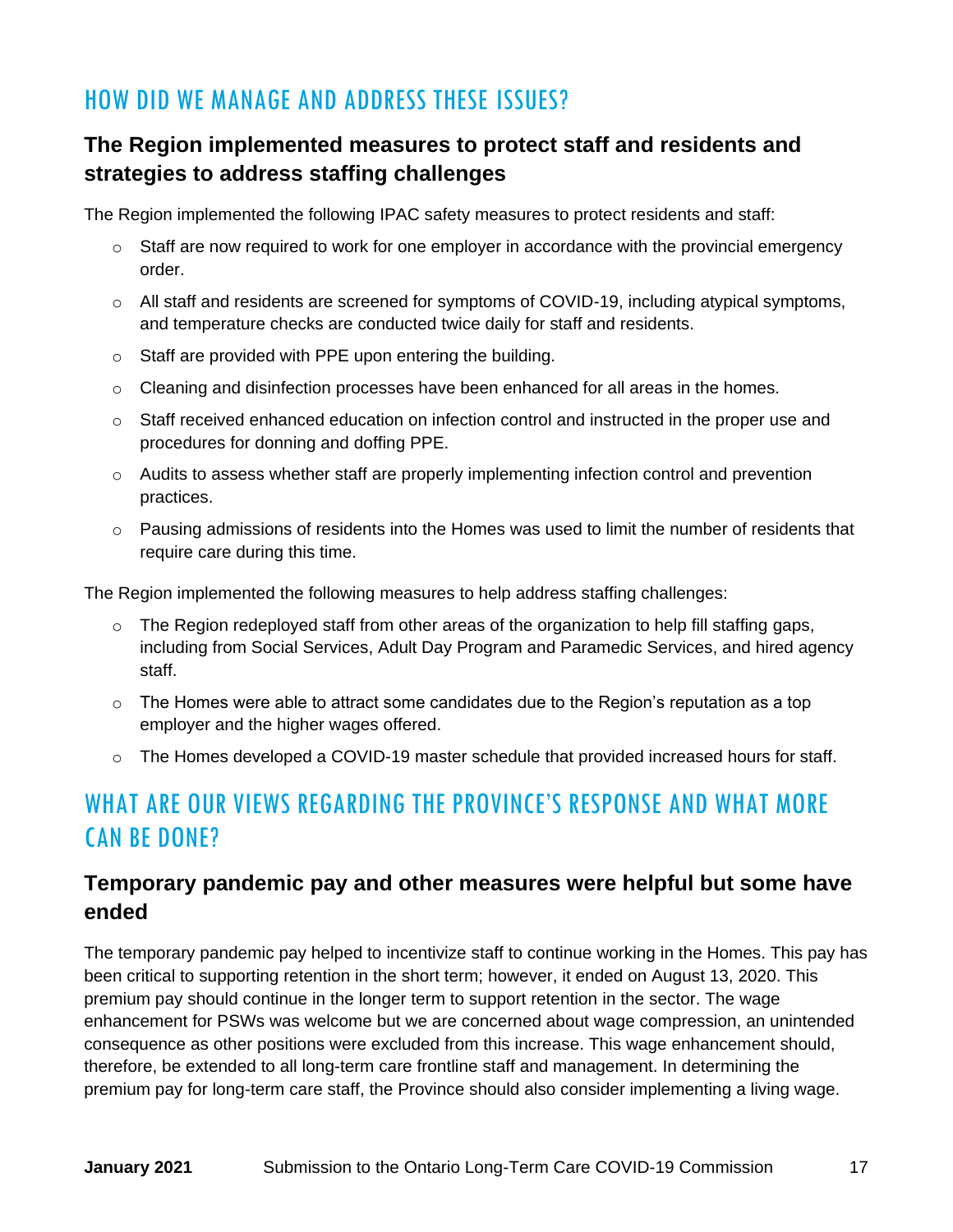## HOW DID WE MANAGE AND ADDRESS THESE ISSUES?

### The Region implemented measures to protect staff and residents and strategies to address staffing challenges

The Region implemented the following IPAC safety measures to protect residents and staff:

- Staff are now required to work for one employer in accordance with the provincial emergency order.
- All staff and residents are screened for symptoms of COVID-19, including atypical symptoms, and temperature checks are conducted twice daily for staff and residents.
- Staff are provided with PPE upon entering the building.
- Cleaning and disinfection processes have been enhanced for all areas in the homes.
- Staff received enhanced education on infection control and instructed in the proper use and procedures for donning and doffing PPE.
- Audits to assess whether staff are properly implementing infection control and prevention practices.
- Pausing admissions of residents into the Homes was used to limit the number of residents that require care during this time.

The Region implemented the following measures to help address staffing challenges:

- The Region redeployed staff from other areas of the organization to help fill staffing gaps, including from Social Services, Adult Day Program and Paramedic Services, and hired agency staff.
- The Homes were able to attract some candidates due to the Region's reputation as a top employer and the higher wages offered.
- The Homes developed a COVID-19 master schedule that provided increased hours for staff.

## WHAT ARE OUR VIEWS REGARDING THE PROVINCE'S RESPONSE AND WHAT MORE CAN BE DONE?

### Temporary pandemic pay and other measures were helpful but some have ended

The temporary pandemic pay helped to incentivize staff to continue working in the Homes. This pay has been critical to supporting retention in the short term; however, it ended on August 13, 2020. This premium pay should continue in the longer term to support retention in the sector. The wage enhancement for PSWs was welcome but we are concerned about wage compression, an unintended consequence as other positions were excluded from this increase. This wage enhancement should, therefore, be extended to all long-term care frontline staff and management. In determining the premium pay for long-term care staff, the Province should also consider implementing a living wage.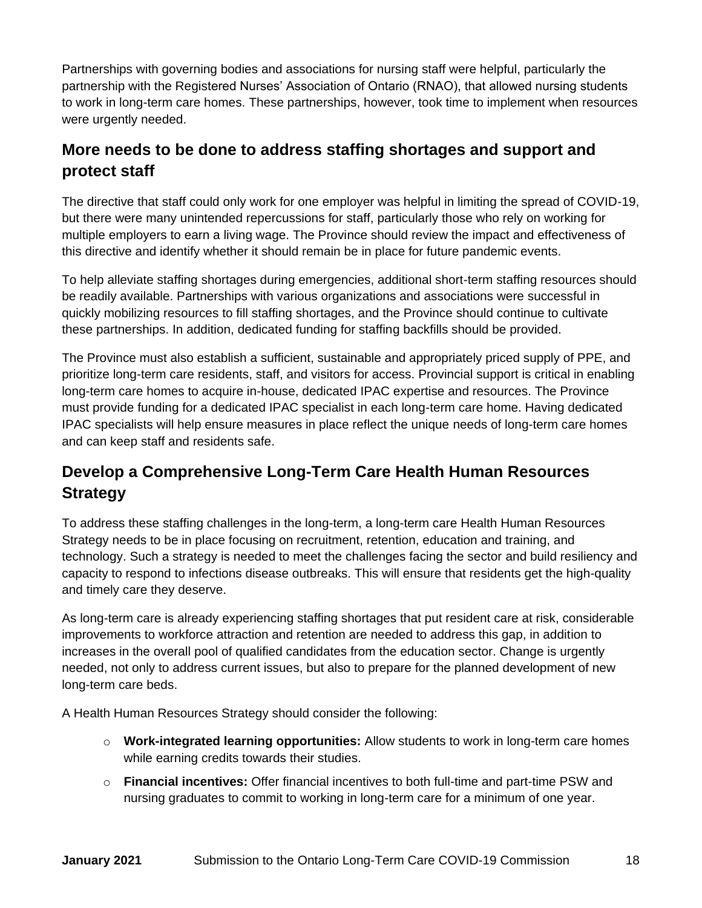Partnerships with governing bodies and associations for nursing staff were helpful, particularly the partnership with the Registered Nurses' Association of Ontario (RNAO), that allowed nursing students to work in long-term care homes. These partnerships, however, took time to implement when resources were urgently needed.

## More needs to be done to address staffing shortages and support and protect staff

The directive that staff could only work for one employer was helpful in limiting the spread of COVID-19, but there were many unintended repercussions for staff, particularly those who rely on working for multiple employers to earn a living wage. The Province should review the impact and effectiveness of this directive and identify whether it should remain be in place for future pandemic events.

To help alleviate staffing shortages during emergencies, additional short-term staffing resources should be readily available. Partnerships with various organizations and associations were successful in quickly mobilizing resources to fill staffing shortages, and the Province should continue to cultivate these partnerships. In addition, dedicated funding for staffing backfills should be provided.

The Province must also establish a sufficient, sustainable and appropriately priced supply of PPE, and prioritize long-term care residents, staff, and visitors for access. Provincial support is critical in enabling long-term care homes to acquire in-house, dedicated IPAC expertise and resources. The Province must provide funding for a dedicated IPAC specialist in each long-term care home. Having dedicated IPAC specialists will help ensure measures in place reflect the unique needs of long-term care homes and can keep staff and residents safe.

## Develop a Comprehensive Long-Term Care Health Human Resources Strategy

To address these staffing challenges in the long-term, a long-term care Health Human Resources Strategy needs to be in place focusing on recruitment, retention, education and training, and technology. Such a strategy is needed to meet the challenges facing the sector and build resiliency and capacity to respond to infections disease outbreaks. This will ensure that residents get the high-quality and timely care they deserve.

As long-term care is already experiencing staffing shortages that put resident care at risk, considerable improvements to workforce attraction and retention are needed to address this gap, in addition to increases in the overall pool of qualified candidates from the education sector. Change is urgently needed, not only to address current issues, but also to prepare for the planned development of new long-term care beds.

A Health Human Resources Strategy should consider the following:

- **Work-integrated learning opportunities:** Allow students to work in long-term care homes while earning credits towards their studies.
- **Financial incentives:** Offer financial incentives to both full-time and part-time PSW and nursing graduates to commit to working in long-term care for a minimum of one year.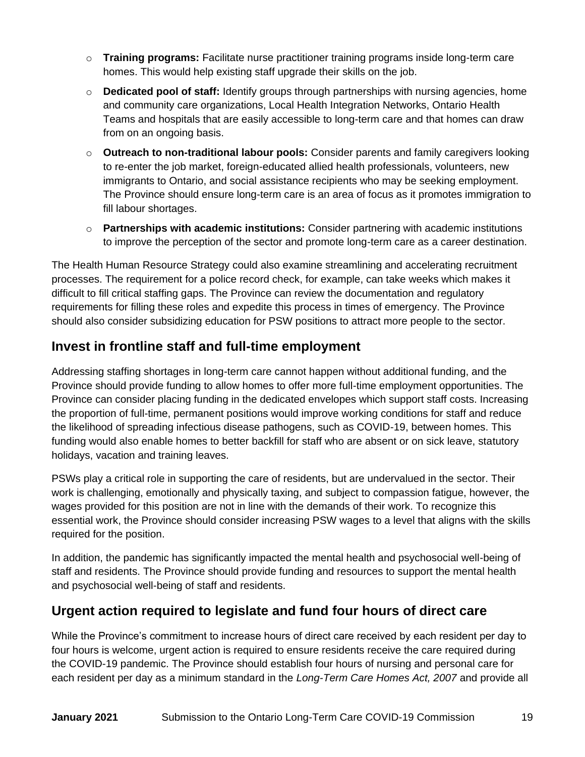- **Training programs:** Facilitate nurse practitioner training programs inside long-term care homes. This would help existing staff upgrade their skills on the job.
- **Dedicated pool of staff:** Identify groups through partnerships with nursing agencies, home and community care organizations, Local Health Integration Networks, Ontario Health Teams and hospitals that are easily accessible to long-term care and that homes can draw from on an ongoing basis.
- **Outreach to non-traditional labour pools:** Consider parents and family caregivers looking to re-enter the job market, foreign-educated allied health professionals, volunteers, new immigrants to Ontario, and social assistance recipients who may be seeking employment. The Province should ensure long-term care is an area of focus as it promotes immigration to fill labour shortages.
- **Partnerships with academic institutions:** Consider partnering with academic institutions to improve the perception of the sector and promote long-term care as a career destination.

The Health Human Resource Strategy could also examine streamlining and accelerating recruitment processes. The requirement for a police record check, for example, can take weeks which makes it difficult to fill critical staffing gaps. The Province can review the documentation and regulatory requirements for filling these roles and expedite this process in times of emergency. The Province should also consider subsidizing education for PSW positions to attract more people to the sector.

## Invest in frontline staff and full-time employment

Addressing staffing shortages in long-term care cannot happen without additional funding, and the Province should provide funding to allow homes to offer more full-time employment opportunities. The Province can consider placing funding in the dedicated envelopes which support staff costs. Increasing the proportion of full-time, permanent positions would improve working conditions for staff and reduce the likelihood of spreading infectious disease pathogens, such as COVID-19, between homes. This funding would also enable homes to better backfill for staff who are absent or on sick leave, statutory holidays, vacation and training leaves.

PSWs play a critical role in supporting the care of residents, but are undervalued in the sector. Their work is challenging, emotionally and physically taxing, and subject to compassion fatigue, however, the wages provided for this position are not in line with the demands of their work. To recognize this essential work, the Province should consider increasing PSW wages to a level that aligns with the skills required for the position.

In addition, the pandemic has significantly impacted the mental health and psychosocial well-being of staff and residents. The Province should provide funding and resources to support the mental health and psychosocial well-being of staff and residents.

## Urgent action required to legislate and fund four hours of direct care

While the Province's commitment to increase hours of direct care received by each resident per day to four hours is welcome, urgent action is required to ensure residents receive the care required during the COVID-19 pandemic. The Province should establish four hours of nursing and personal care for each resident per day as a minimum standard in the *Long-Term Care Homes Act, 2007* and provide all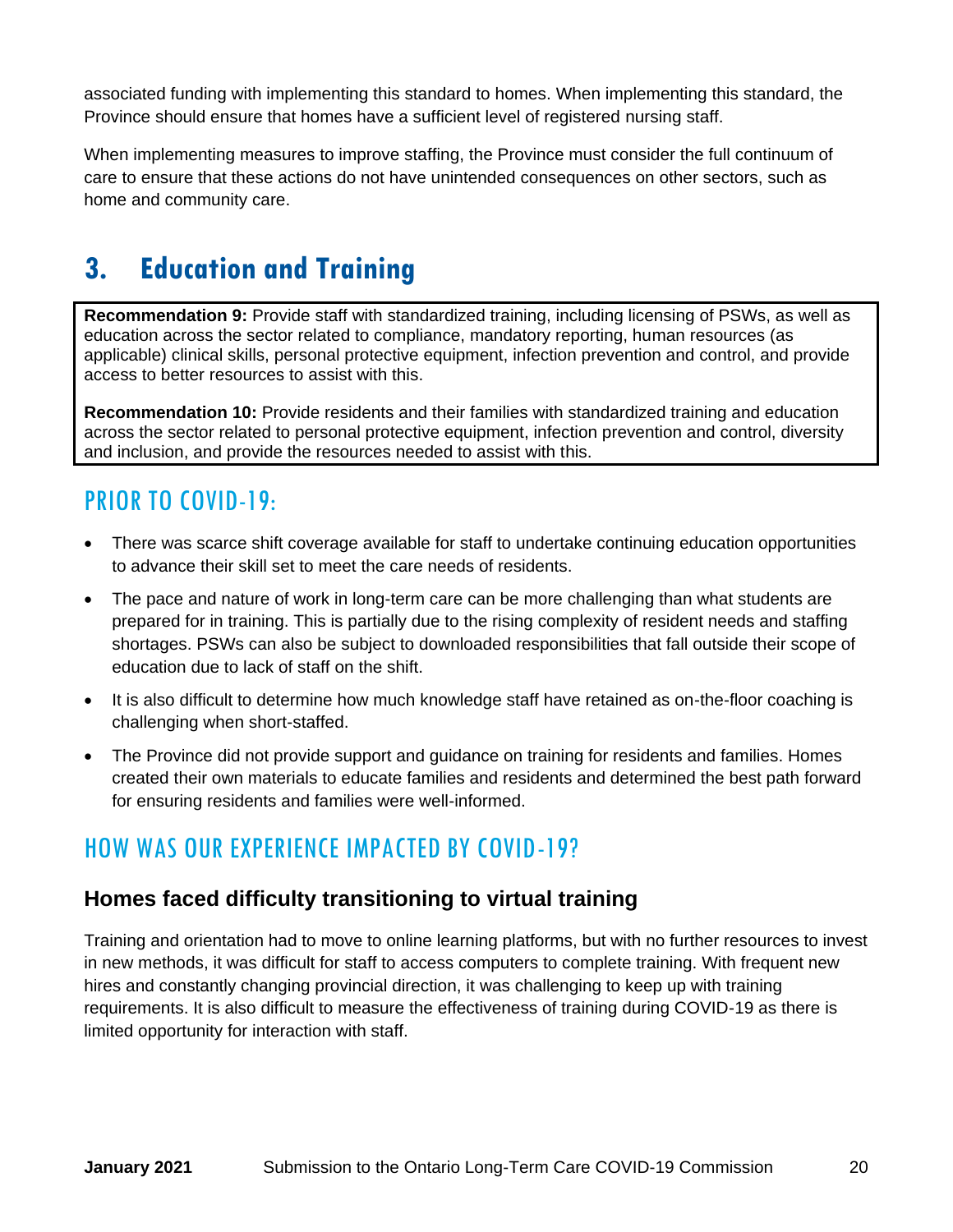associated funding with implementing this standard to homes. When implementing this standard, the Province should ensure that homes have a sufficient level of registered nursing staff.

When implementing measures to improve staffing, the Province must consider the full continuum of care to ensure that these actions do not have unintended consequences on other sectors, such as home and community care.

# 3. Education and Training

**Recommendation 9:** Provide staff with standardized training, including licensing of PSWs, as well as education across the sector related to compliance, mandatory reporting, human resources (as applicable) clinical skills, personal protective equipment, infection prevention and control, and provide access to better resources to assist with this.

**Recommendation 10:** Provide residents and their families with standardized training and education across the sector related to personal protective equipment, infection prevention and control, diversity and inclusion, and provide the resources needed to assist with this.

## PRIOR TO COVID-19:

- There was scarce shift coverage available for staff to undertake continuing education opportunities to advance their skill set to meet the care needs of residents.
- The pace and nature of work in long-term care can be more challenging than what students are prepared for in training. This is partially due to the rising complexity of resident needs and staffing shortages. PSWs can also be subject to downloaded responsibilities that fall outside their scope of education due to lack of staff on the shift.
- It is also difficult to determine how much knowledge staff have retained as on-the-floor coaching is challenging when short-staffed.
- The Province did not provide support and guidance on training for residents and families. Homes created their own materials to educate families and residents and determined the best path forward for ensuring residents and families were well-informed.

## HOW WAS OUR EXPERIENCE IMPACTED BY COVID-19?

### Homes faced difficulty transitioning to virtual training

Training and orientation had to move to online learning platforms, but with no further resources to invest in new methods, it was difficult for staff to access computers to complete training. With frequent new hires and constantly changing provincial direction, it was challenging to keep up with training requirements. It is also difficult to measure the effectiveness of training during COVID-19 as there is limited opportunity for interaction with staff.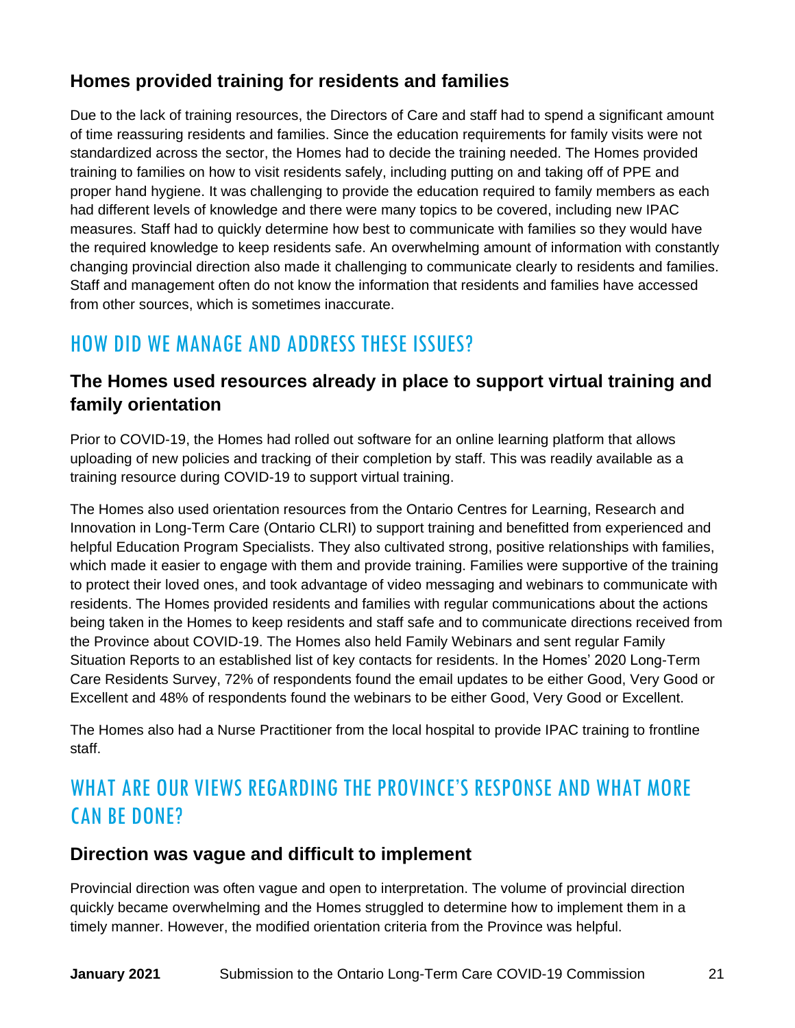### Homes provided training for residents and families

Due to the lack of training resources, the Directors of Care and staff had to spend a significant amount of time reassuring residents and families. Since the education requirements for family visits were not standardized across the sector, the Homes had to decide the training needed. The Homes provided training to families on how to visit residents safely, including putting on and taking off of PPE and proper hand hygiene. It was challenging to provide the education required to family members as each had different levels of knowledge and there were many topics to be covered, including new IPAC measures. Staff had to quickly determine how best to communicate with families so they would have the required knowledge to keep residents safe. An overwhelming amount of information with constantly changing provincial direction also made it challenging to communicate clearly to residents and families. Staff and management often do not know the information that residents and families have accessed from other sources, which is sometimes inaccurate.

## HOW DID WE MANAGE AND ADDRESS THESE ISSUES?

### The Homes used resources already in place to support virtual training and family orientation

Prior to COVID-19, the Homes had rolled out software for an online learning platform that allows uploading of new policies and tracking of their completion by staff. This was readily available as a training resource during COVID-19 to support virtual training.

The Homes also used orientation resources from the Ontario Centres for Learning, Research and Innovation in Long-Term Care (Ontario CLRI) to support training and benefitted from experienced and helpful Education Program Specialists. They also cultivated strong, positive relationships with families, which made it easier to engage with them and provide training. Families were supportive of the training to protect their loved ones, and took advantage of video messaging and webinars to communicate with residents. The Homes provided residents and families with regular communications about the actions being taken in the Homes to keep residents and staff safe and to communicate directions received from the Province about COVID-19. The Homes also held Family Webinars and sent regular Family Situation Reports to an established list of key contacts for residents. In the Homes' 2020 Long-Term Care Residents Survey, 72% of respondents found the email updates to be either Good, Very Good or Excellent and 48% of respondents found the webinars to be either Good, Very Good or Excellent.

The Homes also had a Nurse Practitioner from the local hospital to provide IPAC training to frontline staff.

## WHAT ARE OUR VIEWS REGARDING THE PROVINCE'S RESPONSE AND WHAT MORE CAN BE DONE?

### Direction was vague and difficult to implement

Provincial direction was often vague and open to interpretation. The volume of provincial direction quickly became overwhelming and the Homes struggled to determine how to implement them in a timely manner. However, the modified orientation criteria from the Province was helpful.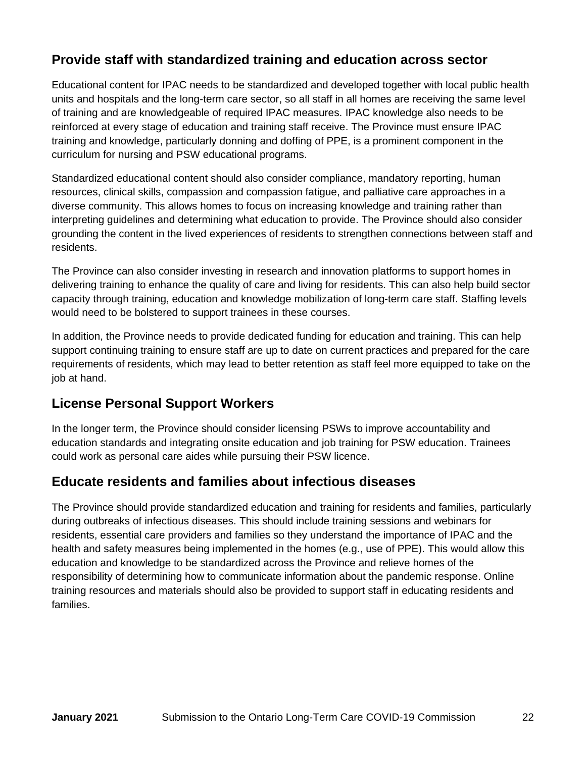## Provide staff with standardized training and education across sector

Educational content for IPAC needs to be standardized and developed together with local public health units and hospitals and the long-term care sector, so all staff in all homes are receiving the same level of training and are knowledgeable of required IPAC measures. IPAC knowledge also needs to be reinforced at every stage of education and training staff receive. The Province must ensure IPAC training and knowledge, particularly donning and doffing of PPE, is a prominent component in the curriculum for nursing and PSW educational programs.

Standardized educational content should also consider compliance, mandatory reporting, human resources, clinical skills, compassion and compassion fatigue, and palliative care approaches in a diverse community. This allows homes to focus on increasing knowledge and training rather than interpreting guidelines and determining what education to provide. The Province should also consider grounding the content in the lived experiences of residents to strengthen connections between staff and residents.

The Province can also consider investing in research and innovation platforms to support homes in delivering training to enhance the quality of care and living for residents. This can also help build sector capacity through training, education and knowledge mobilization of long-term care staff. Staffing levels would need to be bolstered to support trainees in these courses.

In addition, the Province needs to provide dedicated funding for education and training. This can help support continuing training to ensure staff are up to date on current practices and prepared for the care requirements of residents, which may lead to better retention as staff feel more equipped to take on the job at hand.

## License Personal Support Workers

In the longer term, the Province should consider licensing PSWs to improve accountability and education standards and integrating onsite education and job training for PSW education. Trainees could work as personal care aides while pursuing their PSW licence.

## Educate residents and families about infectious diseases

The Province should provide standardized education and training for residents and families, particularly during outbreaks of infectious diseases. This should include training sessions and webinars for residents, essential care providers and families so they understand the importance of IPAC and the health and safety measures being implemented in the homes (e.g., use of PPE). This would allow this education and knowledge to be standardized across the Province and relieve homes of the responsibility of determining how to communicate information about the pandemic response. Online training resources and materials should also be provided to support staff in educating residents and families.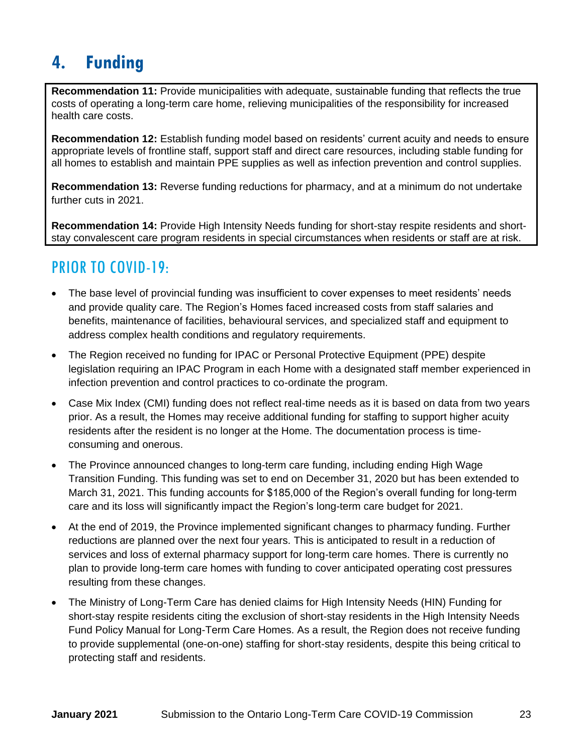# 4. Funding

**Recommendation 11:** Provide municipalities with adequate, sustainable funding that reflects the true costs of operating a long-term care home, relieving municipalities of the responsibility for increased health care costs.

**Recommendation 12:** Establish funding model based on residents' current acuity and needs to ensure appropriate levels of frontline staff, support staff and direct care resources, including stable funding for all homes to establish and maintain PPE supplies as well as infection prevention and control supplies.

**Recommendation 13:** Reverse funding reductions for pharmacy, and at a minimum do not undertake further cuts in 2021.

**Recommendation 14:** Provide High Intensity Needs funding for short-stay respite residents and short-stay convalescent care program residents in special circumstances when residents or staff are at risk.

## PRIOR TO COVID-19:

- The base level of provincial funding was insufficient to cover expenses to meet residents' needs and provide quality care. The Region's Homes faced increased costs from staff salaries and benefits, maintenance of facilities, behavioural services, and specialized staff and equipment to address complex health conditions and regulatory requirements.
- The Region received no funding for IPAC or Personal Protective Equipment (PPE) despite legislation requiring an IPAC Program in each Home with a designated staff member experienced in infection prevention and control practices to co-ordinate the program.
- Case Mix Index (CMI) funding does not reflect real-time needs as it is based on data from two years prior. As a result, the Homes may receive additional funding for staffing to support higher acuity residents after the resident is no longer at the Home. The documentation process is time-consuming and onerous.
- The Province announced changes to long-term care funding, including ending High Wage Transition Funding. This funding was set to end on December 31, 2020 but has been extended to March 31, 2021. This funding accounts for $185,000 of the Region's overall funding for long-term care and its loss will significantly impact the Region's long-term care budget for 2021.
- At the end of 2019, the Province implemented significant changes to pharmacy funding. Further reductions are planned over the next four years. This is anticipated to result in a reduction of services and loss of external pharmacy support for long-term care homes. There is currently no plan to provide long-term care homes with funding to cover anticipated operating cost pressures resulting from these changes.
- The Ministry of Long-Term Care has denied claims for High Intensity Needs (HIN) Funding for short-stay respite residents citing the exclusion of short-stay residents in the High Intensity Needs Fund Policy Manual for Long-Term Care Homes. As a result, the Region does not receive funding to provide supplemental (one-on-one) staffing for short-stay residents, despite this being critical to protecting staff and residents.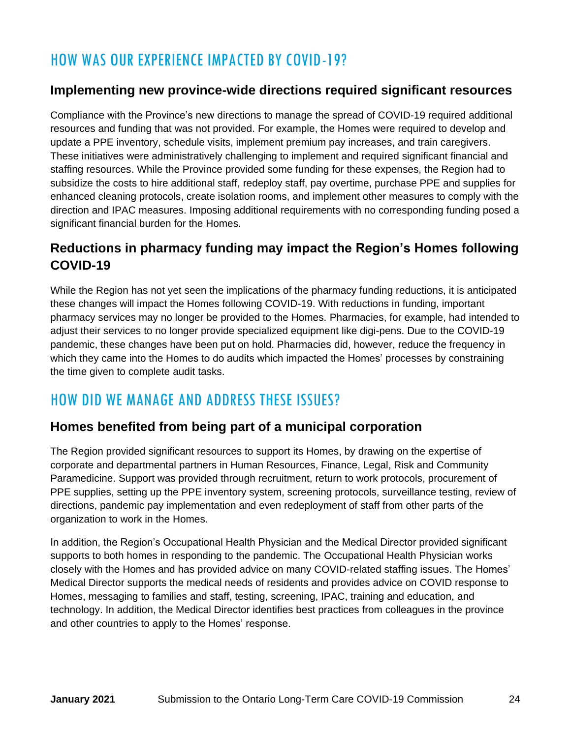## HOW WAS OUR EXPERIENCE IMPACTED BY COVID-19?

### Implementing new province-wide directions required significant resources

Compliance with the Province's new directions to manage the spread of COVID-19 required additional resources and funding that was not provided. For example, the Homes were required to develop and update a PPE inventory, schedule visits, implement premium pay increases, and train caregivers. These initiatives were administratively challenging to implement and required significant financial and staffing resources. While the Province provided some funding for these expenses, the Region had to subsidize the costs to hire additional staff, redeploy staff, pay overtime, purchase PPE and supplies for enhanced cleaning protocols, create isolation rooms, and implement other measures to comply with the direction and IPAC measures. Imposing additional requirements with no corresponding funding posed a significant financial burden for the Homes.

### Reductions in pharmacy funding may impact the Region's Homes following COVID-19

While the Region has not yet seen the implications of the pharmacy funding reductions, it is anticipated these changes will impact the Homes following COVID-19. With reductions in funding, important pharmacy services may no longer be provided to the Homes. Pharmacies, for example, had intended to adjust their services to no longer provide specialized equipment like digi-pens. Due to the COVID-19 pandemic, these changes have been put on hold. Pharmacies did, however, reduce the frequency in which they came into the Homes to do audits which impacted the Homes' processes by constraining the time given to complete audit tasks.

## HOW DID WE MANAGE AND ADDRESS THESE ISSUES?

### Homes benefited from being part of a municipal corporation

The Region provided significant resources to support its Homes, by drawing on the expertise of corporate and departmental partners in Human Resources, Finance, Legal, Risk and Community Paramedicine. Support was provided through recruitment, return to work protocols, procurement of PPE supplies, setting up the PPE inventory system, screening protocols, surveillance testing, review of directions, pandemic pay implementation and even redeployment of staff from other parts of the organization to work in the Homes.

In addition, the Region's Occupational Health Physician and the Medical Director provided significant supports to both homes in responding to the pandemic. The Occupational Health Physician works closely with the Homes and has provided advice on many COVID-related staffing issues. The Homes' Medical Director supports the medical needs of residents and provides advice on COVID response to Homes, messaging to families and staff, testing, screening, IPAC, training and education, and technology. In addition, the Medical Director identifies best practices from colleagues in the province and other countries to apply to the Homes' response.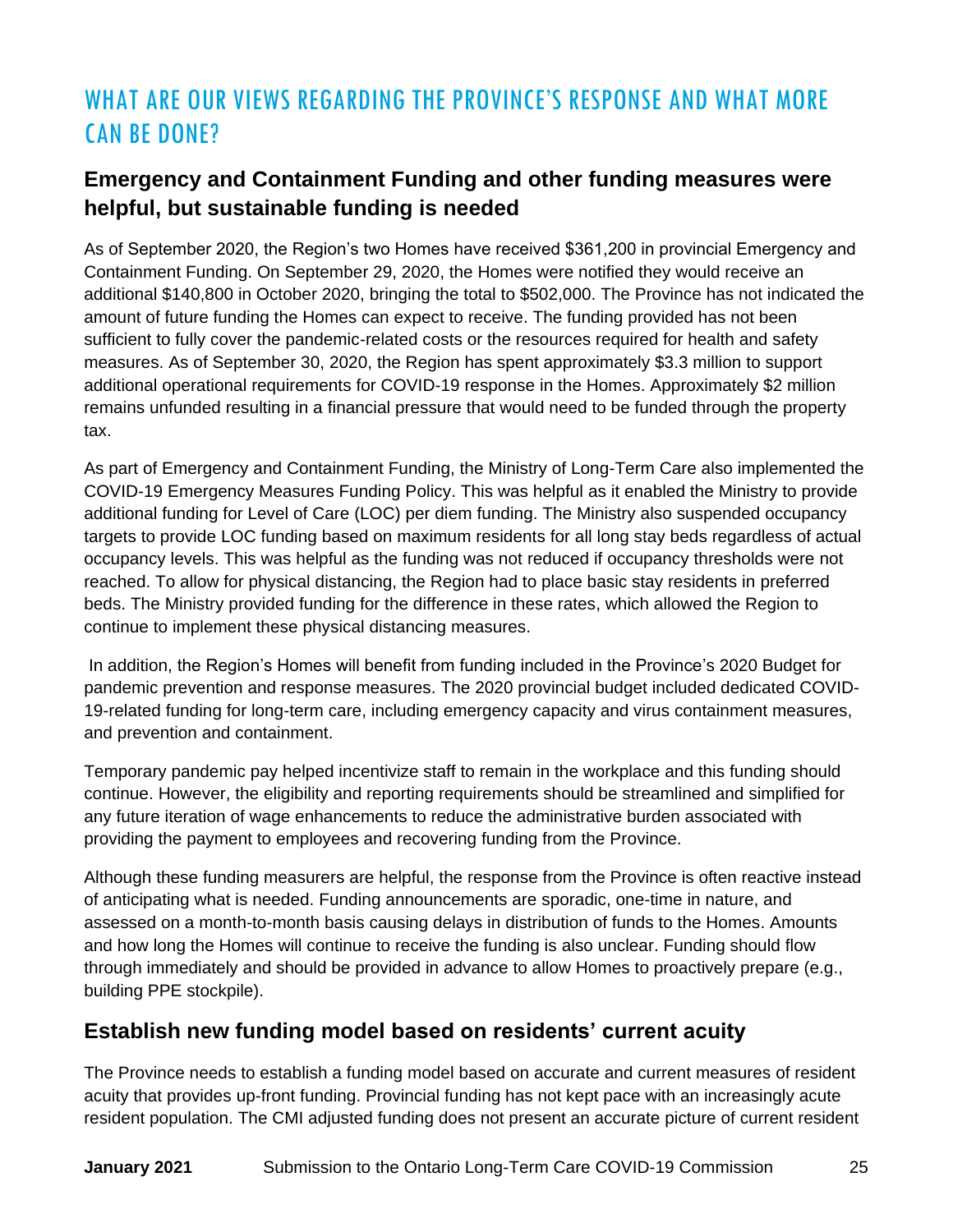# WHAT ARE OUR VIEWS REGARDING THE PROVINCE'S RESPONSE AND WHAT MORE CAN BE DONE?

## Emergency and Containment Funding and other funding measures were helpful, but sustainable funding is needed

As of September 2020, the Region's two Homes have received $361,200 in provincial Emergency and Containment Funding. On September 29, 2020, the Homes were notified they would receive an additional $140,800 in October 2020, bringing the total to $502,000. The Province has not indicated the amount of future funding the Homes can expect to receive. The funding provided has not been sufficient to fully cover the pandemic-related costs or the resources required for health and safety measures. As of September 30, 2020, the Region has spent approximately $3.3 million to support additional operational requirements for COVID-19 response in the Homes. Approximately $2 million remains unfunded resulting in a financial pressure that would need to be funded through the property tax.

As part of Emergency and Containment Funding, the Ministry of Long-Term Care also implemented the COVID-19 Emergency Measures Funding Policy. This was helpful as it enabled the Ministry to provide additional funding for Level of Care (LOC) per diem funding. The Ministry also suspended occupancy targets to provide LOC funding based on maximum residents for all long stay beds regardless of actual occupancy levels. This was helpful as the funding was not reduced if occupancy thresholds were not reached. To allow for physical distancing, the Region had to place basic stay residents in preferred beds. The Ministry provided funding for the difference in these rates, which allowed the Region to continue to implement these physical distancing measures.

In addition, the Region's Homes will benefit from funding included in the Province's 2020 Budget for pandemic prevention and response measures. The 2020 provincial budget included dedicated COVID-19-related funding for long-term care, including emergency capacity and virus containment measures, and prevention and containment.

Temporary pandemic pay helped incentivize staff to remain in the workplace and this funding should continue. However, the eligibility and reporting requirements should be streamlined and simplified for any future iteration of wage enhancements to reduce the administrative burden associated with providing the payment to employees and recovering funding from the Province.

Although these funding measurers are helpful, the response from the Province is often reactive instead of anticipating what is needed. Funding announcements are sporadic, one-time in nature, and assessed on a month-to-month basis causing delays in distribution of funds to the Homes. Amounts and how long the Homes will continue to receive the funding is also unclear. Funding should flow through immediately and should be provided in advance to allow Homes to proactively prepare (e.g., building PPE stockpile).

## Establish new funding model based on residents' current acuity

The Province needs to establish a funding model based on accurate and current measures of resident acuity that provides up-front funding. Provincial funding has not kept pace with an increasingly acute resident population. The CMI adjusted funding does not present an accurate picture of current resident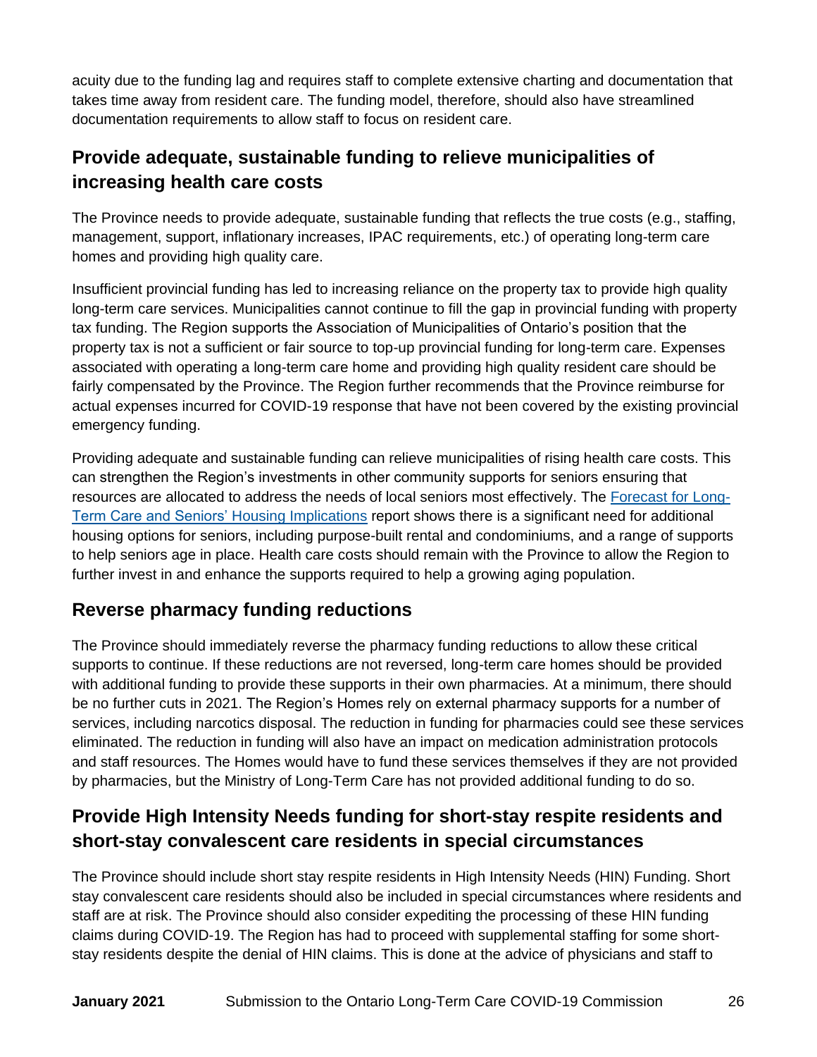acuity due to the funding lag and requires staff to complete extensive charting and documentation that takes time away from resident care. The funding model, therefore, should also have streamlined documentation requirements to allow staff to focus on resident care.

## Provide adequate, sustainable funding to relieve municipalities of increasing health care costs

The Province needs to provide adequate, sustainable funding that reflects the true costs (e.g., staffing, management, support, inflationary increases, IPAC requirements, etc.) of operating long-term care homes and providing high quality care.

Insufficient provincial funding has led to increasing reliance on the property tax to provide high quality long-term care services. Municipalities cannot continue to fill the gap in provincial funding with property tax funding. The Region supports the Association of Municipalities of Ontario's position that the property tax is not a sufficient or fair source to top-up provincial funding for long-term care. Expenses associated with operating a long-term care home and providing high quality resident care should be fairly compensated by the Province. The Region further recommends that the Province reimburse for actual expenses incurred for COVID-19 response that have not been covered by the existing provincial emergency funding.

Providing adequate and sustainable funding can relieve municipalities of rising health care costs. This can strengthen the Region's investments in other community supports for seniors ensuring that resources are allocated to address the needs of local seniors most effectively. The [Forecast for Long-Term Care and Seniors' Housing Implications]() report shows there is a significant need for additional housing options for seniors, including purpose-built rental and condominiums, and a range of supports to help seniors age in place. Health care costs should remain with the Province to allow the Region to further invest in and enhance the supports required to help a growing aging population.

## Reverse pharmacy funding reductions

The Province should immediately reverse the pharmacy funding reductions to allow these critical supports to continue. If these reductions are not reversed, long-term care homes should be provided with additional funding to provide these supports in their own pharmacies. At a minimum, there should be no further cuts in 2021. The Region's Homes rely on external pharmacy supports for a number of services, including narcotics disposal. The reduction in funding for pharmacies could see these services eliminated. The reduction in funding will also have an impact on medication administration protocols and staff resources. The Homes would have to fund these services themselves if they are not provided by pharmacies, but the Ministry of Long-Term Care has not provided additional funding to do so.

## Provide High Intensity Needs funding for short-stay respite residents and short-stay convalescent care residents in special circumstances

The Province should include short stay respite residents in High Intensity Needs (HIN) Funding. Short stay convalescent care residents should also be included in special circumstances where residents and staff are at risk. The Province should also consider expediting the processing of these HIN funding claims during COVID-19. The Region has had to proceed with supplemental staffing for some short-stay residents despite the denial of HIN claims. This is done at the advice of physicians and staff to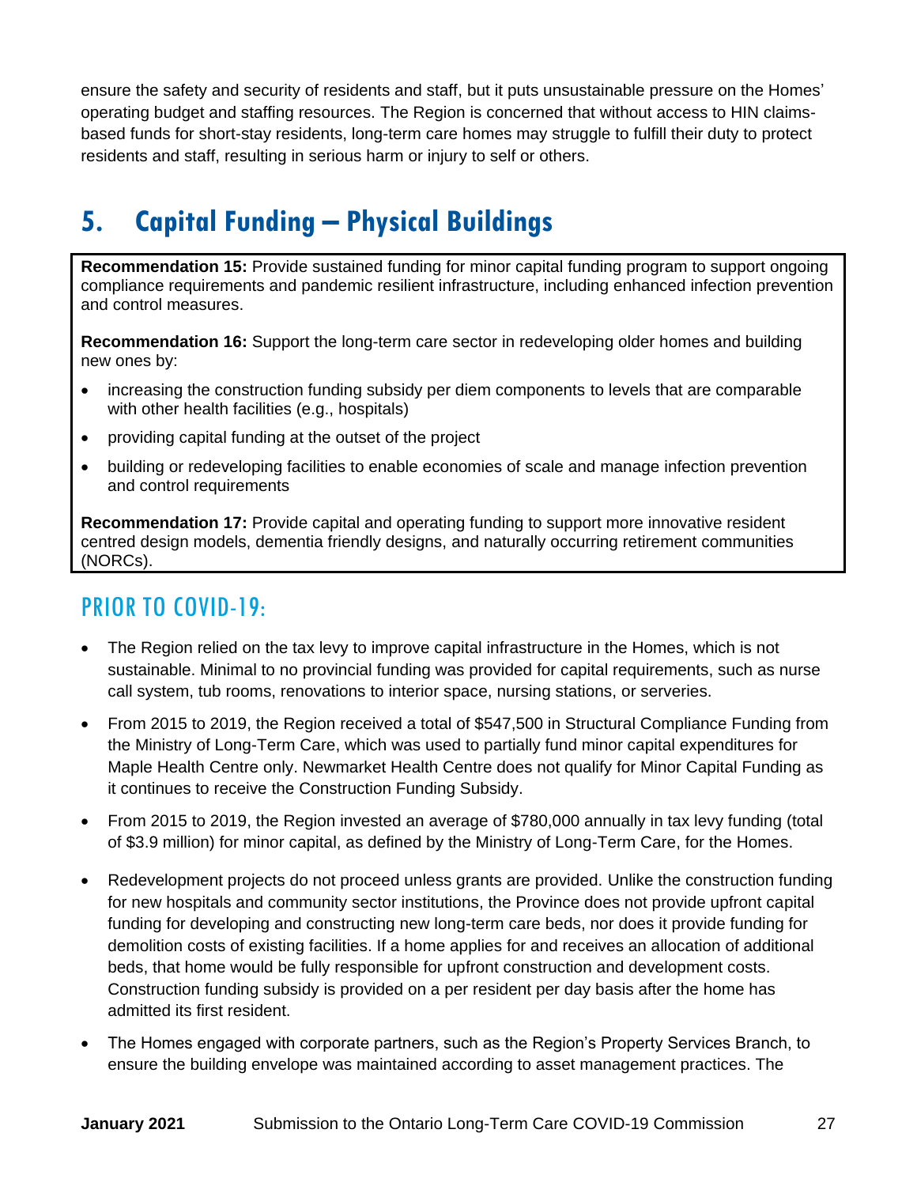ensure the safety and security of residents and staff, but it puts unsustainable pressure on the Homes' operating budget and staffing resources. The Region is concerned that without access to HIN claims-based funds for short-stay residents, long-term care homes may struggle to fulfill their duty to protect residents and staff, resulting in serious harm or injury to self or others.

## 5. Capital Funding – Physical Buildings

**Recommendation 15:** Provide sustained funding for minor capital funding program to support ongoing compliance requirements and pandemic resilient infrastructure, including enhanced infection prevention and control measures.

**Recommendation 16:** Support the long-term care sector in redeveloping older homes and building new ones by:

- increasing the construction funding subsidy per diem components to levels that are comparable with other health facilities (e.g., hospitals)
- providing capital funding at the outset of the project
- building or redeveloping facilities to enable economies of scale and manage infection prevention and control requirements

**Recommendation 17:** Provide capital and operating funding to support more innovative resident centred design models, dementia friendly designs, and naturally occurring retirement communities (NORCs).

### PRIOR TO COVID-19:

- The Region relied on the tax levy to improve capital infrastructure in the Homes, which is not sustainable. Minimal to no provincial funding was provided for capital requirements, such as nurse call system, tub rooms, renovations to interior space, nursing stations, or serveries.
- From 2015 to 2019, the Region received a total of $547,500 in Structural Compliance Funding from the Ministry of Long-Term Care, which was used to partially fund minor capital expenditures for Maple Health Centre only. Newmarket Health Centre does not qualify for Minor Capital Funding as it continues to receive the Construction Funding Subsidy.
- From 2015 to 2019, the Region invested an average of $780,000 annually in tax levy funding (total of $3.9 million) for minor capital, as defined by the Ministry of Long-Term Care, for the Homes.
- Redevelopment projects do not proceed unless grants are provided. Unlike the construction funding for new hospitals and community sector institutions, the Province does not provide upfront capital funding for developing and constructing new long-term care beds, nor does it provide funding for demolition costs of existing facilities. If a home applies for and receives an allocation of additional beds, that home would be fully responsible for upfront construction and development costs. Construction funding subsidy is provided on a per resident per day basis after the home has admitted its first resident.
- The Homes engaged with corporate partners, such as the Region's Property Services Branch, to ensure the building envelope was maintained according to asset management practices. The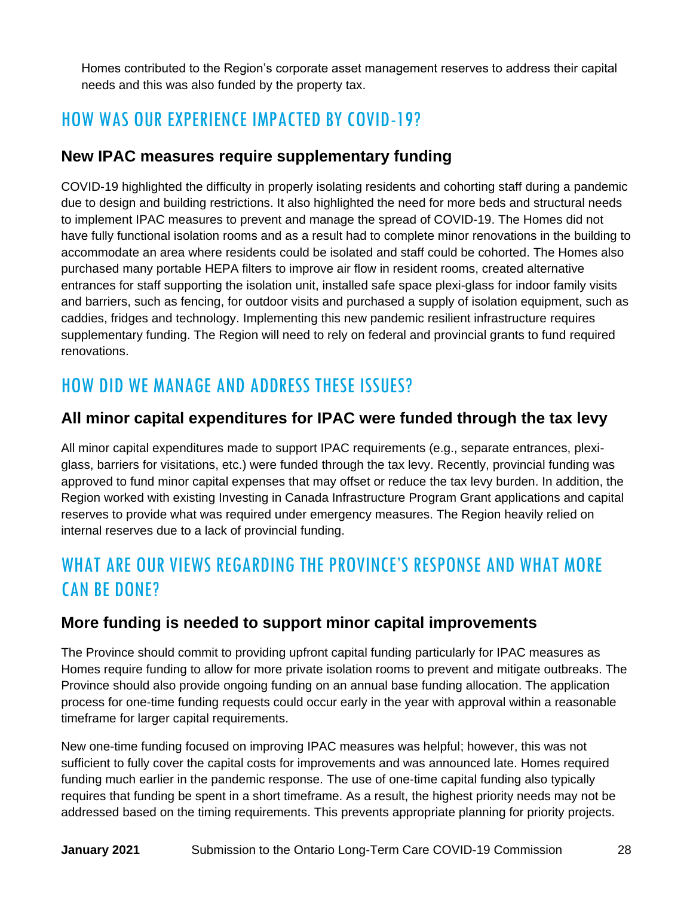Homes contributed to the Region's corporate asset management reserves to address their capital needs and this was also funded by the property tax.

## HOW WAS OUR EXPERIENCE IMPACTED BY COVID-19?

### New IPAC measures require supplementary funding

COVID-19 highlighted the difficulty in properly isolating residents and cohorting staff during a pandemic due to design and building restrictions. It also highlighted the need for more beds and structural needs to implement IPAC measures to prevent and manage the spread of COVID-19. The Homes did not have fully functional isolation rooms and as a result had to complete minor renovations in the building to accommodate an area where residents could be isolated and staff could be cohorted. The Homes also purchased many portable HEPA filters to improve air flow in resident rooms, created alternative entrances for staff supporting the isolation unit, installed safe space plexi-glass for indoor family visits and barriers, such as fencing, for outdoor visits and purchased a supply of isolation equipment, such as caddies, fridges and technology. Implementing this new pandemic resilient infrastructure requires supplementary funding. The Region will need to rely on federal and provincial grants to fund required renovations.

## HOW DID WE MANAGE AND ADDRESS THESE ISSUES?

### All minor capital expenditures for IPAC were funded through the tax levy

All minor capital expenditures made to support IPAC requirements (e.g., separate entrances, plexi-glass, barriers for visitations, etc.) were funded through the tax levy. Recently, provincial funding was approved to fund minor capital expenses that may offset or reduce the tax levy burden. In addition, the Region worked with existing Investing in Canada Infrastructure Program Grant applications and capital reserves to provide what was required under emergency measures. The Region heavily relied on internal reserves due to a lack of provincial funding.

## WHAT ARE OUR VIEWS REGARDING THE PROVINCE'S RESPONSE AND WHAT MORE CAN BE DONE?

### More funding is needed to support minor capital improvements

The Province should commit to providing upfront capital funding particularly for IPAC measures as Homes require funding to allow for more private isolation rooms to prevent and mitigate outbreaks. The Province should also provide ongoing funding on an annual base funding allocation. The application process for one-time funding requests could occur early in the year with approval within a reasonable timeframe for larger capital requirements.

New one-time funding focused on improving IPAC measures was helpful; however, this was not sufficient to fully cover the capital costs for improvements and was announced late. Homes required funding much earlier in the pandemic response. The use of one-time capital funding also typically requires that funding be spent in a short timeframe. As a result, the highest priority needs may not be addressed based on the timing requirements. This prevents appropriate planning for priority projects.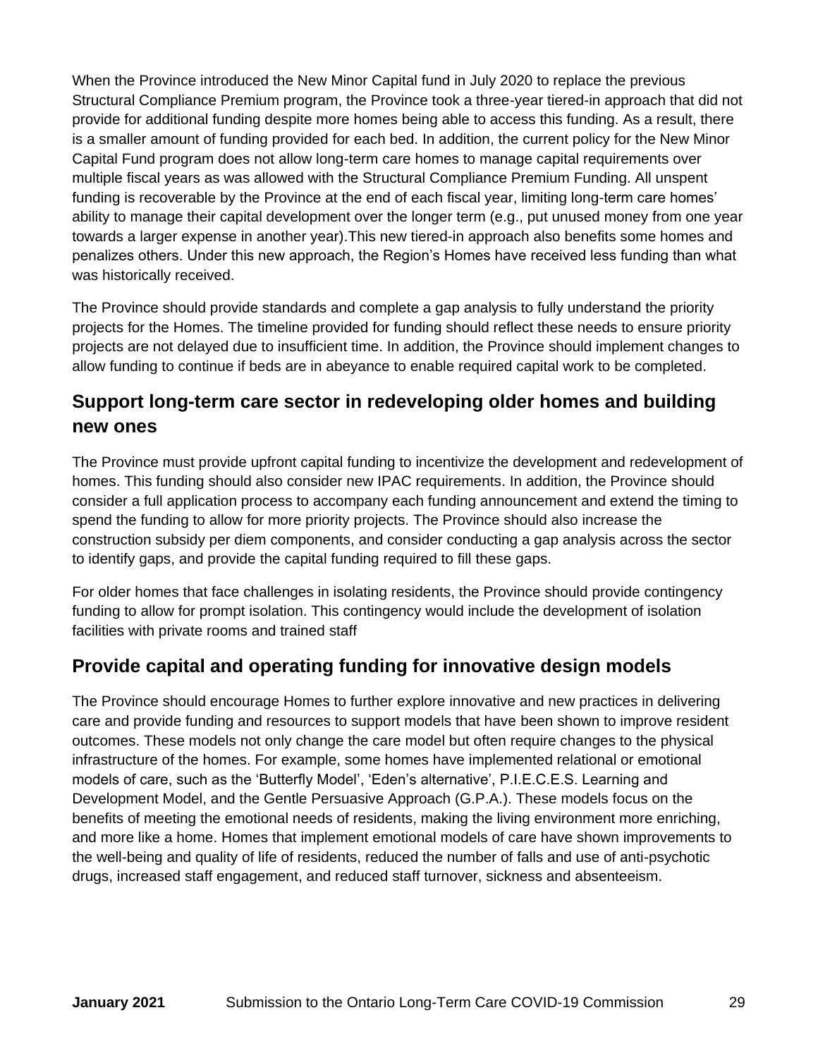When the Province introduced the New Minor Capital fund in July 2020 to replace the previous Structural Compliance Premium program, the Province took a three-year tiered-in approach that did not provide for additional funding despite more homes being able to access this funding. As a result, there is a smaller amount of funding provided for each bed. In addition, the current policy for the New Minor Capital Fund program does not allow long-term care homes to manage capital requirements over multiple fiscal years as was allowed with the Structural Compliance Premium Funding. All unspent funding is recoverable by the Province at the end of each fiscal year, limiting long-term care homes' ability to manage their capital development over the longer term (e.g., put unused money from one year towards a larger expense in another year).This new tiered-in approach also benefits some homes and penalizes others. Under this new approach, the Region's Homes have received less funding than what was historically received.

The Province should provide standards and complete a gap analysis to fully understand the priority projects for the Homes. The timeline provided for funding should reflect these needs to ensure priority projects are not delayed due to insufficient time. In addition, the Province should implement changes to allow funding to continue if beds are in abeyance to enable required capital work to be completed.

## Support long-term care sector in redeveloping older homes and building new ones

The Province must provide upfront capital funding to incentivize the development and redevelopment of homes. This funding should also consider new IPAC requirements. In addition, the Province should consider a full application process to accompany each funding announcement and extend the timing to spend the funding to allow for more priority projects. The Province should also increase the construction subsidy per diem components, and consider conducting a gap analysis across the sector to identify gaps, and provide the capital funding required to fill these gaps.

For older homes that face challenges in isolating residents, the Province should provide contingency funding to allow for prompt isolation. This contingency would include the development of isolation facilities with private rooms and trained staff

## Provide capital and operating funding for innovative design models

The Province should encourage Homes to further explore innovative and new practices in delivering care and provide funding and resources to support models that have been shown to improve resident outcomes. These models not only change the care model but often require changes to the physical infrastructure of the homes. For example, some homes have implemented relational or emotional models of care, such as the 'Butterfly Model', 'Eden's alternative', P.I.E.C.E.S. Learning and Development Model, and the Gentle Persuasive Approach (G.P.A.). These models focus on the benefits of meeting the emotional needs of residents, making the living environment more enriching, and more like a home. Homes that implement emotional models of care have shown improvements to the well-being and quality of life of residents, reduced the number of falls and use of anti-psychotic drugs, increased staff engagement, and reduced staff turnover, sickness and absenteeism.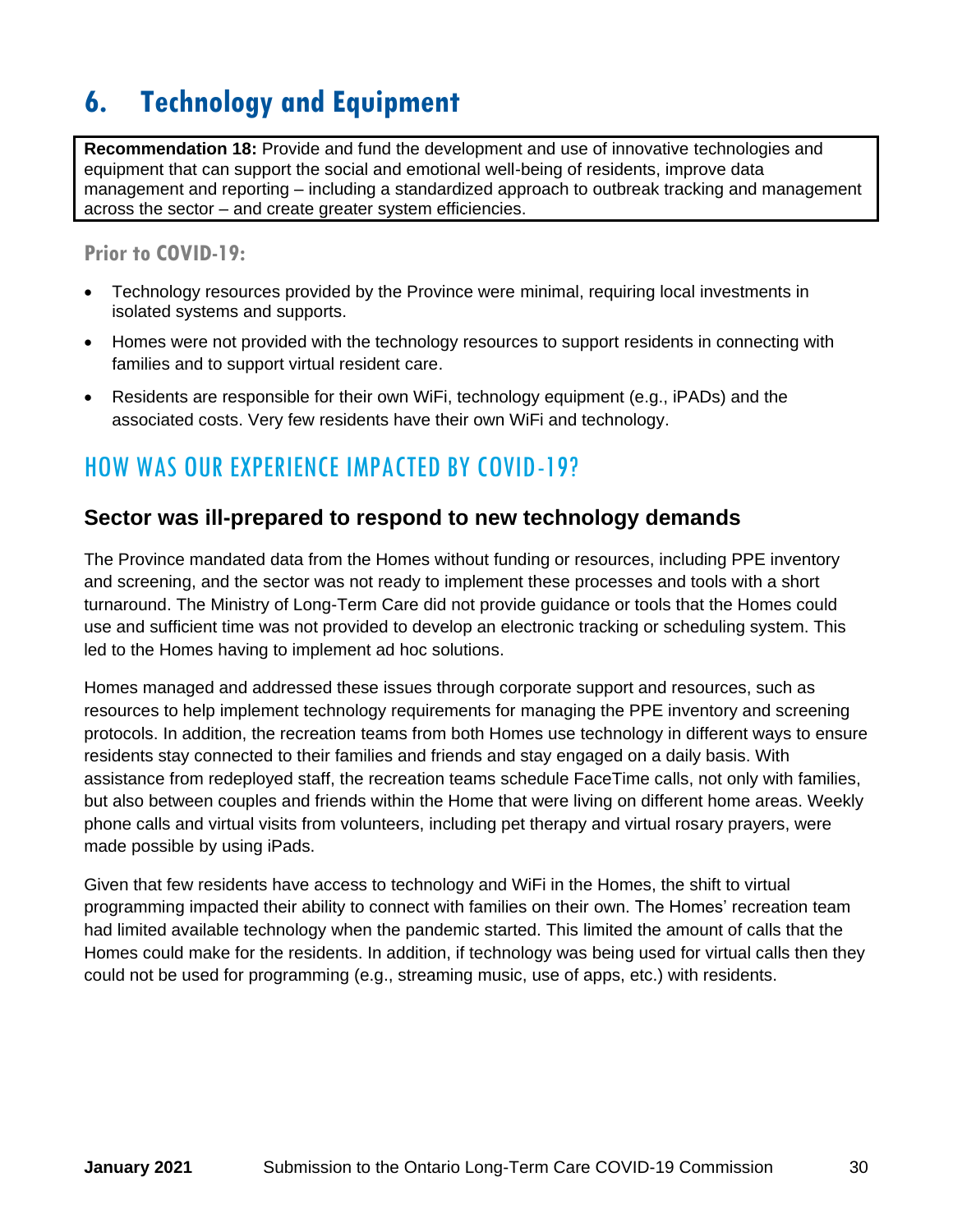# 6. Technology and Equipment

**Recommendation 18:** Provide and fund the development and use of innovative technologies and equipment that can support the social and emotional well-being of residents, improve data management and reporting – including a standardized approach to outbreak tracking and management across the sector – and create greater system efficiencies.

**Prior to COVID-19:**

- Technology resources provided by the Province were minimal, requiring local investments in isolated systems and supports.
- Homes were not provided with the technology resources to support residents in connecting with families and to support virtual resident care.
- Residents are responsible for their own WiFi, technology equipment (e.g., iPADs) and the associated costs. Very few residents have their own WiFi and technology.

## HOW WAS OUR EXPERIENCE IMPACTED BY COVID-19?

### Sector was ill-prepared to respond to new technology demands

The Province mandated data from the Homes without funding or resources, including PPE inventory and screening, and the sector was not ready to implement these processes and tools with a short turnaround. The Ministry of Long-Term Care did not provide guidance or tools that the Homes could use and sufficient time was not provided to develop an electronic tracking or scheduling system. This led to the Homes having to implement ad hoc solutions.

Homes managed and addressed these issues through corporate support and resources, such as resources to help implement technology requirements for managing the PPE inventory and screening protocols. In addition, the recreation teams from both Homes use technology in different ways to ensure residents stay connected to their families and friends and stay engaged on a daily basis. With assistance from redeployed staff, the recreation teams schedule FaceTime calls, not only with families, but also between couples and friends within the Home that were living on different home areas. Weekly phone calls and virtual visits from volunteers, including pet therapy and virtual rosary prayers, were made possible by using iPads.

Given that few residents have access to technology and WiFi in the Homes, the shift to virtual programming impacted their ability to connect with families on their own. The Homes' recreation team had limited available technology when the pandemic started. This limited the amount of calls that the Homes could make for the residents. In addition, if technology was being used for virtual calls then they could not be used for programming (e.g., streaming music, use of apps, etc.) with residents.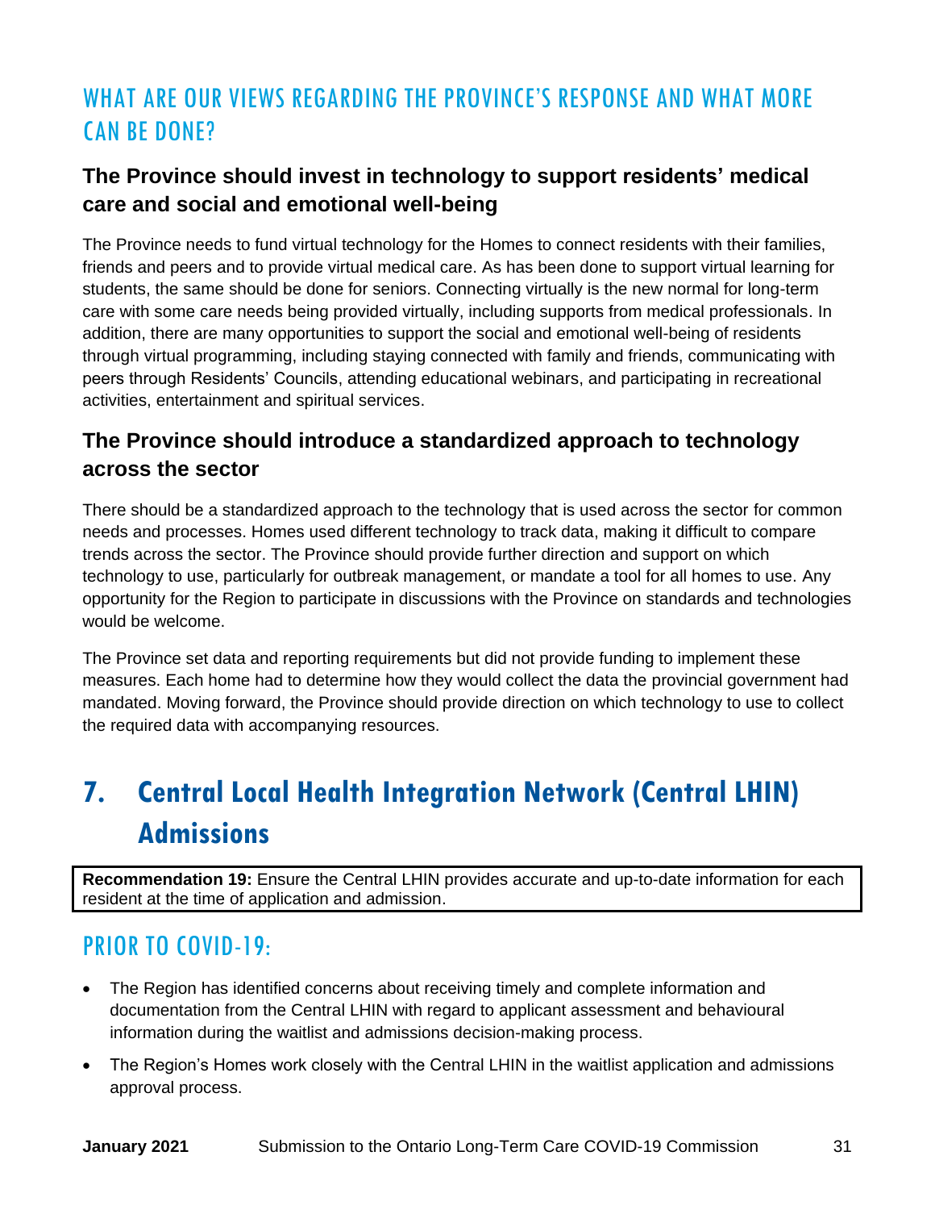## WHAT ARE OUR VIEWS REGARDING THE PROVINCE'S RESPONSE AND WHAT MORE CAN BE DONE?

### The Province should invest in technology to support residents' medical care and social and emotional well-being

The Province needs to fund virtual technology for the Homes to connect residents with their families, friends and peers and to provide virtual medical care. As has been done to support virtual learning for students, the same should be done for seniors. Connecting virtually is the new normal for long-term care with some care needs being provided virtually, including supports from medical professionals. In addition, there are many opportunities to support the social and emotional well-being of residents through virtual programming, including staying connected with family and friends, communicating with peers through Residents' Councils, attending educational webinars, and participating in recreational activities, entertainment and spiritual services.

### The Province should introduce a standardized approach to technology across the sector

There should be a standardized approach to the technology that is used across the sector for common needs and processes. Homes used different technology to track data, making it difficult to compare trends across the sector. The Province should provide further direction and support on which technology to use, particularly for outbreak management, or mandate a tool for all homes to use. Any opportunity for the Region to participate in discussions with the Province on standards and technologies would be welcome.

The Province set data and reporting requirements but did not provide funding to implement these measures. Each home had to determine how they would collect the data the provincial government had mandated. Moving forward, the Province should provide direction on which technology to use to collect the required data with accompanying resources.

# 7. Central Local Health Integration Network (Central LHIN) Admissions

**Recommendation 19:** Ensure the Central LHIN provides accurate and up-to-date information for each resident at the time of application and admission.

## PRIOR TO COVID-19:

- The Region has identified concerns about receiving timely and complete information and documentation from the Central LHIN with regard to applicant assessment and behavioural information during the waitlist and admissions decision-making process.
- The Region's Homes work closely with the Central LHIN in the waitlist application and admissions approval process.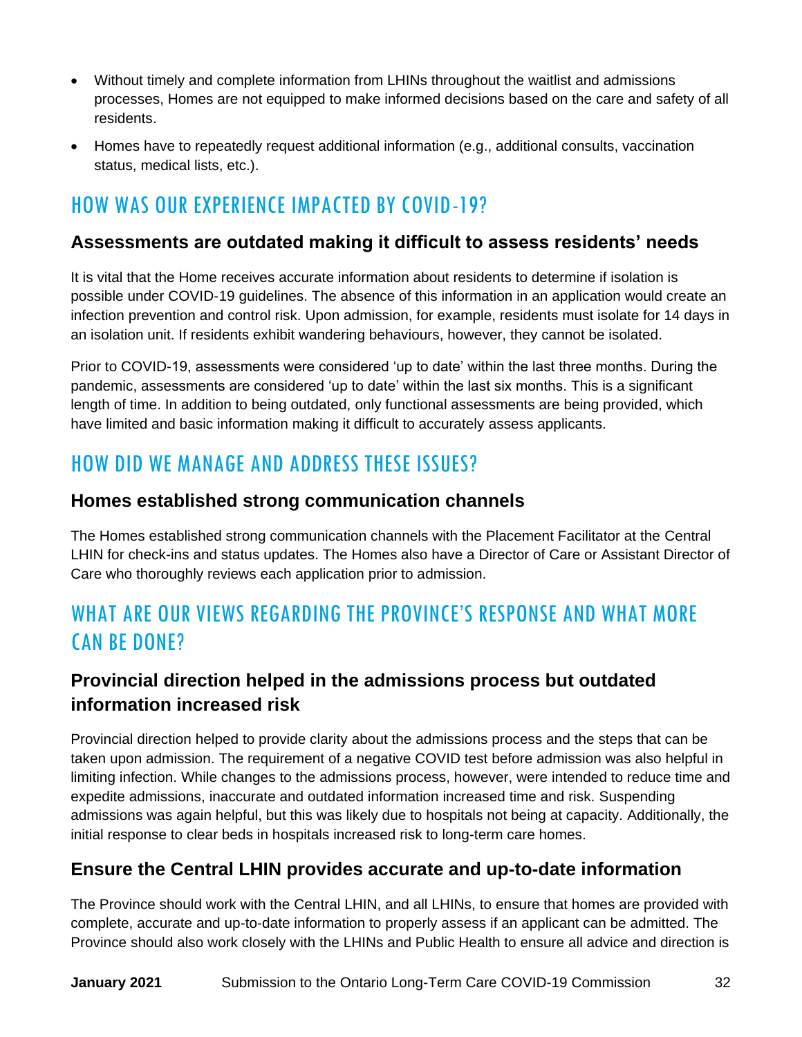- Without timely and complete information from LHINs throughout the waitlist and admissions processes, Homes are not equipped to make informed decisions based on the care and safety of all residents.
- Homes have to repeatedly request additional information (e.g., additional consults, vaccination status, medical lists, etc.).

## HOW WAS OUR EXPERIENCE IMPACTED BY COVID-19?

### Assessments are outdated making it difficult to assess residents' needs

It is vital that the Home receives accurate information about residents to determine if isolation is possible under COVID-19 guidelines. The absence of this information in an application would create an infection prevention and control risk. Upon admission, for example, residents must isolate for 14 days in an isolation unit. If residents exhibit wandering behaviours, however, they cannot be isolated.

Prior to COVID-19, assessments were considered 'up to date' within the last three months. During the pandemic, assessments are considered 'up to date' within the last six months. This is a significant length of time. In addition to being outdated, only functional assessments are being provided, which have limited and basic information making it difficult to accurately assess applicants.

## HOW DID WE MANAGE AND ADDRESS THESE ISSUES?

### Homes established strong communication channels

The Homes established strong communication channels with the Placement Facilitator at the Central LHIN for check-ins and status updates. The Homes also have a Director of Care or Assistant Director of Care who thoroughly reviews each application prior to admission.

## WHAT ARE OUR VIEWS REGARDING THE PROVINCE'S RESPONSE AND WHAT MORE CAN BE DONE?

### Provincial direction helped in the admissions process but outdated information increased risk

Provincial direction helped to provide clarity about the admissions process and the steps that can be taken upon admission. The requirement of a negative COVID test before admission was also helpful in limiting infection. While changes to the admissions process, however, were intended to reduce time and expedite admissions, inaccurate and outdated information increased time and risk. Suspending admissions was again helpful, but this was likely due to hospitals not being at capacity. Additionally, the initial response to clear beds in hospitals increased risk to long-term care homes.

### Ensure the Central LHIN provides accurate and up-to-date information

The Province should work with the Central LHIN, and all LHINs, to ensure that homes are provided with complete, accurate and up-to-date information to properly assess if an applicant can be admitted. The Province should also work closely with the LHINs and Public Health to ensure all advice and direction is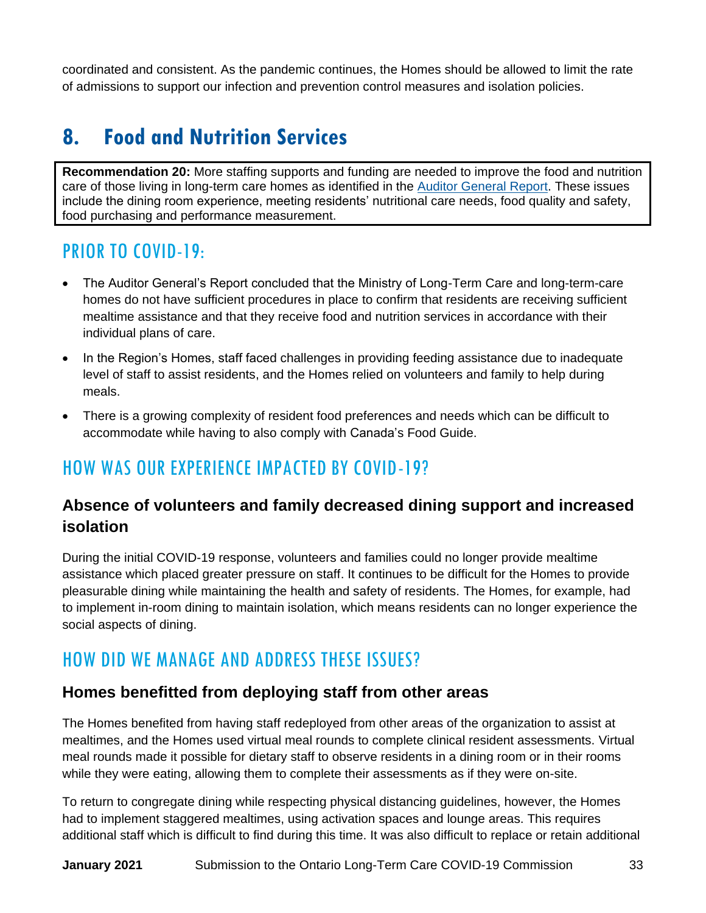coordinated and consistent. As the pandemic continues, the Homes should be allowed to limit the rate of admissions to support our infection and prevention control measures and isolation policies.

# 8. Food and Nutrition Services

**Recommendation 20:** More staffing supports and funding are needed to improve the food and nutrition care of those living in long-term care homes as identified in the [Auditor General Report](). These issues include the dining room experience, meeting residents' nutritional care needs, food quality and safety, food purchasing and performance measurement.

## PRIOR TO COVID-19:

- The Auditor General's Report concluded that the Ministry of Long-Term Care and long-term-care homes do not have sufficient procedures in place to confirm that residents are receiving sufficient mealtime assistance and that they receive food and nutrition services in accordance with their individual plans of care.
- In the Region's Homes, staff faced challenges in providing feeding assistance due to inadequate level of staff to assist residents, and the Homes relied on volunteers and family to help during meals.
- There is a growing complexity of resident food preferences and needs which can be difficult to accommodate while having to also comply with Canada's Food Guide.

## HOW WAS OUR EXPERIENCE IMPACTED BY COVID-19?

### Absence of volunteers and family decreased dining support and increased isolation

During the initial COVID-19 response, volunteers and families could no longer provide mealtime assistance which placed greater pressure on staff. It continues to be difficult for the Homes to provide pleasurable dining while maintaining the health and safety of residents. The Homes, for example, had to implement in-room dining to maintain isolation, which means residents can no longer experience the social aspects of dining.

## HOW DID WE MANAGE AND ADDRESS THESE ISSUES?

### Homes benefitted from deploying staff from other areas

The Homes benefited from having staff redeployed from other areas of the organization to assist at mealtimes, and the Homes used virtual meal rounds to complete clinical resident assessments. Virtual meal rounds made it possible for dietary staff to observe residents in a dining room or in their rooms while they were eating, allowing them to complete their assessments as if they were on-site.

To return to congregate dining while respecting physical distancing guidelines, however, the Homes had to implement staggered mealtimes, using activation spaces and lounge areas. This requires additional staff which is difficult to find during this time. It was also difficult to replace or retain additional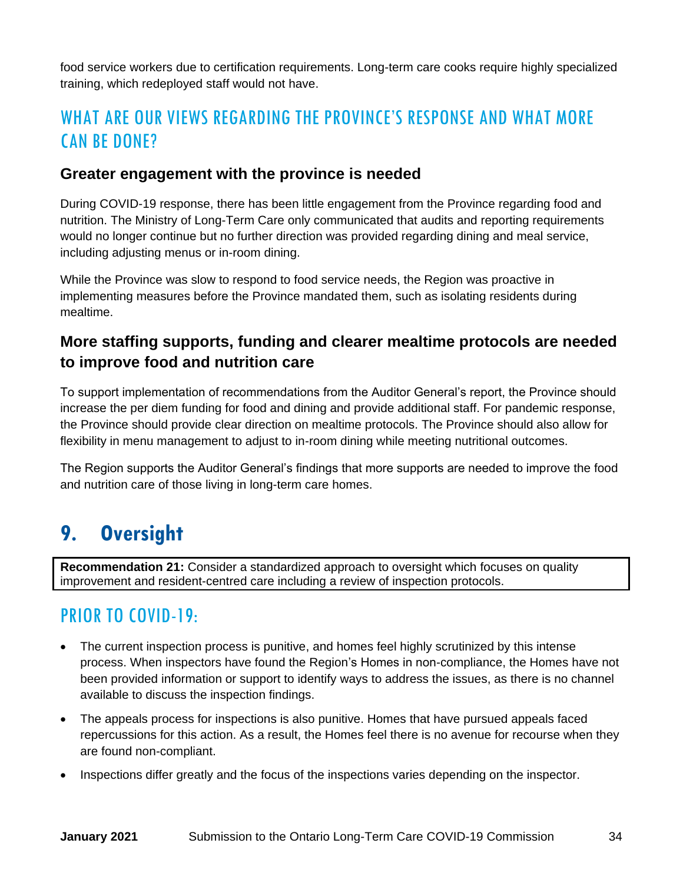food service workers due to certification requirements. Long-term care cooks require highly specialized training, which redeployed staff would not have.

## WHAT ARE OUR VIEWS REGARDING THE PROVINCE'S RESPONSE AND WHAT MORE CAN BE DONE?

### Greater engagement with the province is needed

During COVID-19 response, there has been little engagement from the Province regarding food and nutrition. The Ministry of Long-Term Care only communicated that audits and reporting requirements would no longer continue but no further direction was provided regarding dining and meal service, including adjusting menus or in-room dining.

While the Province was slow to respond to food service needs, the Region was proactive in implementing measures before the Province mandated them, such as isolating residents during mealtime.

### More staffing supports, funding and clearer mealtime protocols are needed to improve food and nutrition care

To support implementation of recommendations from the Auditor General's report, the Province should increase the per diem funding for food and dining and provide additional staff. For pandemic response, the Province should provide clear direction on mealtime protocols. The Province should also allow for flexibility in menu management to adjust to in-room dining while meeting nutritional outcomes.

The Region supports the Auditor General's findings that more supports are needed to improve the food and nutrition care of those living in long-term care homes.

# 9. Oversight

**Recommendation 21:** Consider a standardized approach to oversight which focuses on quality improvement and resident-centred care including a review of inspection protocols.

## PRIOR TO COVID-19:

- The current inspection process is punitive, and homes feel highly scrutinized by this intense process. When inspectors have found the Region's Homes in non-compliance, the Homes have not been provided information or support to identify ways to address the issues, as there is no channel available to discuss the inspection findings.
- The appeals process for inspections is also punitive. Homes that have pursued appeals faced repercussions for this action. As a result, the Homes feel there is no avenue for recourse when they are found non-compliant.
- Inspections differ greatly and the focus of the inspections varies depending on the inspector.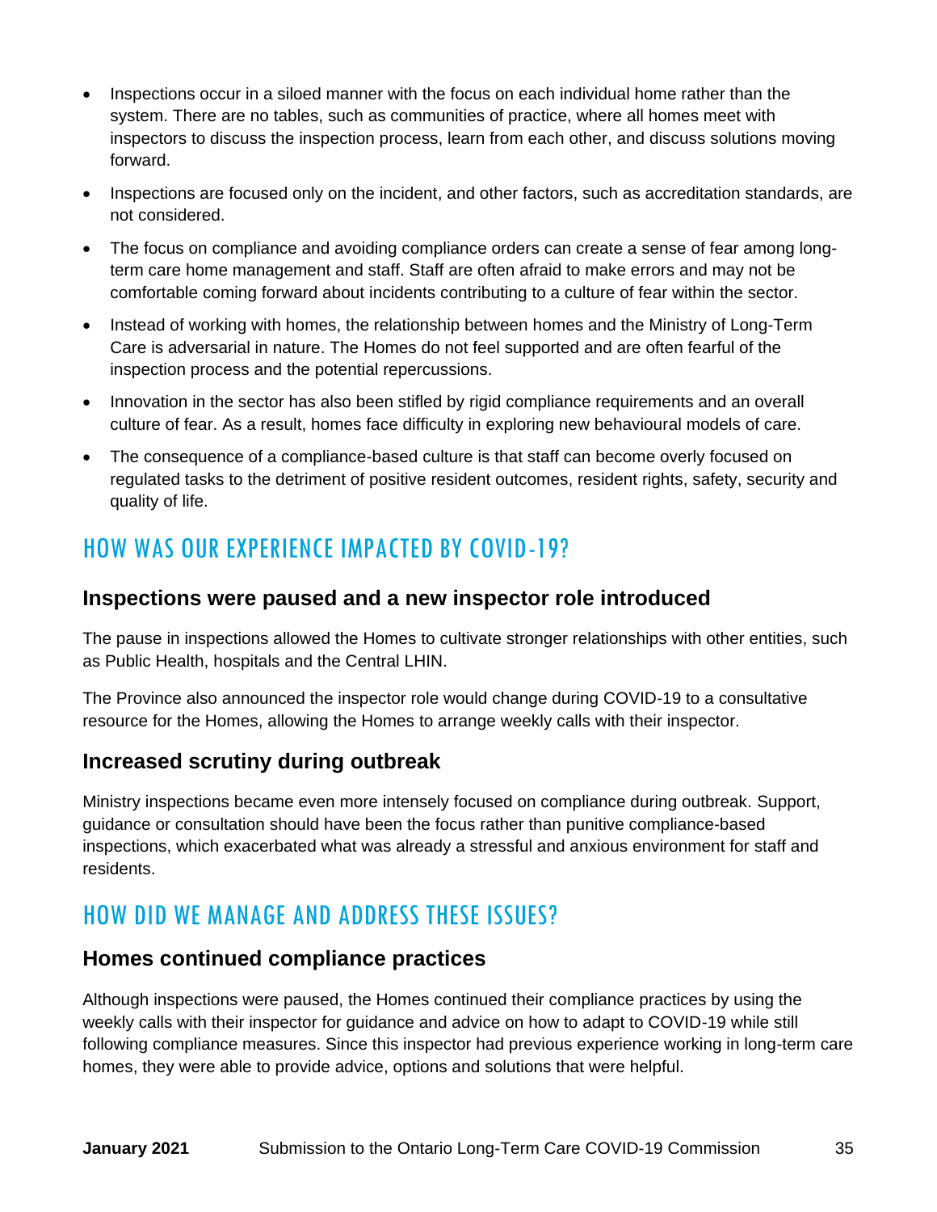- Inspections occur in a siloed manner with the focus on each individual home rather than the system. There are no tables, such as communities of practice, where all homes meet with inspectors to discuss the inspection process, learn from each other, and discuss solutions moving forward.
- Inspections are focused only on the incident, and other factors, such as accreditation standards, are not considered.
- The focus on compliance and avoiding compliance orders can create a sense of fear among long-term care home management and staff. Staff are often afraid to make errors and may not be comfortable coming forward about incidents contributing to a culture of fear within the sector.
- Instead of working with homes, the relationship between homes and the Ministry of Long-Term Care is adversarial in nature. The Homes do not feel supported and are often fearful of the inspection process and the potential repercussions.
- Innovation in the sector has also been stifled by rigid compliance requirements and an overall culture of fear. As a result, homes face difficulty in exploring new behavioural models of care.
- The consequence of a compliance-based culture is that staff can become overly focused on regulated tasks to the detriment of positive resident outcomes, resident rights, safety, security and quality of life.

## HOW WAS OUR EXPERIENCE IMPACTED BY COVID-19?

### Inspections were paused and a new inspector role introduced

The pause in inspections allowed the Homes to cultivate stronger relationships with other entities, such as Public Health, hospitals and the Central LHIN.

The Province also announced the inspector role would change during COVID-19 to a consultative resource for the Homes, allowing the Homes to arrange weekly calls with their inspector.

### Increased scrutiny during outbreak

Ministry inspections became even more intensely focused on compliance during outbreak. Support, guidance or consultation should have been the focus rather than punitive compliance-based inspections, which exacerbated what was already a stressful and anxious environment for staff and residents.

## HOW DID WE MANAGE AND ADDRESS THESE ISSUES?

### Homes continued compliance practices

Although inspections were paused, the Homes continued their compliance practices by using the weekly calls with their inspector for guidance and advice on how to adapt to COVID-19 while still following compliance measures. Since this inspector had previous experience working in long-term care homes, they were able to provide advice, options and solutions that were helpful.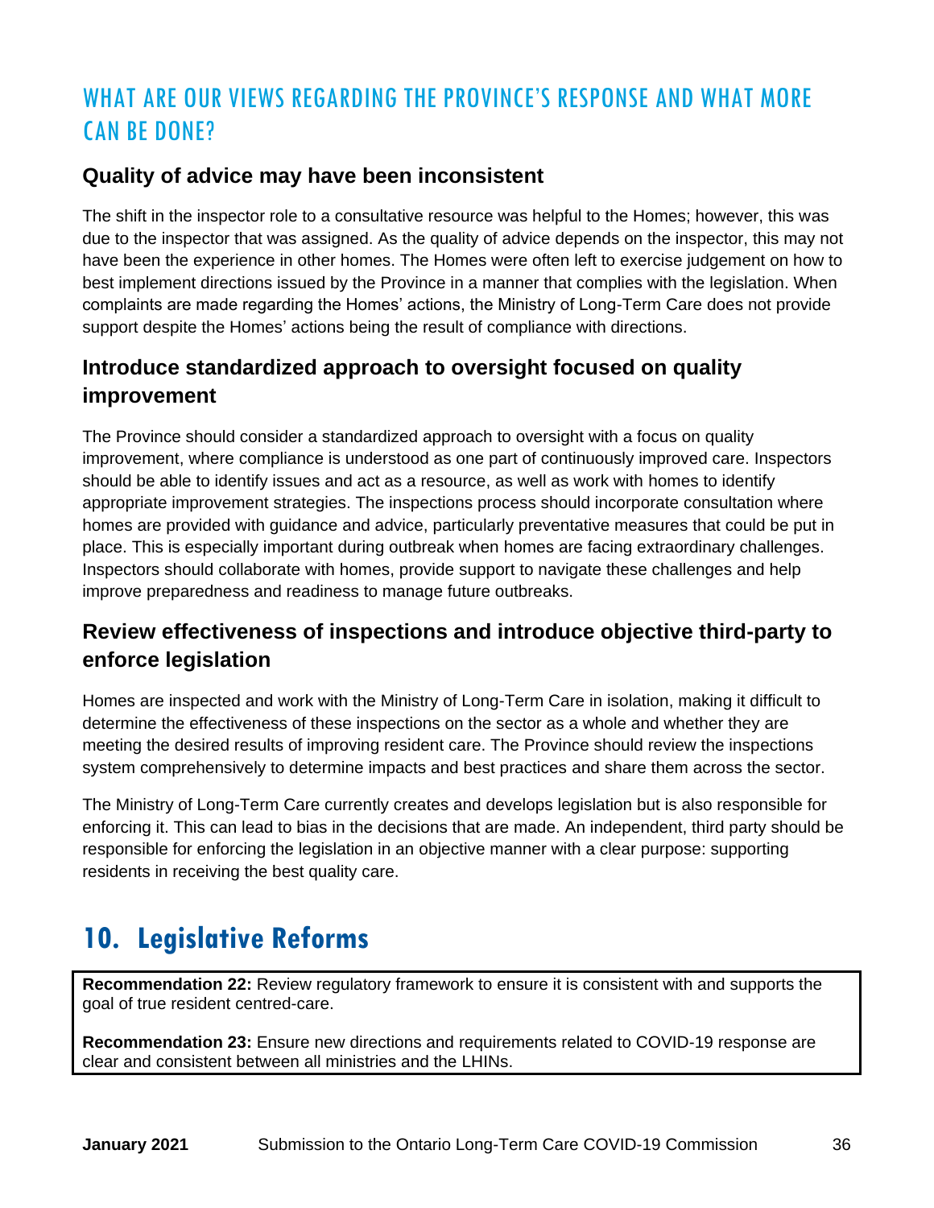## WHAT ARE OUR VIEWS REGARDING THE PROVINCE'S RESPONSE AND WHAT MORE CAN BE DONE?

### Quality of advice may have been inconsistent

The shift in the inspector role to a consultative resource was helpful to the Homes; however, this was due to the inspector that was assigned. As the quality of advice depends on the inspector, this may not have been the experience in other homes. The Homes were often left to exercise judgement on how to best implement directions issued by the Province in a manner that complies with the legislation. When complaints are made regarding the Homes' actions, the Ministry of Long-Term Care does not provide support despite the Homes' actions being the result of compliance with directions.

### Introduce standardized approach to oversight focused on quality improvement

The Province should consider a standardized approach to oversight with a focus on quality improvement, where compliance is understood as one part of continuously improved care. Inspectors should be able to identify issues and act as a resource, as well as work with homes to identify appropriate improvement strategies. The inspections process should incorporate consultation where homes are provided with guidance and advice, particularly preventative measures that could be put in place. This is especially important during outbreak when homes are facing extraordinary challenges. Inspectors should collaborate with homes, provide support to navigate these challenges and help improve preparedness and readiness to manage future outbreaks.

### Review effectiveness of inspections and introduce objective third-party to enforce legislation

Homes are inspected and work with the Ministry of Long-Term Care in isolation, making it difficult to determine the effectiveness of these inspections on the sector as a whole and whether they are meeting the desired results of improving resident care. The Province should review the inspections system comprehensively to determine impacts and best practices and share them across the sector.

The Ministry of Long-Term Care currently creates and develops legislation but is also responsible for enforcing it. This can lead to bias in the decisions that are made. An independent, third party should be responsible for enforcing the legislation in an objective manner with a clear purpose: supporting residents in receiving the best quality care.

# 10. Legislative Reforms

**Recommendation 22:** Review regulatory framework to ensure it is consistent with and supports the goal of true resident centred-care.

**Recommendation 23:** Ensure new directions and requirements related to COVID-19 response are clear and consistent between all ministries and the LHINs.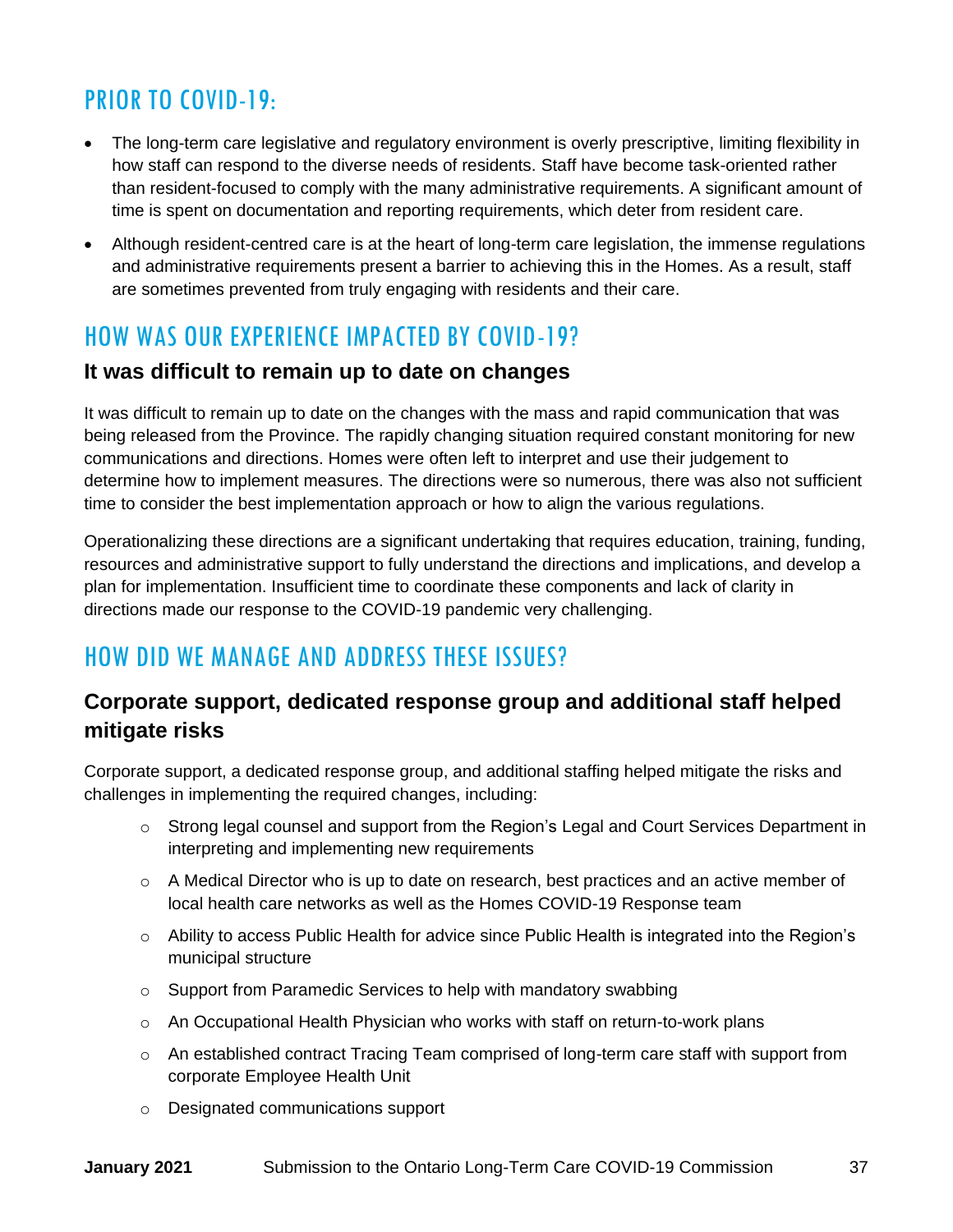## PRIOR TO COVID-19:

- The long-term care legislative and regulatory environment is overly prescriptive, limiting flexibility in how staff can respond to the diverse needs of residents. Staff have become task-oriented rather than resident-focused to comply with the many administrative requirements. A significant amount of time is spent on documentation and reporting requirements, which deter from resident care.
- Although resident-centred care is at the heart of long-term care legislation, the immense regulations and administrative requirements present a barrier to achieving this in the Homes. As a result, staff are sometimes prevented from truly engaging with residents and their care.

## HOW WAS OUR EXPERIENCE IMPACTED BY COVID-19?

### It was difficult to remain up to date on changes

It was difficult to remain up to date on the changes with the mass and rapid communication that was being released from the Province. The rapidly changing situation required constant monitoring for new communications and directions. Homes were often left to interpret and use their judgement to determine how to implement measures. The directions were so numerous, there was also not sufficient time to consider the best implementation approach or how to align the various regulations.

Operationalizing these directions are a significant undertaking that requires education, training, funding, resources and administrative support to fully understand the directions and implications, and develop a plan for implementation. Insufficient time to coordinate these components and lack of clarity in directions made our response to the COVID-19 pandemic very challenging.

## HOW DID WE MANAGE AND ADDRESS THESE ISSUES?

### Corporate support, dedicated response group and additional staff helped mitigate risks

Corporate support, a dedicated response group, and additional staffing helped mitigate the risks and challenges in implementing the required changes, including:

- Strong legal counsel and support from the Region's Legal and Court Services Department in interpreting and implementing new requirements
- A Medical Director who is up to date on research, best practices and an active member of local health care networks as well as the Homes COVID-19 Response team
- Ability to access Public Health for advice since Public Health is integrated into the Region's municipal structure
- Support from Paramedic Services to help with mandatory swabbing
- An Occupational Health Physician who works with staff on return-to-work plans
- An established contract Tracing Team comprised of long-term care staff with support from corporate Employee Health Unit
- Designated communications support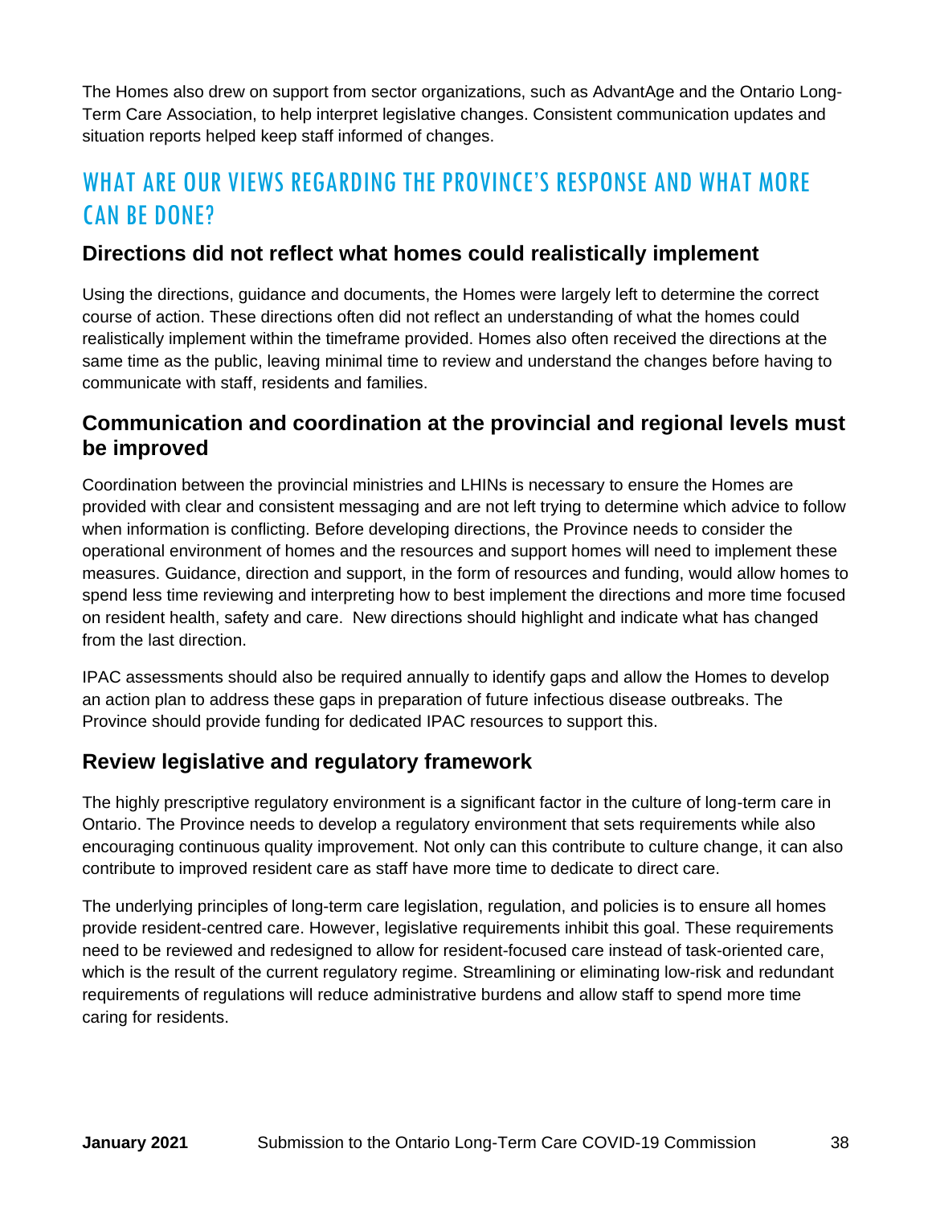The Homes also drew on support from sector organizations, such as AdvantAge and the Ontario Long-Term Care Association, to help interpret legislative changes. Consistent communication updates and situation reports helped keep staff informed of changes.

## WHAT ARE OUR VIEWS REGARDING THE PROVINCE'S RESPONSE AND WHAT MORE CAN BE DONE?

### Directions did not reflect what homes could realistically implement

Using the directions, guidance and documents, the Homes were largely left to determine the correct course of action. These directions often did not reflect an understanding of what the homes could realistically implement within the timeframe provided. Homes also often received the directions at the same time as the public, leaving minimal time to review and understand the changes before having to communicate with staff, residents and families.

### Communication and coordination at the provincial and regional levels must be improved

Coordination between the provincial ministries and LHINs is necessary to ensure the Homes are provided with clear and consistent messaging and are not left trying to determine which advice to follow when information is conflicting. Before developing directions, the Province needs to consider the operational environment of homes and the resources and support homes will need to implement these measures. Guidance, direction and support, in the form of resources and funding, would allow homes to spend less time reviewing and interpreting how to best implement the directions and more time focused on resident health, safety and care. New directions should highlight and indicate what has changed from the last direction.

IPAC assessments should also be required annually to identify gaps and allow the Homes to develop an action plan to address these gaps in preparation of future infectious disease outbreaks. The Province should provide funding for dedicated IPAC resources to support this.

### Review legislative and regulatory framework

The highly prescriptive regulatory environment is a significant factor in the culture of long-term care in Ontario. The Province needs to develop a regulatory environment that sets requirements while also encouraging continuous quality improvement. Not only can this contribute to culture change, it can also contribute to improved resident care as staff have more time to dedicate to direct care.

The underlying principles of long-term care legislation, regulation, and policies is to ensure all homes provide resident-centred care. However, legislative requirements inhibit this goal. These requirements need to be reviewed and redesigned to allow for resident-focused care instead of task-oriented care, which is the result of the current regulatory regime. Streamlining or eliminating low-risk and redundant requirements of regulations will reduce administrative burdens and allow staff to spend more time caring for residents.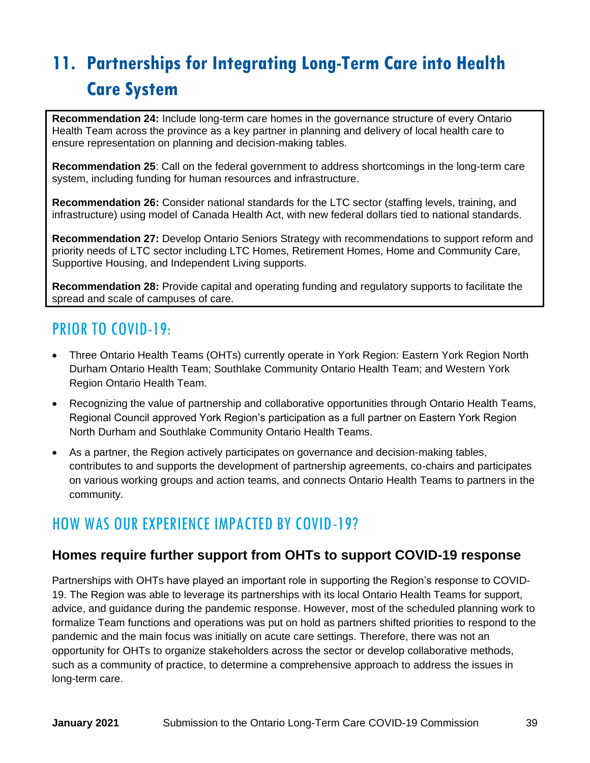# 11. Partnerships for Integrating Long-Term Care into Health Care System

**Recommendation 24:** Include long-term care homes in the governance structure of every Ontario Health Team across the province as a key partner in planning and delivery of local health care to ensure representation on planning and decision-making tables.

**Recommendation 25**: Call on the federal government to address shortcomings in the long-term care system, including funding for human resources and infrastructure.

**Recommendation 26:** Consider national standards for the LTC sector (staffing levels, training, and infrastructure) using model of Canada Health Act, with new federal dollars tied to national standards.

**Recommendation 27:** Develop Ontario Seniors Strategy with recommendations to support reform and priority needs of LTC sector including LTC Homes, Retirement Homes, Home and Community Care, Supportive Housing, and Independent Living supports.

**Recommendation 28:** Provide capital and operating funding and regulatory supports to facilitate the spread and scale of campuses of care.

## PRIOR TO COVID-19:

- Three Ontario Health Teams (OHTs) currently operate in York Region: Eastern York Region North Durham Ontario Health Team; Southlake Community Ontario Health Team; and Western York Region Ontario Health Team.
- Recognizing the value of partnership and collaborative opportunities through Ontario Health Teams, Regional Council approved York Region's participation as a full partner on Eastern York Region North Durham and Southlake Community Ontario Health Teams.
- As a partner, the Region actively participates on governance and decision-making tables, contributes to and supports the development of partnership agreements, co-chairs and participates on various working groups and action teams, and connects Ontario Health Teams to partners in the community.

## HOW WAS OUR EXPERIENCE IMPACTED BY COVID-19?

### Homes require further support from OHTs to support COVID-19 response

Partnerships with OHTs have played an important role in supporting the Region's response to COVID-19. The Region was able to leverage its partnerships with its local Ontario Health Teams for support, advice, and guidance during the pandemic response. However, most of the scheduled planning work to formalize Team functions and operations was put on hold as partners shifted priorities to respond to the pandemic and the main focus was initially on acute care settings. Therefore, there was not an opportunity for OHTs to organize stakeholders across the sector or develop collaborative methods, such as a community of practice, to determine a comprehensive approach to address the issues in long-term care.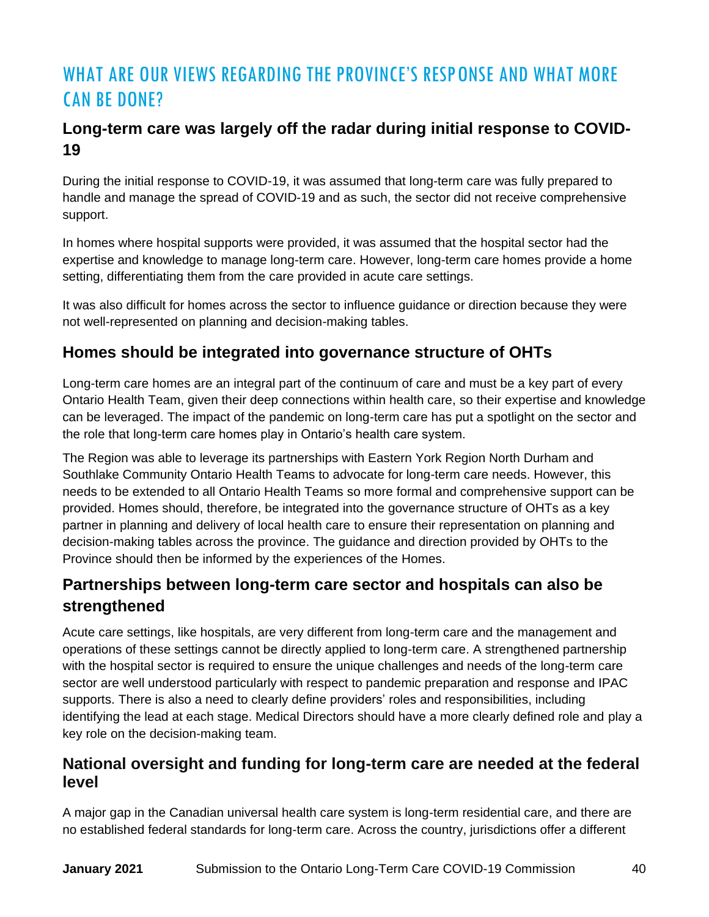# WHAT ARE OUR VIEWS REGARDING THE PROVINCE'S RESPONSE AND WHAT MORE CAN BE DONE?

## Long-term care was largely off the radar during initial response to COVID-19

During the initial response to COVID-19, it was assumed that long-term care was fully prepared to handle and manage the spread of COVID-19 and as such, the sector did not receive comprehensive support.

In homes where hospital supports were provided, it was assumed that the hospital sector had the expertise and knowledge to manage long-term care. However, long-term care homes provide a home setting, differentiating them from the care provided in acute care settings.

It was also difficult for homes across the sector to influence guidance or direction because they were not well-represented on planning and decision-making tables.

## Homes should be integrated into governance structure of OHTs

Long-term care homes are an integral part of the continuum of care and must be a key part of every Ontario Health Team, given their deep connections within health care, so their expertise and knowledge can be leveraged. The impact of the pandemic on long-term care has put a spotlight on the sector and the role that long-term care homes play in Ontario's health care system.

The Region was able to leverage its partnerships with Eastern York Region North Durham and Southlake Community Ontario Health Teams to advocate for long-term care needs. However, this needs to be extended to all Ontario Health Teams so more formal and comprehensive support can be provided. Homes should, therefore, be integrated into the governance structure of OHTs as a key partner in planning and delivery of local health care to ensure their representation on planning and decision-making tables across the province. The guidance and direction provided by OHTs to the Province should then be informed by the experiences of the Homes.

## Partnerships between long-term care sector and hospitals can also be strengthened

Acute care settings, like hospitals, are very different from long-term care and the management and operations of these settings cannot be directly applied to long-term care. A strengthened partnership with the hospital sector is required to ensure the unique challenges and needs of the long-term care sector are well understood particularly with respect to pandemic preparation and response and IPAC supports. There is also a need to clearly define providers' roles and responsibilities, including identifying the lead at each stage. Medical Directors should have a more clearly defined role and play a key role on the decision-making team.

## National oversight and funding for long-term care are needed at the federal level

A major gap in the Canadian universal health care system is long-term residential care, and there are no established federal standards for long-term care. Across the country, jurisdictions offer a different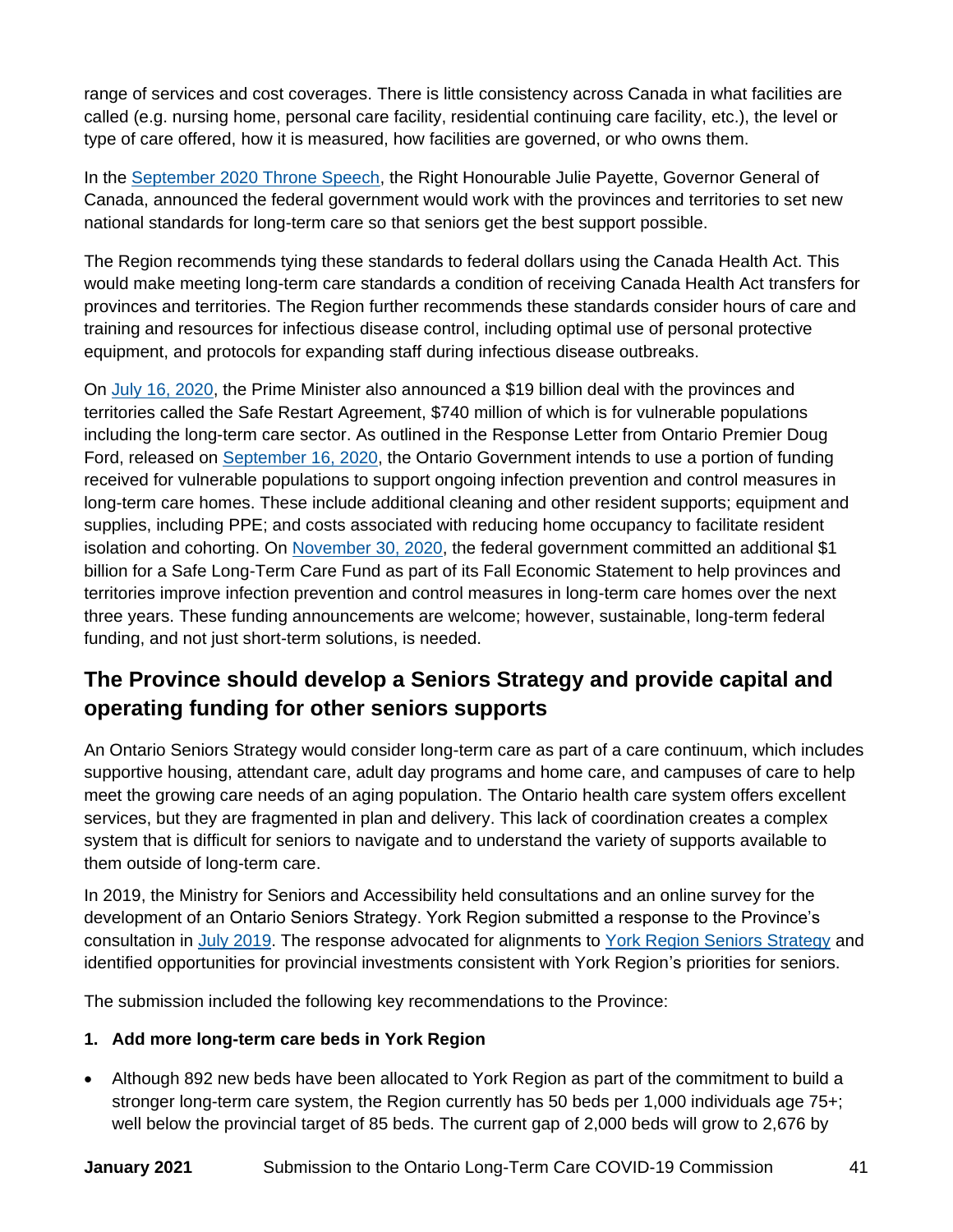range of services and cost coverages. There is little consistency across Canada in what facilities are called (e.g. nursing home, personal care facility, residential continuing care facility, etc.), the level or type of care offered, how it is measured, how facilities are governed, or who owns them.

In the September 2020 Throne Speech, the Right Honourable Julie Payette, Governor General of Canada, announced the federal government would work with the provinces and territories to set new national standards for long-term care so that seniors get the best support possible.

The Region recommends tying these standards to federal dollars using the Canada Health Act. This would make meeting long-term care standards a condition of receiving Canada Health Act transfers for provinces and territories. The Region further recommends these standards consider hours of care and training and resources for infectious disease control, including optimal use of personal protective equipment, and protocols for expanding staff during infectious disease outbreaks.

On July 16, 2020, the Prime Minister also announced a $19 billion deal with the provinces and territories called the Safe Restart Agreement, $740 million of which is for vulnerable populations including the long-term care sector. As outlined in the Response Letter from Ontario Premier Doug Ford, released on September 16, 2020, the Ontario Government intends to use a portion of funding received for vulnerable populations to support ongoing infection prevention and control measures in long-term care homes. These include additional cleaning and other resident supports; equipment and supplies, including PPE; and costs associated with reducing home occupancy to facilitate resident isolation and cohorting. On November 30, 2020, the federal government committed an additional $1 billion for a Safe Long-Term Care Fund as part of its Fall Economic Statement to help provinces and territories improve infection prevention and control measures in long-term care homes over the next three years. These funding announcements are welcome; however, sustainable, long-term federal funding, and not just short-term solutions, is needed.

## The Province should develop a Seniors Strategy and provide capital and operating funding for other seniors supports

An Ontario Seniors Strategy would consider long-term care as part of a care continuum, which includes supportive housing, attendant care, adult day programs and home care, and campuses of care to help meet the growing care needs of an aging population. The Ontario health care system offers excellent services, but they are fragmented in plan and delivery. This lack of coordination creates a complex system that is difficult for seniors to navigate and to understand the variety of supports available to them outside of long-term care.

In 2019, the Ministry for Seniors and Accessibility held consultations and an online survey for the development of an Ontario Seniors Strategy. York Region submitted a response to the Province's consultation in July 2019. The response advocated for alignments to York Region Seniors Strategy and identified opportunities for provincial investments consistent with York Region's priorities for seniors.

The submission included the following key recommendations to the Province:

1. **Add more long-term care beds in York Region**

- Although 892 new beds have been allocated to York Region as part of the commitment to build a stronger long-term care system, the Region currently has 50 beds per 1,000 individuals age 75+; well below the provincial target of 85 beds. The current gap of 2,000 beds will grow to 2,676 by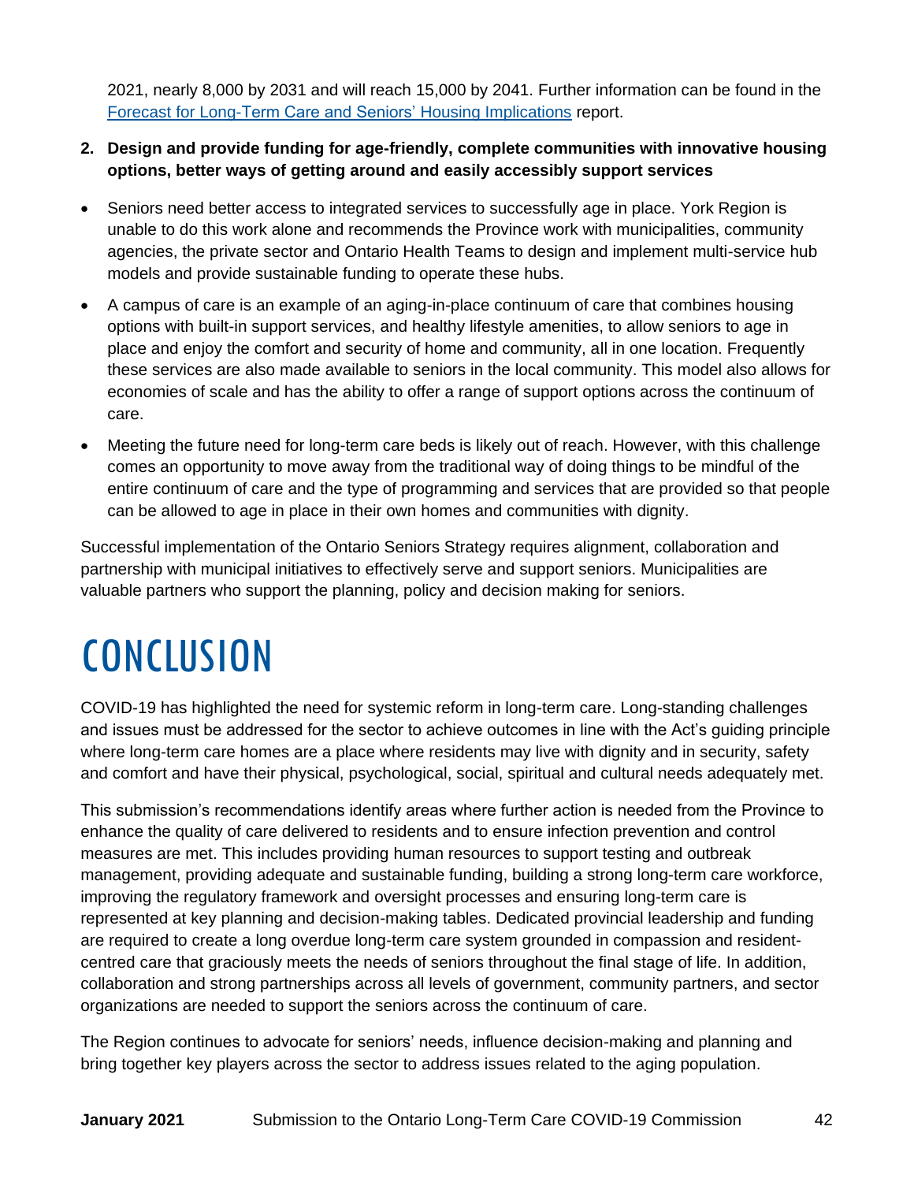2021, nearly 8,000 by 2031 and will reach 15,000 by 2041. Further information can be found in the [Forecast for Long-Term Care and Seniors' Housing Implications] report.

2. **Design and provide funding for age-friendly, complete communities with innovative housing options, better ways of getting around and easily accessibly support services**

- Seniors need better access to integrated services to successfully age in place. York Region is unable to do this work alone and recommends the Province work with municipalities, community agencies, the private sector and Ontario Health Teams to design and implement multi-service hub models and provide sustainable funding to operate these hubs.
- A campus of care is an example of an aging-in-place continuum of care that combines housing options with built-in support services, and healthy lifestyle amenities, to allow seniors to age in place and enjoy the comfort and security of home and community, all in one location. Frequently these services are also made available to seniors in the local community. This model also allows for economies of scale and has the ability to offer a range of support options across the continuum of care.
- Meeting the future need for long-term care beds is likely out of reach. However, with this challenge comes an opportunity to move away from the traditional way of doing things to be mindful of the entire continuum of care and the type of programming and services that are provided so that people can be allowed to age in place in their own homes and communities with dignity.

Successful implementation of the Ontario Seniors Strategy requires alignment, collaboration and partnership with municipal initiatives to effectively serve and support seniors. Municipalities are valuable partners who support the planning, policy and decision making for seniors.

# CONCLUSION

COVID-19 has highlighted the need for systemic reform in long-term care. Long-standing challenges and issues must be addressed for the sector to achieve outcomes in line with the Act's guiding principle where long-term care homes are a place where residents may live with dignity and in security, safety and comfort and have their physical, psychological, social, spiritual and cultural needs adequately met.

This submission's recommendations identify areas where further action is needed from the Province to enhance the quality of care delivered to residents and to ensure infection prevention and control measures are met. This includes providing human resources to support testing and outbreak management, providing adequate and sustainable funding, building a strong long-term care workforce, improving the regulatory framework and oversight processes and ensuring long-term care is represented at key planning and decision-making tables. Dedicated provincial leadership and funding are required to create a long overdue long-term care system grounded in compassion and resident-centred care that graciously meets the needs of seniors throughout the final stage of life. In addition, collaboration and strong partnerships across all levels of government, community partners, and sector organizations are needed to support the seniors across the continuum of care.

The Region continues to advocate for seniors' needs, influence decision-making and planning and bring together key players across the sector to address issues related to the aging population.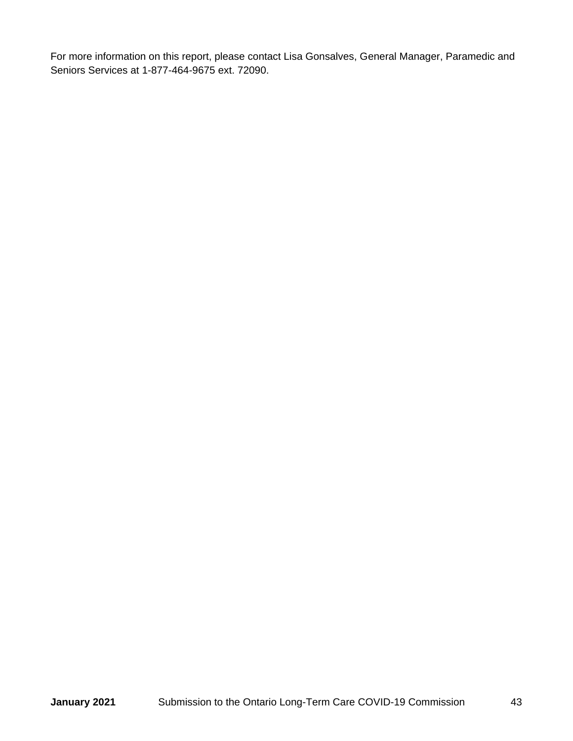For more information on this report, please contact Lisa Gonsalves, General Manager, Paramedic and Seniors Services at 1-877-464-9675 ext. 72090.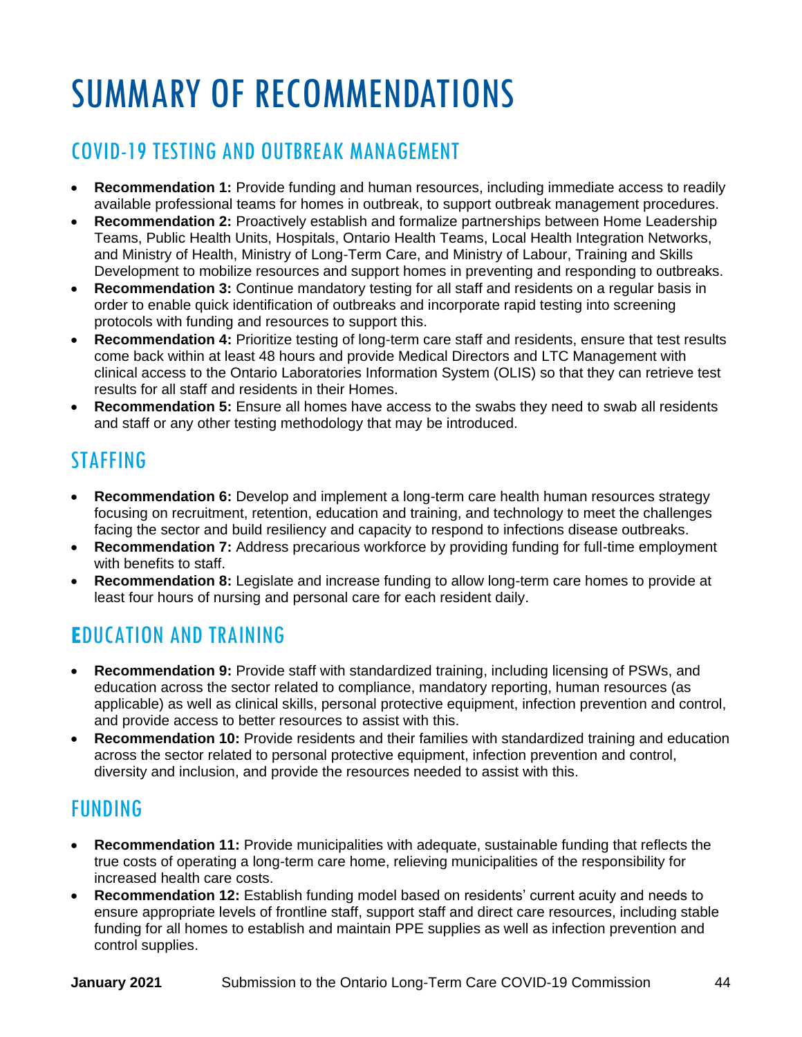# SUMMARY OF RECOMMENDATIONS

## COVID-19 TESTING AND OUTBREAK MANAGEMENT

- **Recommendation 1:** Provide funding and human resources, including immediate access to readily available professional teams for homes in outbreak, to support outbreak management procedures.
- **Recommendation 2:** Proactively establish and formalize partnerships between Home Leadership Teams, Public Health Units, Hospitals, Ontario Health Teams, Local Health Integration Networks, and Ministry of Health, Ministry of Long-Term Care, and Ministry of Labour, Training and Skills Development to mobilize resources and support homes in preventing and responding to outbreaks.
- **Recommendation 3:** Continue mandatory testing for all staff and residents on a regular basis in order to enable quick identification of outbreaks and incorporate rapid testing into screening protocols with funding and resources to support this.
- **Recommendation 4:** Prioritize testing of long-term care staff and residents, ensure that test results come back within at least 48 hours and provide Medical Directors and LTC Management with clinical access to the Ontario Laboratories Information System (OLIS) so that they can retrieve test results for all staff and residents in their Homes.
- **Recommendation 5:** Ensure all homes have access to the swabs they need to swab all residents and staff or any other testing methodology that may be introduced.

## STAFFING

- **Recommendation 6:** Develop and implement a long-term care health human resources strategy focusing on recruitment, retention, education and training, and technology to meet the challenges facing the sector and build resiliency and capacity to respond to infections disease outbreaks.
- **Recommendation 7:** Address precarious workforce by providing funding for full-time employment with benefits to staff.
- **Recommendation 8:** Legislate and increase funding to allow long-term care homes to provide at least four hours of nursing and personal care for each resident daily.

## EDUCATION AND TRAINING

- **Recommendation 9:** Provide staff with standardized training, including licensing of PSWs, and education across the sector related to compliance, mandatory reporting, human resources (as applicable) as well as clinical skills, personal protective equipment, infection prevention and control, and provide access to better resources to assist with this.
- **Recommendation 10:** Provide residents and their families with standardized training and education across the sector related to personal protective equipment, infection prevention and control, diversity and inclusion, and provide the resources needed to assist with this.

## FUNDING

- **Recommendation 11:** Provide municipalities with adequate, sustainable funding that reflects the true costs of operating a long-term care home, relieving municipalities of the responsibility for increased health care costs.
- **Recommendation 12:** Establish funding model based on residents' current acuity and needs to ensure appropriate levels of frontline staff, support staff and direct care resources, including stable funding for all homes to establish and maintain PPE supplies as well as infection prevention and control supplies.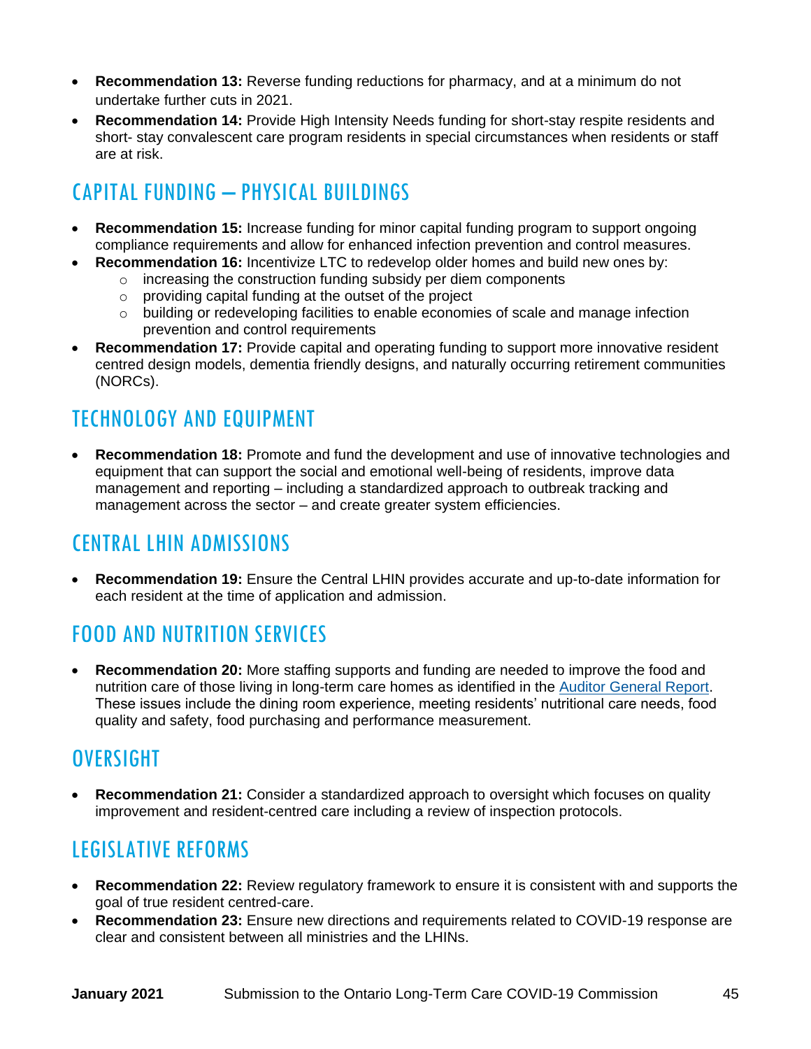- **Recommendation 13:** Reverse funding reductions for pharmacy, and at a minimum do not undertake further cuts in 2021.
- **Recommendation 14:** Provide High Intensity Needs funding for short-stay respite residents and short- stay convalescent care program residents in special circumstances when residents or staff are at risk.

## CAPITAL FUNDING – PHYSICAL BUILDINGS

- **Recommendation 15:** Increase funding for minor capital funding program to support ongoing compliance requirements and allow for enhanced infection prevention and control measures.
- **Recommendation 16:** Incentivize LTC to redevelop older homes and build new ones by:
  - increasing the construction funding subsidy per diem components
  - providing capital funding at the outset of the project
  - building or redeveloping facilities to enable economies of scale and manage infection prevention and control requirements
- **Recommendation 17:** Provide capital and operating funding to support more innovative resident centred design models, dementia friendly designs, and naturally occurring retirement communities (NORCs).

## TECHNOLOGY AND EQUIPMENT

- **Recommendation 18:** Promote and fund the development and use of innovative technologies and equipment that can support the social and emotional well-being of residents, improve data management and reporting – including a standardized approach to outbreak tracking and management across the sector – and create greater system efficiencies.

## CENTRAL LHIN ADMISSIONS

- **Recommendation 19:** Ensure the Central LHIN provides accurate and up-to-date information for each resident at the time of application and admission.

## FOOD AND NUTRITION SERVICES

- **Recommendation 20:** More staffing supports and funding are needed to improve the food and nutrition care of those living in long-term care homes as identified in the Auditor General Report. These issues include the dining room experience, meeting residents' nutritional care needs, food quality and safety, food purchasing and performance measurement.

## OVERSIGHT

- **Recommendation 21:** Consider a standardized approach to oversight which focuses on quality improvement and resident-centred care including a review of inspection protocols.

## LEGISLATIVE REFORMS

- **Recommendation 22:** Review regulatory framework to ensure it is consistent with and supports the goal of true resident centred-care.
- **Recommendation 23:** Ensure new directions and requirements related to COVID-19 response are clear and consistent between all ministries and the LHINs.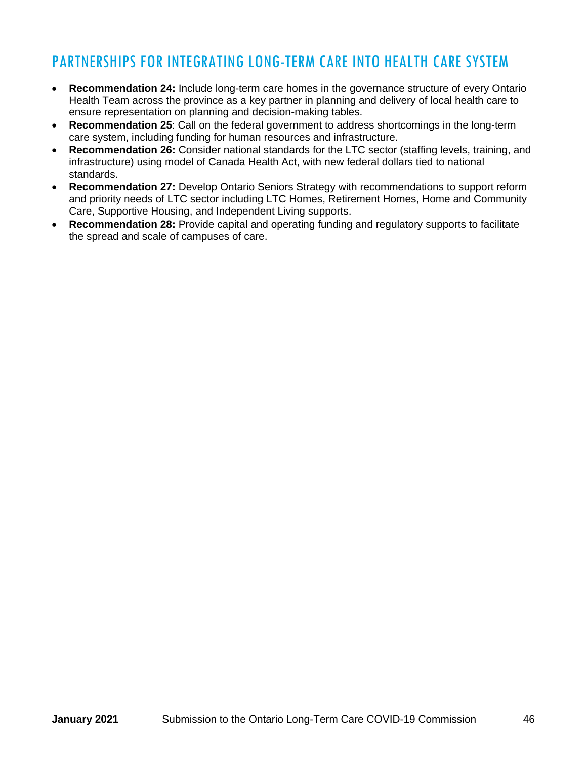## PARTNERSHIPS FOR INTEGRATING LONG-TERM CARE INTO HEALTH CARE SYSTEM

- **Recommendation 24:** Include long-term care homes in the governance structure of every Ontario Health Team across the province as a key partner in planning and delivery of local health care to ensure representation on planning and decision-making tables.
- **Recommendation 25**: Call on the federal government to address shortcomings in the long-term care system, including funding for human resources and infrastructure.
- **Recommendation 26:** Consider national standards for the LTC sector (staffing levels, training, and infrastructure) using model of Canada Health Act, with new federal dollars tied to national standards.
- **Recommendation 27:** Develop Ontario Seniors Strategy with recommendations to support reform and priority needs of LTC sector including LTC Homes, Retirement Homes, Home and Community Care, Supportive Housing, and Independent Living supports.
- **Recommendation 28:** Provide capital and operating funding and regulatory supports to facilitate the spread and scale of campuses of care.